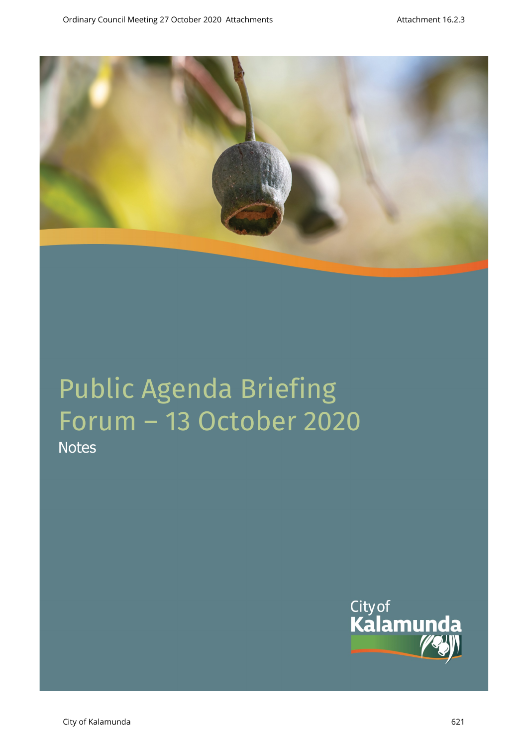# Public Agenda Briefing Forum – 13 October 2020

Notes

City of Kalamunda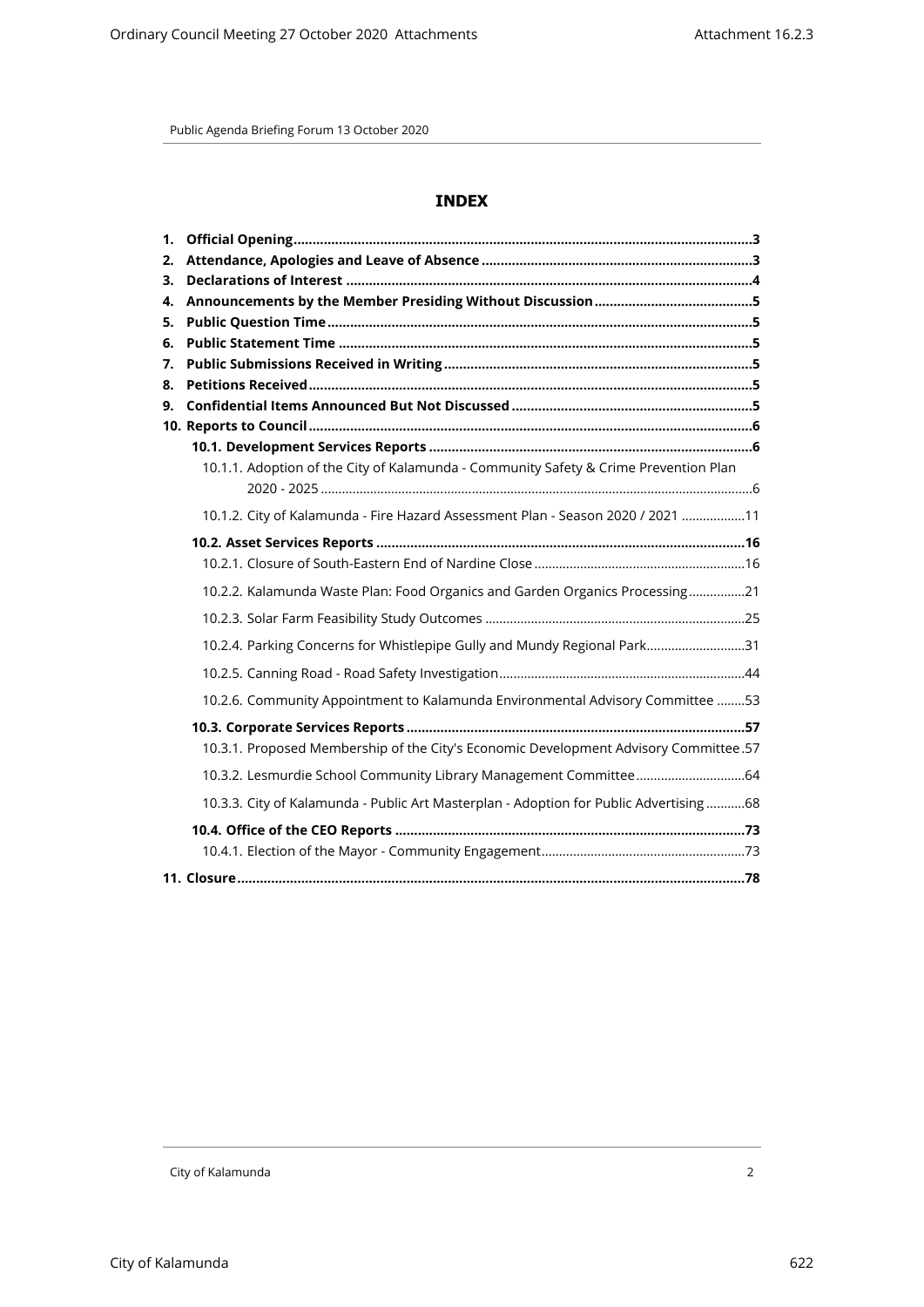# INDEX

1. **Official Opening** ........................................................................................................ **3**
2. **Attendance, Apologies and Leave of Absence** ....................................................... **3**
3. **Declarations of Interest** .......................................................................................... **4**
4. **Announcements by the Member Presiding Without Discussion** .......................... **5**
5. **Public Question Time** ............................................................................................... **5**
6. **Public Statement Time** ............................................................................................. **5**
7. **Public Submissions Received in Writing** ................................................................. **5**
8. **Petitions Received** .................................................................................................... **5**
9. **Confidential Items Announced But Not Discussed** ............................................... **5**
10. **Reports to Council** .................................................................................................... **6**
    - **10.1. Development Services Reports** ..................................................................... **6**
        - 10.1.1. Adoption of the City of Kalamunda - Community Safety & Crime Prevention Plan 2020 - 2025 ............................................................................................................ 6
        - 10.1.2. City of Kalamunda - Fire Hazard Assessment Plan - Season 2020 / 2021 .................. 11
    - **10.2. Asset Services Reports** ................................................................................... **16**
        - 10.2.1. Closure of South-Eastern End of Nardine Close ........................................................... 16
        - 10.2.2. Kalamunda Waste Plan: Food Organics and Garden Organics Processing ................ 21
        - 10.2.3. Solar Farm Feasibility Study Outcomes .......................................................................... 25
        - 10.2.4. Parking Concerns for Whistlepipe Gully and Mundy Regional Park ............................ 31
        - 10.2.5. Canning Road - Road Safety Investigation ..................................................................... 44
        - 10.2.6. Community Appointment to Kalamunda Environmental Advisory Committee ........ 53
    - **10.3. Corporate Services Reports** .......................................................................... **57**
        - 10.3.1. Proposed Membership of the City's Economic Development Advisory Committee . 57
        - 10.3.2. Lesmurdie School Community Library Management Committee ............................... 64
        - 10.3.3. City of Kalamunda - Public Art Masterplan - Adoption for Public Advertising ........... 68
    - **10.4. Office of the CEO Reports** ............................................................................. **73**
        - 10.4.1. Election of the Mayor - Community Engagement .......................................................... 73
11. **Closure** ....................................................................................................................... **78**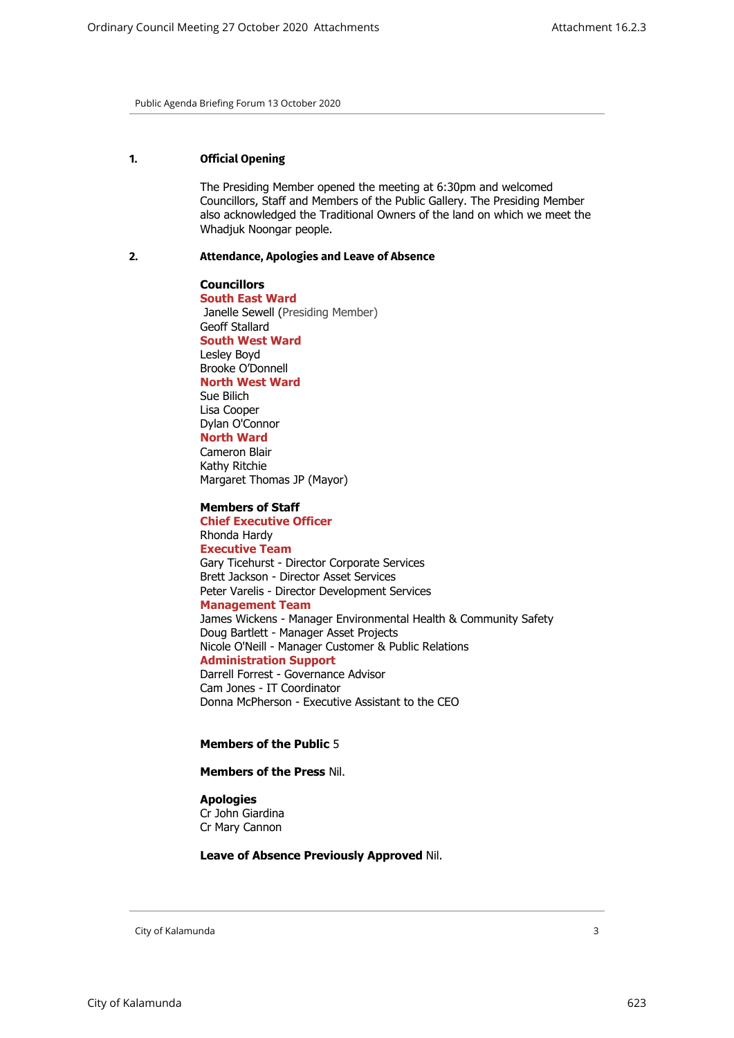Public Agenda Briefing Forum 13 October 2020

## 1. Official Opening

The Presiding Member opened the meeting at 6:30pm and welcomed Councillors, Staff and Members of the Public Gallery. The Presiding Member also acknowledged the Traditional Owners of the land on which we meet the Whadjuk Noongar people.

## 2. Attendance, Apologies and Leave of Absence

**Councillors**

**South East Ward**
Janelle Sewell (Presiding Member)
Geoff Stallard

**South West Ward**
Lesley Boyd
Brooke O'Donnell

**North West Ward**
Sue Bilich
Lisa Cooper
Dylan O'Connor

**North Ward**
Cameron Blair
Kathy Ritchie
Margaret Thomas JP (Mayor)

**Members of Staff**

**Chief Executive Officer**
Rhonda Hardy

**Executive Team**
Gary Ticehurst - Director Corporate Services
Brett Jackson - Director Asset Services
Peter Varelis - Director Development Services

**Management Team**
James Wickens - Manager Environmental Health & Community Safety
Doug Bartlett - Manager Asset Projects
Nicole O'Neill - Manager Customer & Public Relations

**Administration Support**
Darrell Forrest - Governance Advisor
Cam Jones - IT Coordinator
Donna McPherson - Executive Assistant to the CEO

**Members of the Public** 5

**Members of the Press** Nil.

**Apologies**
Cr John Giardina
Cr Mary Cannon

**Leave of Absence Previously Approved** Nil.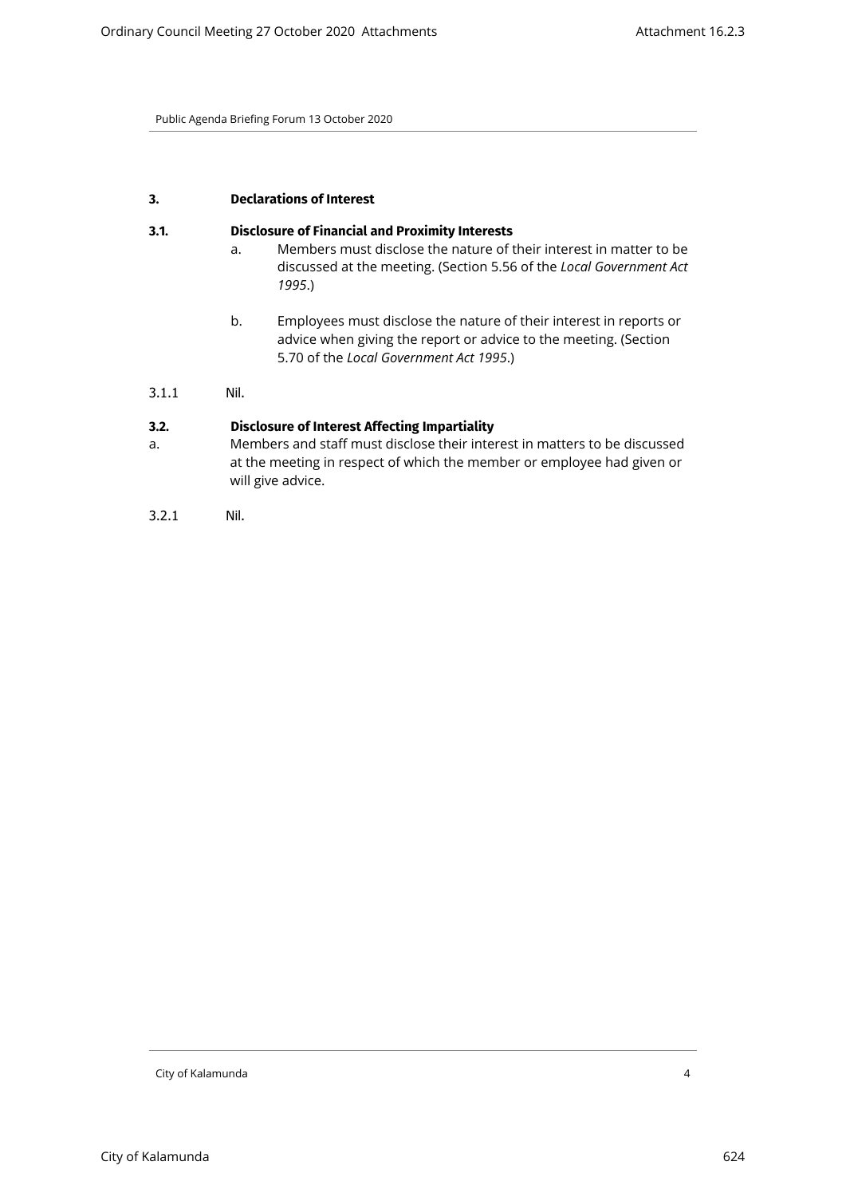## 3. Declarations of Interest

### 3.1. Disclosure of Financial and Proximity Interests

a. Members must disclose the nature of their interest in matter to be discussed at the meeting. (Section 5.56 of the *Local Government Act 1995*.)

b. Employees must disclose the nature of their interest in reports or advice when giving the report or advice to the meeting. (Section 5.70 of the *Local Government Act 1995*.)

3.1.1 Nil.

### 3.2. Disclosure of Interest Affecting Impartiality

a. Members and staff must disclose their interest in matters to be discussed at the meeting in respect of which the member or employee had given or will give advice.

3.2.1 Nil.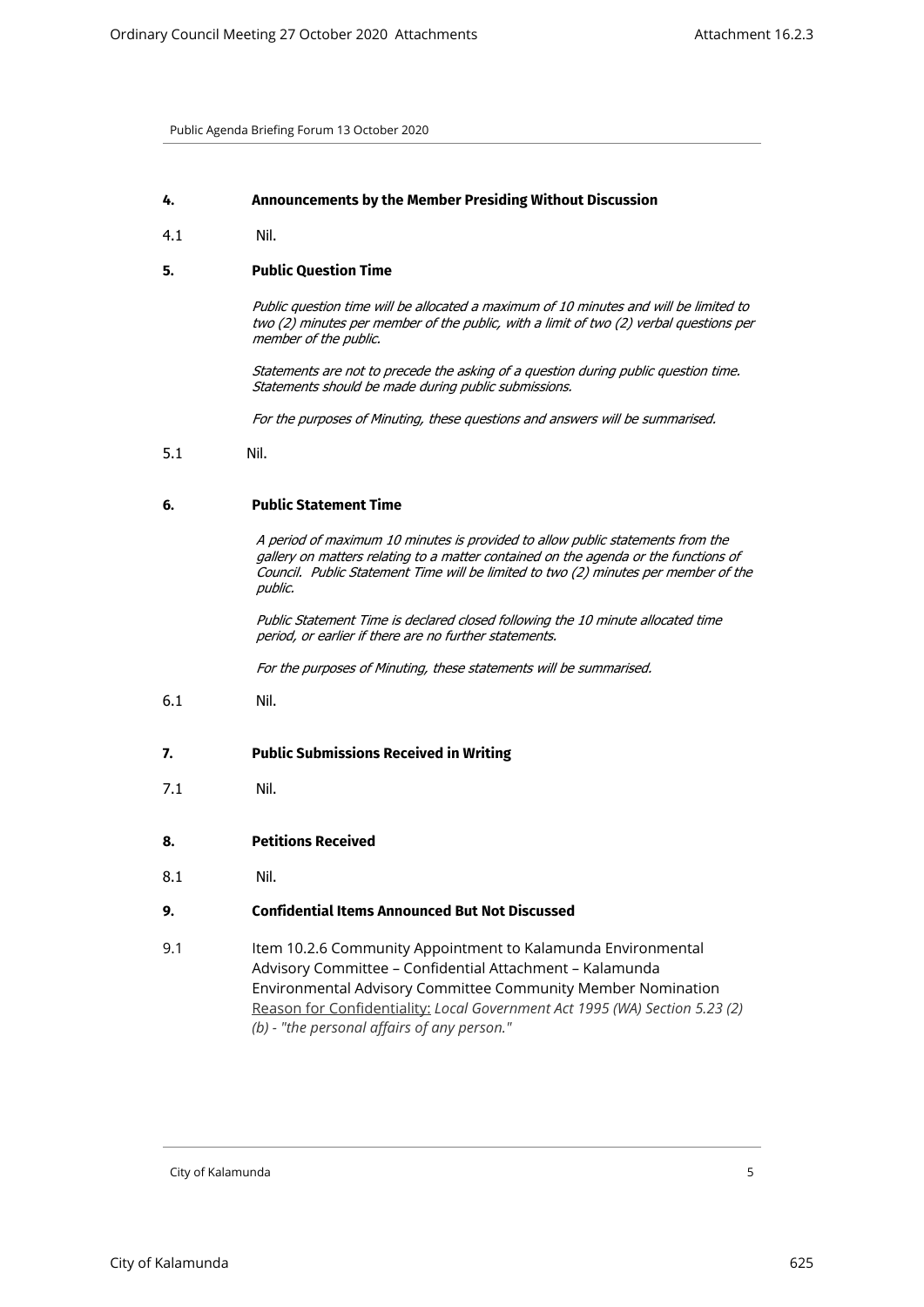## 4. Announcements by the Member Presiding Without Discussion

4.1 Nil.

## 5. Public Question Time

*Public question time will be allocated a maximum of 10 minutes and will be limited to two (2) minutes per member of the public, with a limit of two (2) verbal questions per member of the public.*

*Statements are not to precede the asking of a question during public question time. Statements should be made during public submissions.*

*For the purposes of Minuting, these questions and answers will be summarised.*

5.1 Nil.

## 6. Public Statement Time

*A period of maximum 10 minutes is provided to allow public statements from the gallery on matters relating to a matter contained on the agenda or the functions of Council. Public Statement Time will be limited to two (2) minutes per member of the public.*

*Public Statement Time is declared closed following the 10 minute allocated time period, or earlier if there are no further statements.*

*For the purposes of Minuting, these statements will be summarised.*

6.1 Nil.

## 7. Public Submissions Received in Writing

7.1 Nil.

## 8. Petitions Received

8.1 Nil.

## 9. Confidential Items Announced But Not Discussed

9.1 Item 10.2.6 Community Appointment to Kalamunda Environmental Advisory Committee – Confidential Attachment – Kalamunda Environmental Advisory Committee Community Member Nomination
Reason for Confidentiality: *Local Government Act 1995 (WA) Section 5.23 (2) (b) - "the personal affairs of any person."*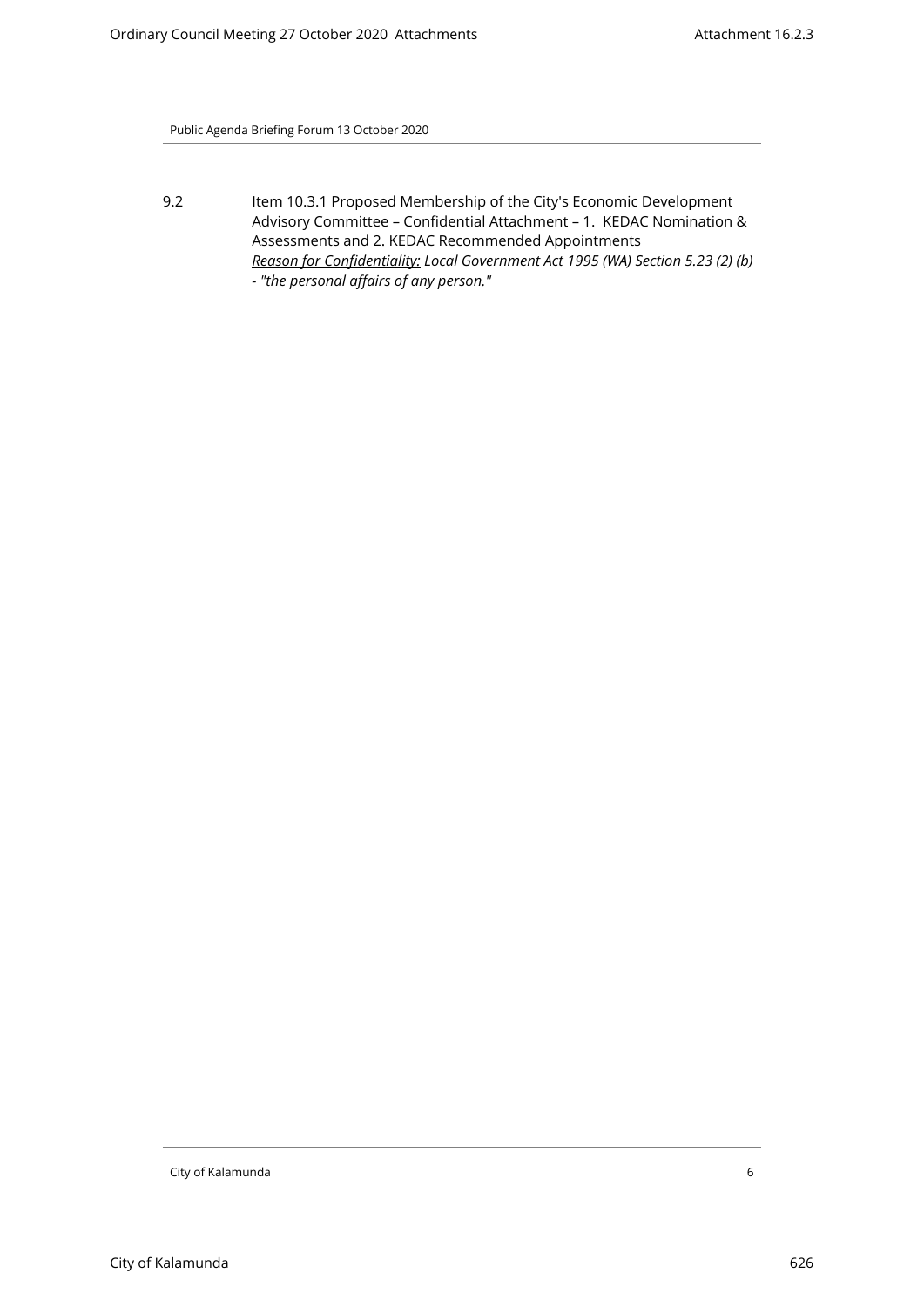9.2 Item 10.3.1 Proposed Membership of the City's Economic Development Advisory Committee – Confidential Attachment – 1. KEDAC Nomination & Assessments and 2. KEDAC Recommended Appointments

*Reason for Confidentiality: Local Government Act 1995 (WA) Section 5.23 (2) (b) - "the personal affairs of any person."*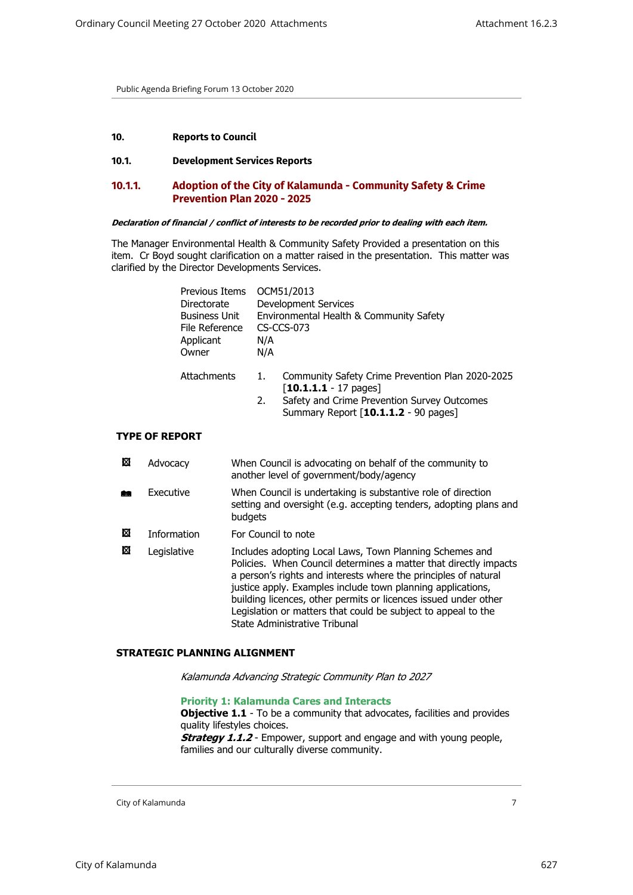Public Agenda Briefing Forum 13 October 2020

## 10. Reports to Council

### 10.1. Development Services Reports

### 10.1.1. Adoption of the City of Kalamunda - Community Safety & Crime Prevention Plan 2020 - 2025

***Declaration of financial / conflict of interests to be recorded prior to dealing with each item.***

The Manager Environmental Health & Community Safety Provided a presentation on this item. Cr Boyd sought clarification on a matter raised in the presentation. This matter was clarified by the Director Developments Services.

| | |
|---|---|
| Previous Items | OCM51/2013 |
| Directorate | Development Services |
| Business Unit | Environmental Health & Community Safety |
| File Reference | CS-CCS-073 |
| Applicant | N/A |
| Owner | N/A |

Attachments
1. Community Safety Crime Prevention Plan 2020-2025 [**10.1.1.1** - 17 pages]
2. Safety and Crime Prevention Survey Outcomes Summary Report [**10.1.1.2** - 90 pages]

**TYPE OF REPORT**

| | | |
|---|---|---|
| ☒ | Advocacy | When Council is advocating on behalf of the community to another level of government/body/agency |
| ■ | Executive | When Council is undertaking is substantive role of direction setting and oversight (e.g. accepting tenders, adopting plans and budgets |
| ☒ | Information | For Council to note |
| ☒ | Legislative | Includes adopting Local Laws, Town Planning Schemes and Policies. When Council determines a matter that directly impacts a person's rights and interests where the principles of natural justice apply. Examples include town planning applications, building licences, other permits or licences issued under other Legislation or matters that could be subject to appeal to the State Administrative Tribunal |

**STRATEGIC PLANNING ALIGNMENT**

*Kalamunda Advancing Strategic Community Plan to 2027*

**Priority 1: Kalamunda Cares and Interacts**
**Objective 1.1** - To be a community that advocates, facilities and provides quality lifestyles choices.
***Strategy 1.1.2*** - Empower, support and engage and with young people, families and our culturally diverse community.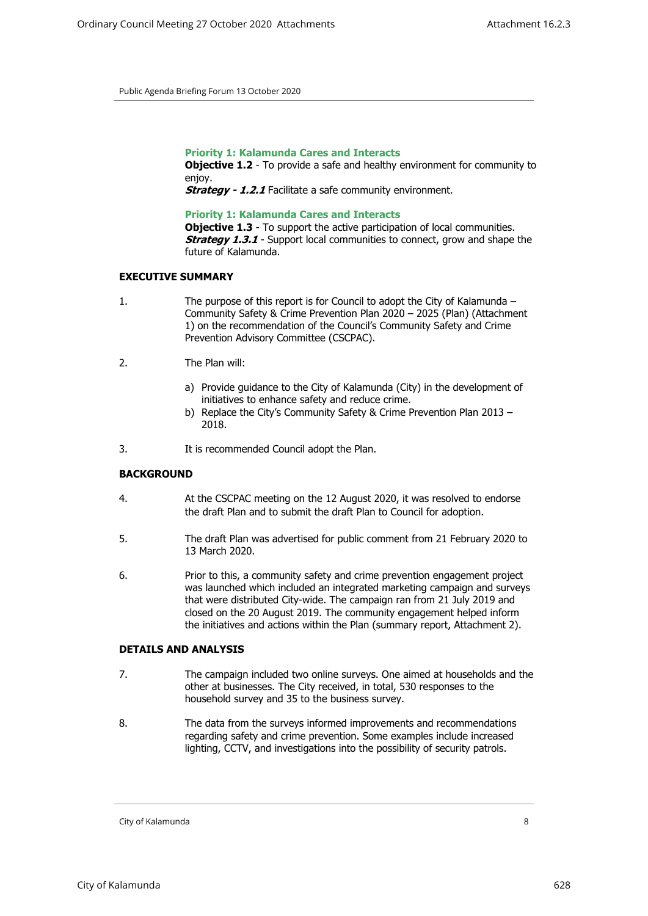**Priority 1: Kalamunda Cares and Interacts**
**Objective 1.2** - To provide a safe and healthy environment for community to enjoy.
***Strategy - 1.2.1*** Facilitate a safe community environment.

**Priority 1: Kalamunda Cares and Interacts**
**Objective 1.3** - To support the active participation of local communities.
***Strategy 1.3.1*** - Support local communities to connect, grow and shape the future of Kalamunda.

**EXECUTIVE SUMMARY**

1. The purpose of this report is for Council to adopt the City of Kalamunda – Community Safety & Crime Prevention Plan 2020 – 2025 (Plan) (Attachment 1) on the recommendation of the Council's Community Safety and Crime Prevention Advisory Committee (CSCPAC).

2. The Plan will:

   a) Provide guidance to the City of Kalamunda (City) in the development of initiatives to enhance safety and reduce crime.
   b) Replace the City's Community Safety & Crime Prevention Plan 2013 – 2018.

3. It is recommended Council adopt the Plan.

**BACKGROUND**

4. At the CSCPAC meeting on the 12 August 2020, it was resolved to endorse the draft Plan and to submit the draft Plan to Council for adoption.

5. The draft Plan was advertised for public comment from 21 February 2020 to 13 March 2020.

6. Prior to this, a community safety and crime prevention engagement project was launched which included an integrated marketing campaign and surveys that were distributed City-wide. The campaign ran from 21 July 2019 and closed on the 20 August 2019. The community engagement helped inform the initiatives and actions within the Plan (summary report, Attachment 2).

**DETAILS AND ANALYSIS**

7. The campaign included two online surveys. One aimed at households and the other at businesses. The City received, in total, 530 responses to the household survey and 35 to the business survey.

8. The data from the surveys informed improvements and recommendations regarding safety and crime prevention. Some examples include increased lighting, CCTV, and investigations into the possibility of security patrols.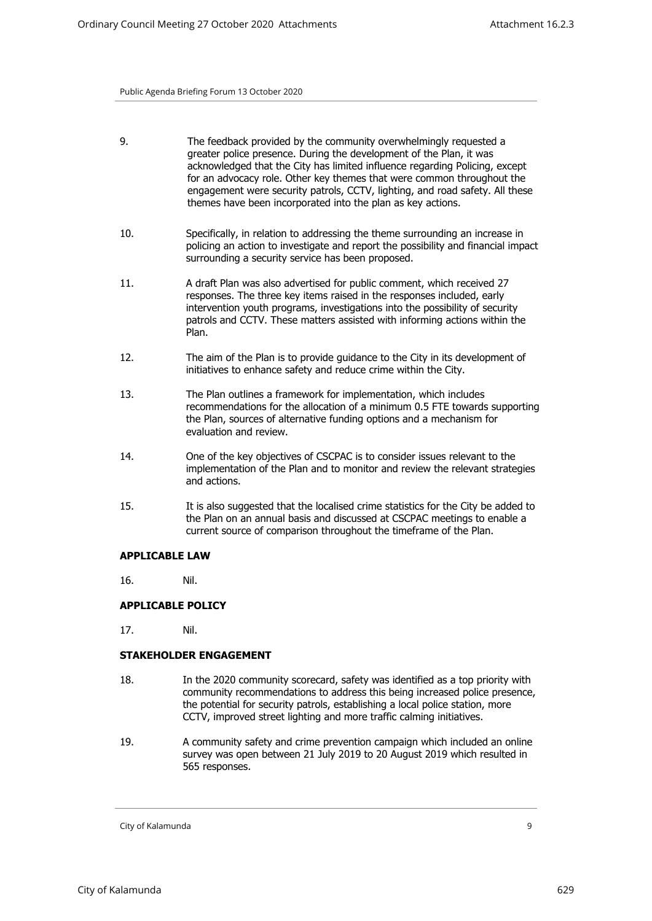9. The feedback provided by the community overwhelmingly requested a greater police presence. During the development of the Plan, it was acknowledged that the City has limited influence regarding Policing, except for an advocacy role. Other key themes that were common throughout the engagement were security patrols, CCTV, lighting, and road safety. All these themes have been incorporated into the plan as key actions.

10. Specifically, in relation to addressing the theme surrounding an increase in policing an action to investigate and report the possibility and financial impact surrounding a security service has been proposed.

11. A draft Plan was also advertised for public comment, which received 27 responses. The three key items raised in the responses included, early intervention youth programs, investigations into the possibility of security patrols and CCTV. These matters assisted with informing actions within the Plan.

12. The aim of the Plan is to provide guidance to the City in its development of initiatives to enhance safety and reduce crime within the City.

13. The Plan outlines a framework for implementation, which includes recommendations for the allocation of a minimum 0.5 FTE towards supporting the Plan, sources of alternative funding options and a mechanism for evaluation and review.

14. One of the key objectives of CSCPAC is to consider issues relevant to the implementation of the Plan and to monitor and review the relevant strategies and actions.

15. It is also suggested that the localised crime statistics for the City be added to the Plan on an annual basis and discussed at CSCPAC meetings to enable a current source of comparison throughout the timeframe of the Plan.

**APPLICABLE LAW**

16. Nil.

**APPLICABLE POLICY**

17. Nil.

**STAKEHOLDER ENGAGEMENT**

18. In the 2020 community scorecard, safety was identified as a top priority with community recommendations to address this being increased police presence, the potential for security patrols, establishing a local police station, more CCTV, improved street lighting and more traffic calming initiatives.

19. A community safety and crime prevention campaign which included an online survey was open between 21 July 2019 to 20 August 2019 which resulted in 565 responses.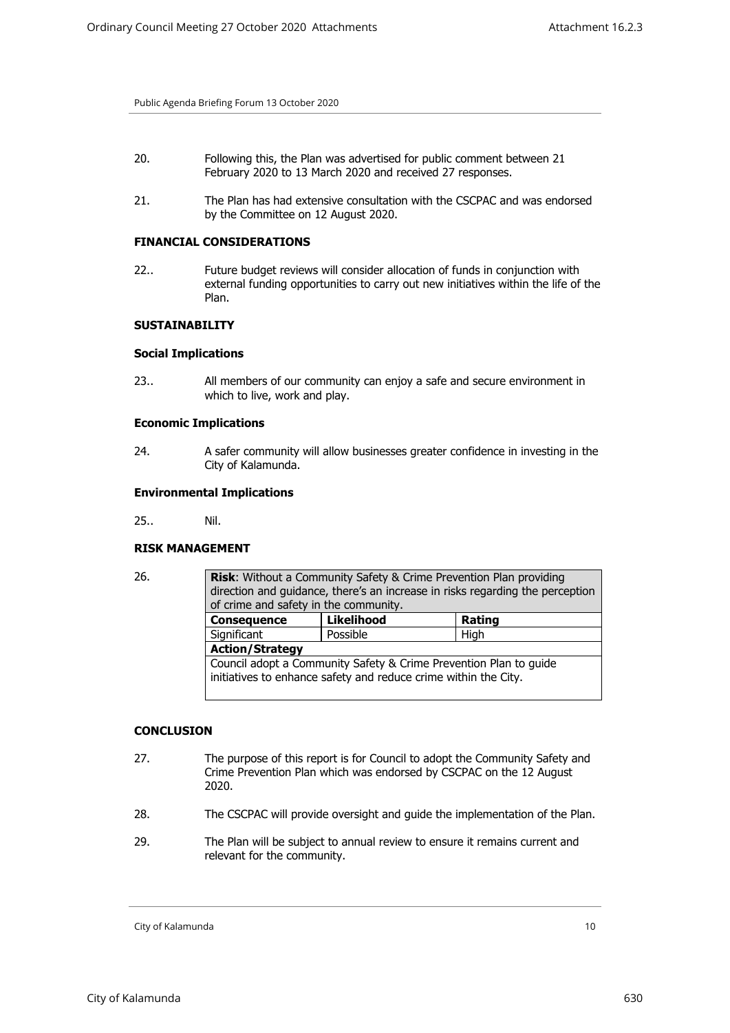20. Following this, the Plan was advertised for public comment between 21 February 2020 to 13 March 2020 and received 27 responses.

21. The Plan has had extensive consultation with the CSCPAC and was endorsed by the Committee on 12 August 2020.

### FINANCIAL CONSIDERATIONS

22.. Future budget reviews will consider allocation of funds in conjunction with external funding opportunities to carry out new initiatives within the life of the Plan.

### SUSTAINABILITY

#### Social Implications

23.. All members of our community can enjoy a safe and secure environment in which to live, work and play.

#### Economic Implications

24. A safer community will allow businesses greater confidence in investing in the City of Kalamunda.

#### Environmental Implications

25.. Nil.

### RISK MANAGEMENT

26.

| **Risk**: Without a Community Safety & Crime Prevention Plan providing direction and guidance, there's an increase in risks regarding the perception of crime and safety in the community. | | |
|---|---|---|
| **Consequence** | **Likelihood** | **Rating** |
| Significant | Possible | High |
| **Action/Strategy** | | |
| Council adopt a Community Safety & Crime Prevention Plan to guide initiatives to enhance safety and reduce crime within the City. | | |

### CONCLUSION

27. The purpose of this report is for Council to adopt the Community Safety and Crime Prevention Plan which was endorsed by CSCPAC on the 12 August 2020.

28. The CSCPAC will provide oversight and guide the implementation of the Plan.

29. The Plan will be subject to annual review to ensure it remains current and relevant for the community.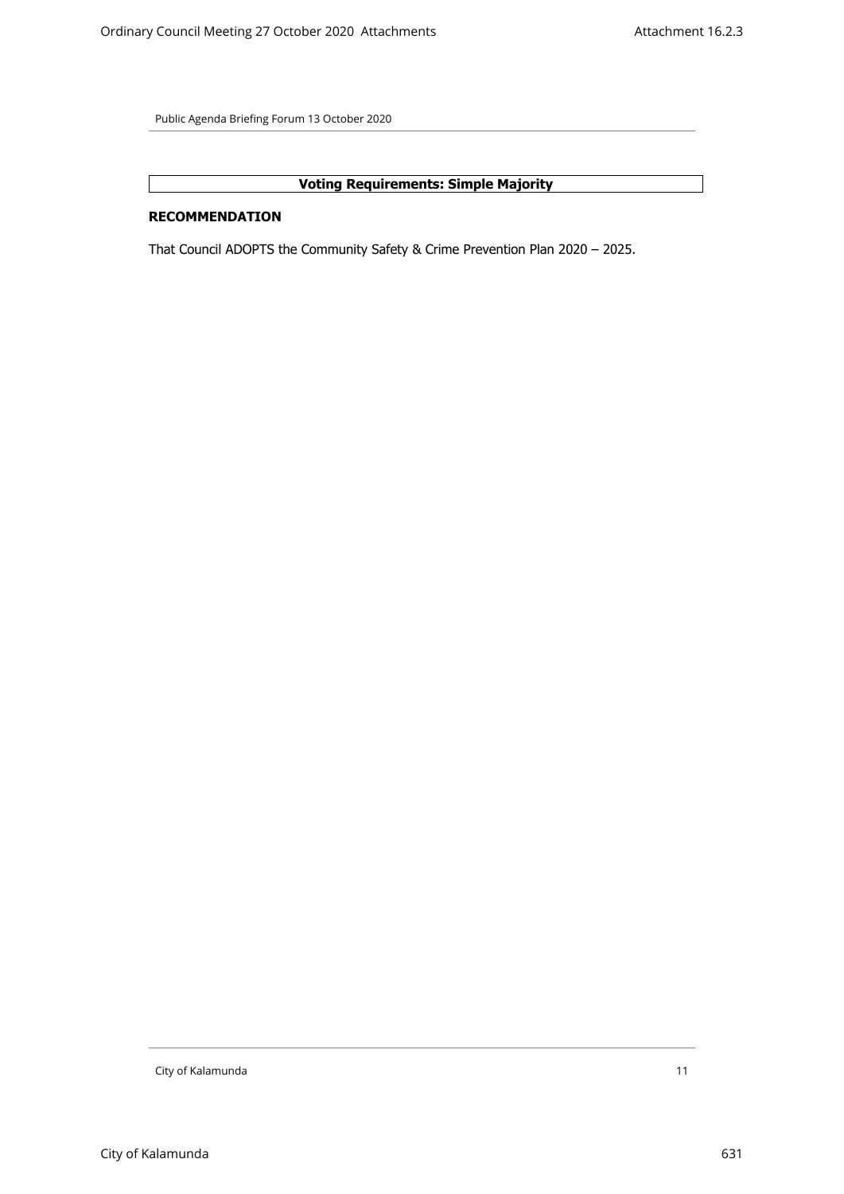**Voting Requirements: Simple Majority**

**RECOMMENDATION**

That Council ADOPTS the Community Safety & Crime Prevention Plan 2020 – 2025.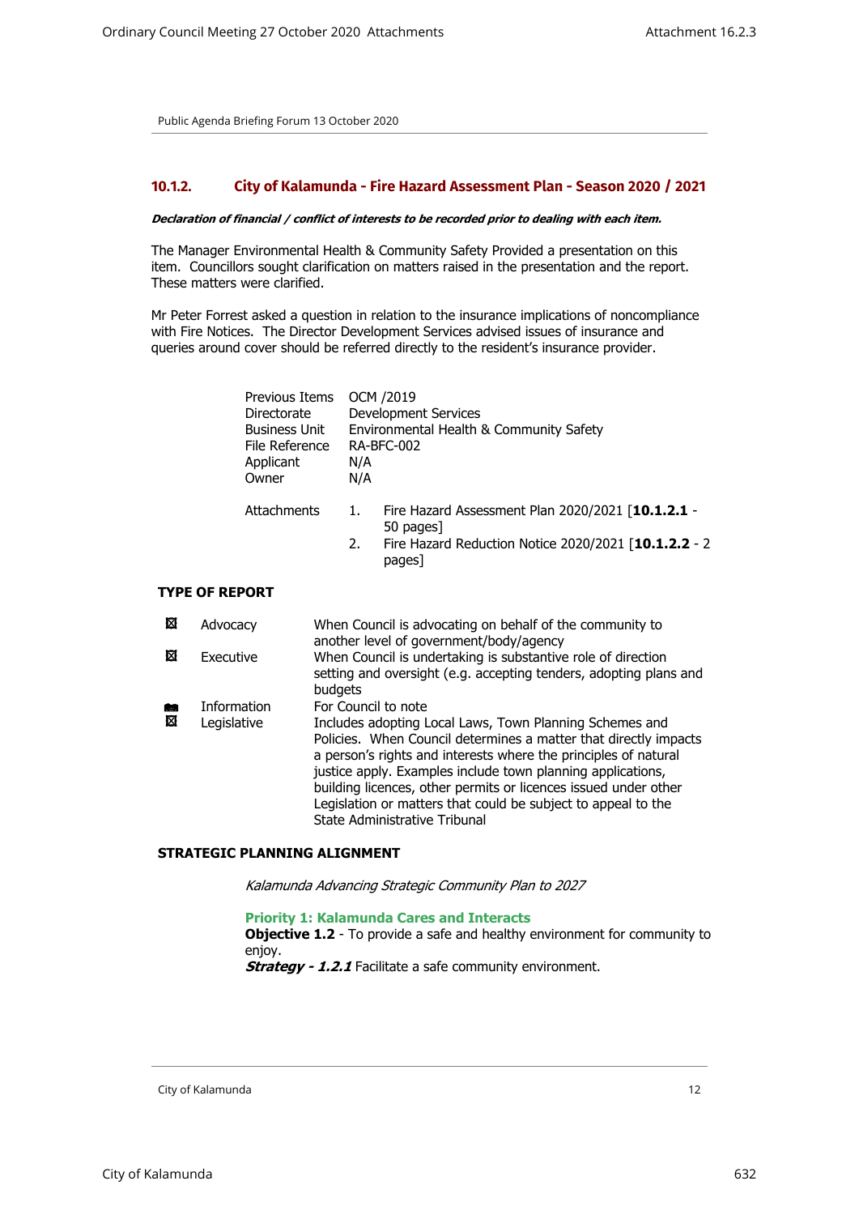Public Agenda Briefing Forum 13 October 2020

## 10.1.2. City of Kalamunda - Fire Hazard Assessment Plan - Season 2020 / 2021

***Declaration of financial / conflict of interests to be recorded prior to dealing with each item.***

The Manager Environmental Health & Community Safety Provided a presentation on this item. Councillors sought clarification on matters raised in the presentation and the report. These matters were clarified.

Mr Peter Forrest asked a question in relation to the insurance implications of noncompliance with Fire Notices. The Director Development Services advised issues of insurance and queries around cover should be referred directly to the resident's insurance provider.

| | |
|---|---|
| Previous Items | OCM /2019 |
| Directorate | Development Services |
| Business Unit | Environmental Health & Community Safety |
| File Reference | RA-BFC-002 |
| Applicant | N/A |
| Owner | N/A |
| Attachments | 1. Fire Hazard Assessment Plan 2020/2021 [**10.1.2.1** - 50 pages]<br>2. Fire Hazard Reduction Notice 2020/2021 [**10.1.2.2** - 2 pages] |

### TYPE OF REPORT

| | | |
|---|---|---|
| ☒ | Advocacy | When Council is advocating on behalf of the community to another level of government/body/agency |
| ☒ | Executive | When Council is undertaking is substantive role of direction setting and oversight (e.g. accepting tenders, adopting plans and budgets |
| ■ | Information | For Council to note |
| ☒ | Legislative | Includes adopting Local Laws, Town Planning Schemes and Policies. When Council determines a matter that directly impacts a person's rights and interests where the principles of natural justice apply. Examples include town planning applications, building licences, other permits or licences issued under other Legislation or matters that could be subject to appeal to the State Administrative Tribunal |

### STRATEGIC PLANNING ALIGNMENT

*Kalamunda Advancing Strategic Community Plan to 2027*

**Priority 1: Kalamunda Cares and Interacts**
**Objective 1.2** - To provide a safe and healthy environment for community to enjoy.
***Strategy - 1.2.1*** Facilitate a safe community environment.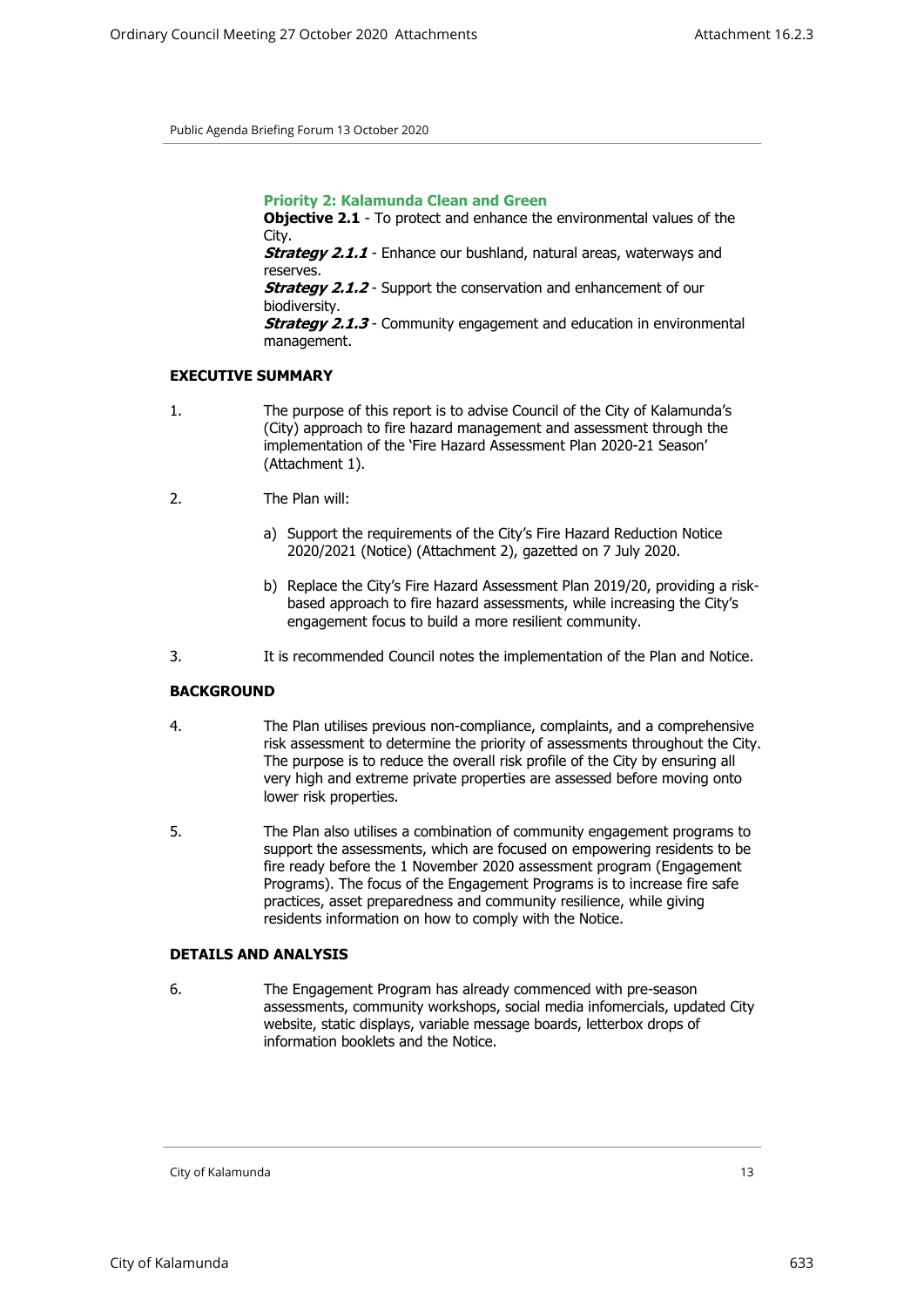**Priority 2: Kalamunda Clean and Green**

**Objective 2.1** - To protect and enhance the environmental values of the City.

***Strategy 2.1.1*** - Enhance our bushland, natural areas, waterways and reserves.

***Strategy 2.1.2*** - Support the conservation and enhancement of our biodiversity.

***Strategy 2.1.3*** - Community engagement and education in environmental management.

**EXECUTIVE SUMMARY**

1. The purpose of this report is to advise Council of the City of Kalamunda's (City) approach to fire hazard management and assessment through the implementation of the 'Fire Hazard Assessment Plan 2020-21 Season' (Attachment 1).

2. The Plan will:

   a) Support the requirements of the City's Fire Hazard Reduction Notice 2020/2021 (Notice) (Attachment 2), gazetted on 7 July 2020.

   b) Replace the City's Fire Hazard Assessment Plan 2019/20, providing a risk-based approach to fire hazard assessments, while increasing the City's engagement focus to build a more resilient community.

3. It is recommended Council notes the implementation of the Plan and Notice.

**BACKGROUND**

4. The Plan utilises previous non-compliance, complaints, and a comprehensive risk assessment to determine the priority of assessments throughout the City. The purpose is to reduce the overall risk profile of the City by ensuring all very high and extreme private properties are assessed before moving onto lower risk properties.

5. The Plan also utilises a combination of community engagement programs to support the assessments, which are focused on empowering residents to be fire ready before the 1 November 2020 assessment program (Engagement Programs). The focus of the Engagement Programs is to increase fire safe practices, asset preparedness and community resilience, while giving residents information on how to comply with the Notice.

**DETAILS AND ANALYSIS**

6. The Engagement Program has already commenced with pre-season assessments, community workshops, social media infomercials, updated City website, static displays, variable message boards, letterbox drops of information booklets and the Notice.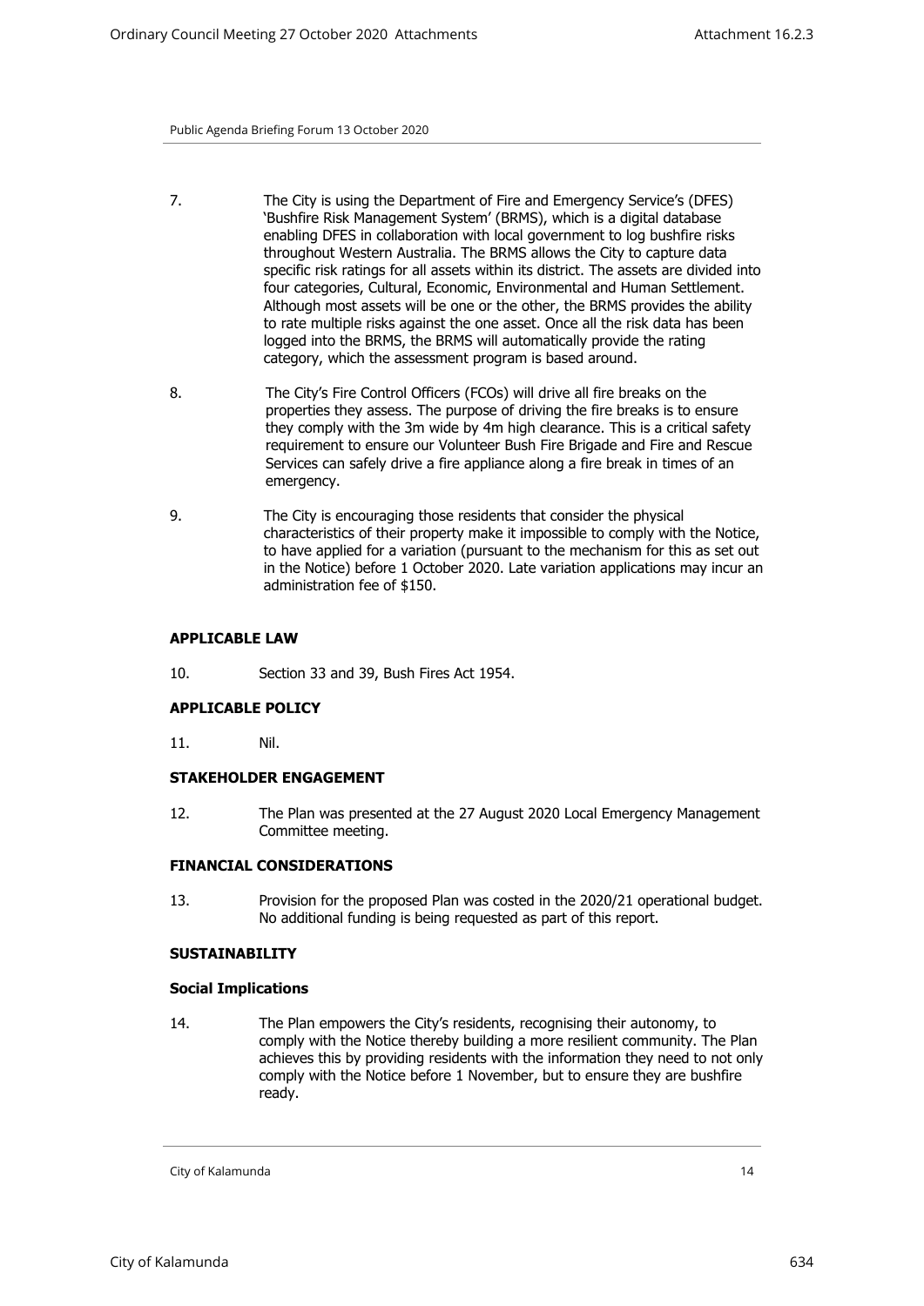7. The City is using the Department of Fire and Emergency Service's (DFES) 'Bushfire Risk Management System' (BRMS), which is a digital database enabling DFES in collaboration with local government to log bushfire risks throughout Western Australia. The BRMS allows the City to capture data specific risk ratings for all assets within its district. The assets are divided into four categories, Cultural, Economic, Environmental and Human Settlement. Although most assets will be one or the other, the BRMS provides the ability to rate multiple risks against the one asset. Once all the risk data has been logged into the BRMS, the BRMS will automatically provide the rating category, which the assessment program is based around.

8. The City's Fire Control Officers (FCOs) will drive all fire breaks on the properties they assess. The purpose of driving the fire breaks is to ensure they comply with the 3m wide by 4m high clearance. This is a critical safety requirement to ensure our Volunteer Bush Fire Brigade and Fire and Rescue Services can safely drive a fire appliance along a fire break in times of an emergency.

9. The City is encouraging those residents that consider the physical characteristics of their property make it impossible to comply with the Notice, to have applied for a variation (pursuant to the mechanism for this as set out in the Notice) before 1 October 2020. Late variation applications may incur an administration fee of $150.

#### APPLICABLE LAW

10. Section 33 and 39, Bush Fires Act 1954.

#### APPLICABLE POLICY

11. Nil.

#### STAKEHOLDER ENGAGEMENT

12. The Plan was presented at the 27 August 2020 Local Emergency Management Committee meeting.

#### FINANCIAL CONSIDERATIONS

13. Provision for the proposed Plan was costed in the 2020/21 operational budget. No additional funding is being requested as part of this report.

#### SUSTAINABILITY

**Social Implications**

14. The Plan empowers the City's residents, recognising their autonomy, to comply with the Notice thereby building a more resilient community. The Plan achieves this by providing residents with the information they need to not only comply with the Notice before 1 November, but to ensure they are bushfire ready.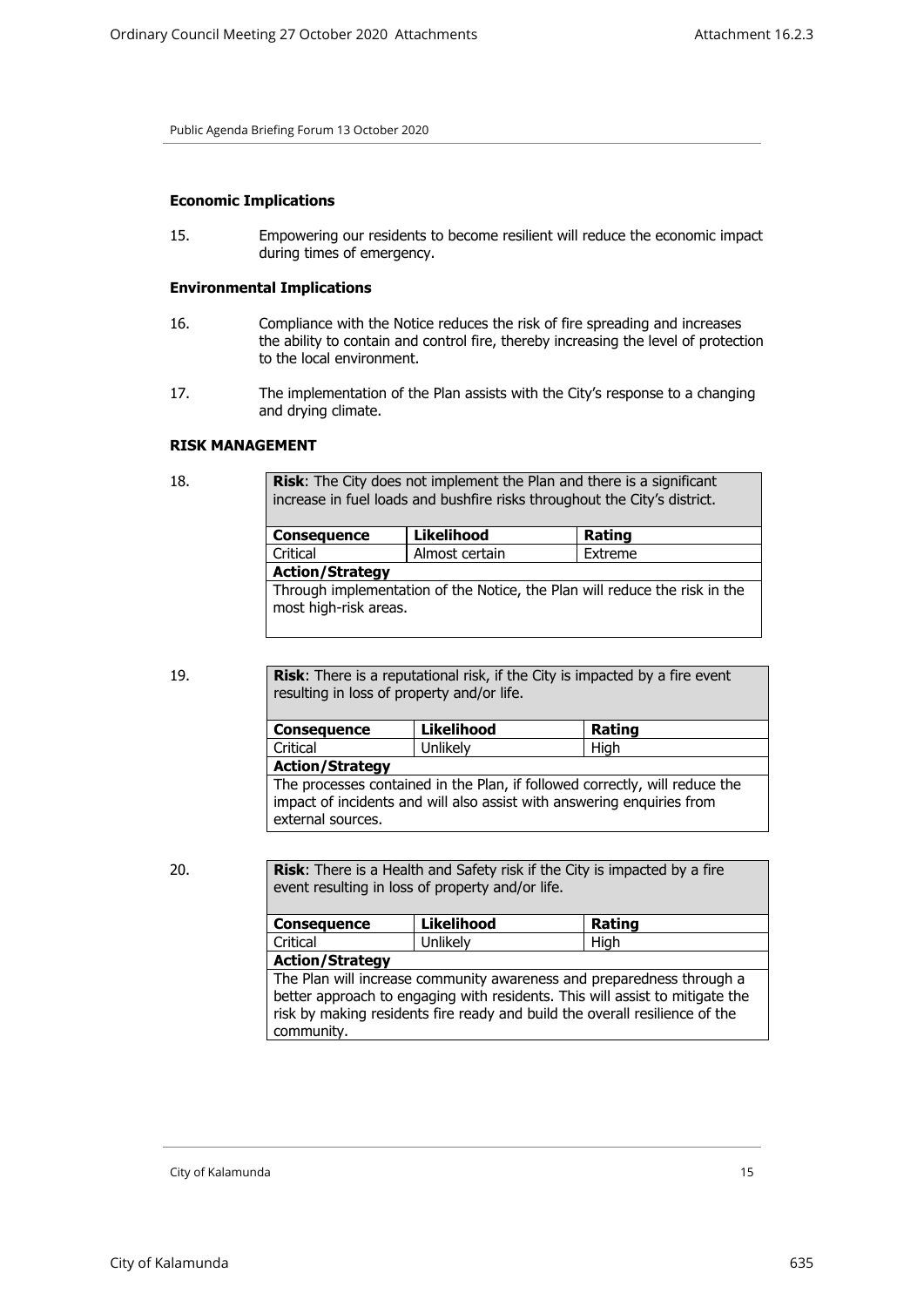**Economic Implications**

15. Empowering our residents to become resilient will reduce the economic impact during times of emergency.

**Environmental Implications**

16. Compliance with the Notice reduces the risk of fire spreading and increases the ability to contain and control fire, thereby increasing the level of protection to the local environment.

17. The implementation of the Plan assists with the City's response to a changing and drying climate.

**RISK MANAGEMENT**

18.

| **Risk**: The City does not implement the Plan and there is a significant increase in fuel loads and bushfire risks throughout the City's district. | | |
|---|---|---|
| **Consequence** | **Likelihood** | **Rating** |
| Critical | Almost certain | Extreme |
| **Action/Strategy** | | |
| Through implementation of the Notice, the Plan will reduce the risk in the most high-risk areas. | | |

19.

| **Risk**: There is a reputational risk, if the City is impacted by a fire event resulting in loss of property and/or life. | | |
|---|---|---|
| **Consequence** | **Likelihood** | **Rating** |
| Critical | Unlikely | High |
| **Action/Strategy** | | |
| The processes contained in the Plan, if followed correctly, will reduce the impact of incidents and will also assist with answering enquiries from external sources. | | |

20.

| **Risk**: There is a Health and Safety risk if the City is impacted by a fire event resulting in loss of property and/or life. | | |
|---|---|---|
| **Consequence** | **Likelihood** | **Rating** |
| Critical | Unlikely | High |
| **Action/Strategy** | | |
| The Plan will increase community awareness and preparedness through a better approach to engaging with residents. This will assist to mitigate the risk by making residents fire ready and build the overall resilience of the community. | | |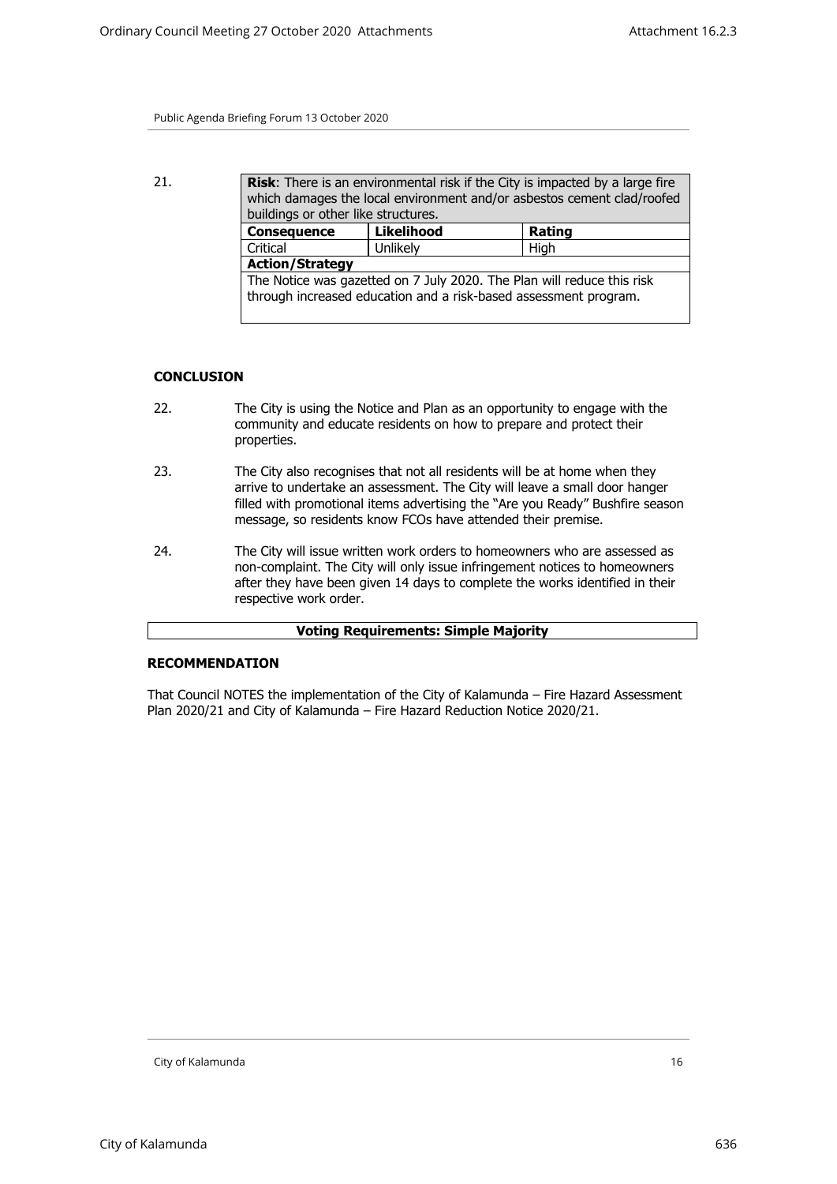21.

| **Risk**: There is an environmental risk if the City is impacted by a large fire which damages the local environment and/or asbestos cement clad/roofed buildings or other like structures. | | |
|---|---|---|
| **Consequence** | **Likelihood** | **Rating** |
| Critical | Unlikely | High |
| **Action/Strategy** | | |
| The Notice was gazetted on 7 July 2020. The Plan will reduce this risk through increased education and a risk-based assessment program. | | |

## CONCLUSION

22. The City is using the Notice and Plan as an opportunity to engage with the community and educate residents on how to prepare and protect their properties.

23. The City also recognises that not all residents will be at home when they arrive to undertake an assessment. The City will leave a small door hanger filled with promotional items advertising the "Are you Ready" Bushfire season message, so residents know FCOs have attended their premise.

24. The City will issue written work orders to homeowners who are assessed as non-complaint. The City will only issue infringement notices to homeowners after they have been given 14 days to complete the works identified in their respective work order.

**Voting Requirements: Simple Majority**

## RECOMMENDATION

That Council NOTES the implementation of the City of Kalamunda – Fire Hazard Assessment Plan 2020/21 and City of Kalamunda – Fire Hazard Reduction Notice 2020/21.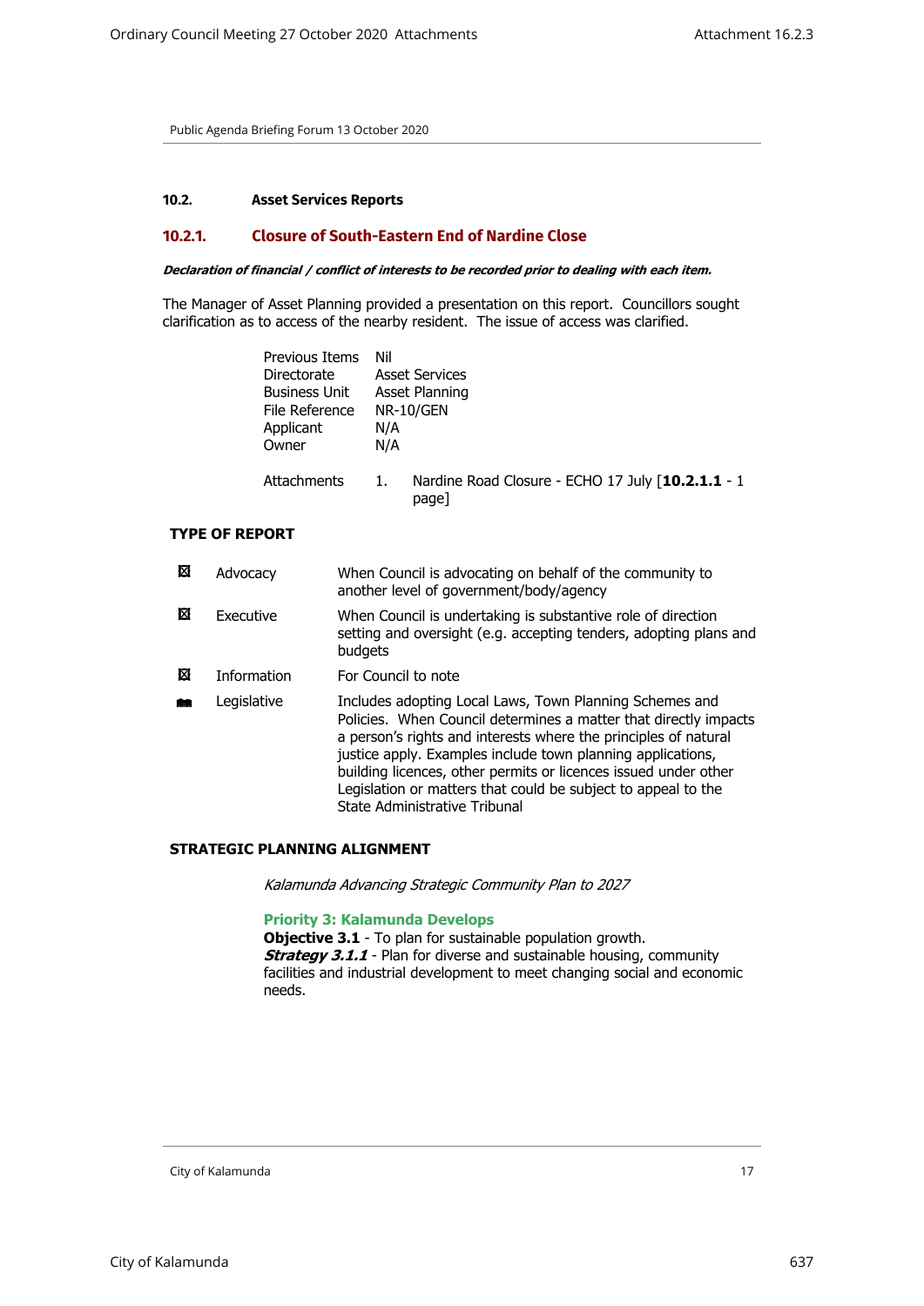Public Agenda Briefing Forum 13 October 2020

## 10.2. Asset Services Reports

### 10.2.1. Closure of South-Eastern End of Nardine Close

***Declaration of financial / conflict of interests to be recorded prior to dealing with each item.***

The Manager of Asset Planning provided a presentation on this report. Councillors sought clarification as to access of the nearby resident. The issue of access was clarified.

| | |
|---|---|
| Previous Items | Nil |
| Directorate | Asset Services |
| Business Unit | Asset Planning |
| File Reference | NR-10/GEN |
| Applicant | N/A |
| Owner | N/A |
| Attachments | 1. Nardine Road Closure - ECHO 17 July [**10.2.1.1** - 1 page] |

**TYPE OF REPORT**

| | | |
|---|---|---|
| ☒ | Advocacy | When Council is advocating on behalf of the community to another level of government/body/agency |
| ☒ | Executive | When Council is undertaking is substantive role of direction setting and oversight (e.g. accepting tenders, adopting plans and budgets |
| ☒ | Information | For Council to note |
| ■ | Legislative | Includes adopting Local Laws, Town Planning Schemes and Policies. When Council determines a matter that directly impacts a person's rights and interests where the principles of natural justice apply. Examples include town planning applications, building licences, other permits or licences issued under other Legislation or matters that could be subject to appeal to the State Administrative Tribunal |

**STRATEGIC PLANNING ALIGNMENT**

*Kalamunda Advancing Strategic Community Plan to 2027*

**Priority 3: Kalamunda Develops**
**Objective 3.1** - To plan for sustainable population growth.
***Strategy 3.1.1*** - Plan for diverse and sustainable housing, community facilities and industrial development to meet changing social and economic needs.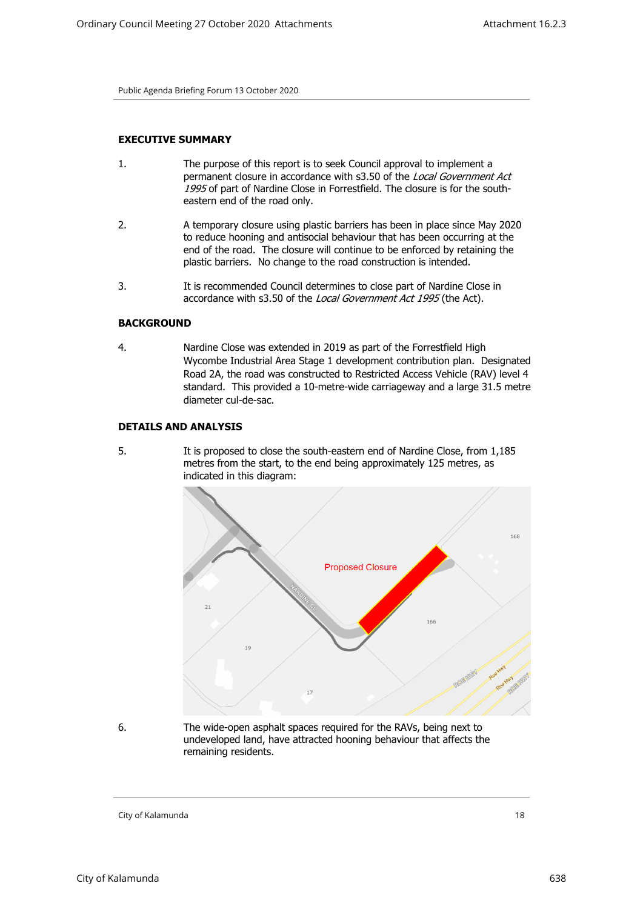Public Agenda Briefing Forum 13 October 2020

## EXECUTIVE SUMMARY

1. The purpose of this report is to seek Council approval to implement a permanent closure in accordance with s3.50 of the *Local Government Act 1995* of part of Nardine Close in Forrestfield. The closure is for the south-eastern end of the road only.

2. A temporary closure using plastic barriers has been in place since May 2020 to reduce hooning and antisocial behaviour that has been occurring at the end of the road. The closure will continue to be enforced by retaining the plastic barriers. No change to the road construction is intended.

3. It is recommended Council determines to close part of Nardine Close in accordance with s3.50 of the *Local Government Act 1995* (the Act).

## BACKGROUND

4. Nardine Close was extended in 2019 as part of the Forrestfield High Wycombe Industrial Area Stage 1 development contribution plan. Designated Road 2A, the road was constructed to Restricted Access Vehicle (RAV) level 4 standard. This provided a 10-metre-wide carriageway and a large 31.5 metre diameter cul-de-sac.

## DETAILS AND ANALYSIS

5. It is proposed to close the south-eastern end of Nardine Close, from 1,185 metres from the start, to the end being approximately 125 metres, as indicated in this diagram:

6. The wide-open asphalt spaces required for the RAVs, being next to undeveloped land, have attracted hooning behaviour that affects the remaining residents.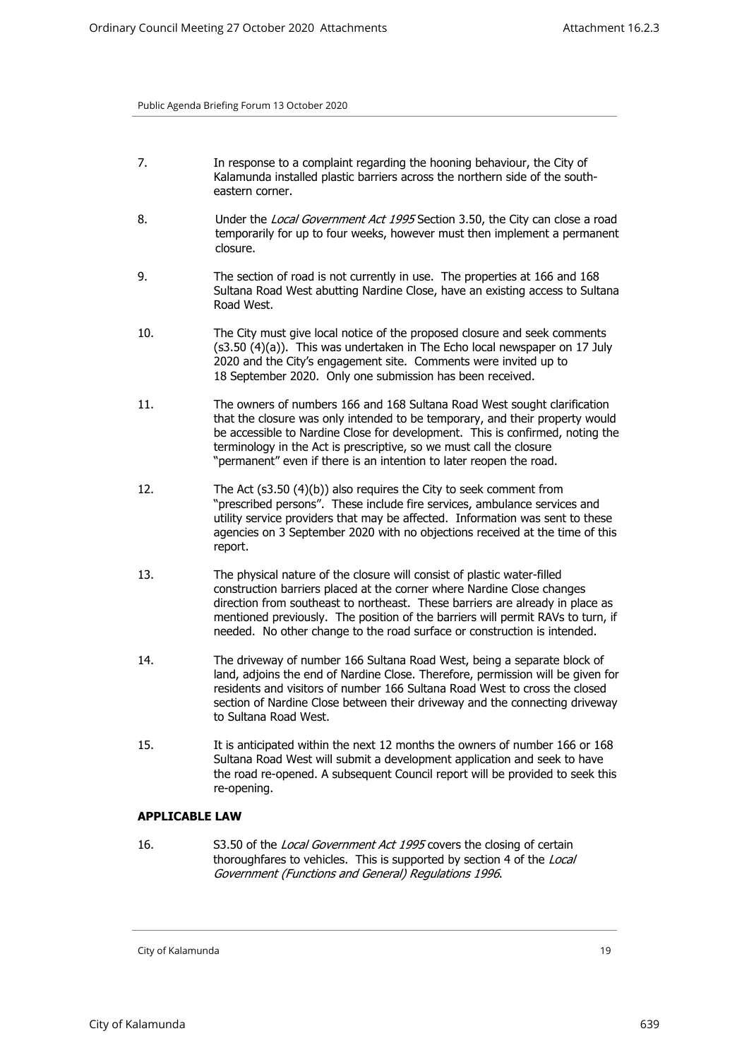7. In response to a complaint regarding the hooning behaviour, the City of Kalamunda installed plastic barriers across the northern side of the south-eastern corner.

8. Under the *Local Government Act 1995* Section 3.50, the City can close a road temporarily for up to four weeks, however must then implement a permanent closure.

9. The section of road is not currently in use. The properties at 166 and 168 Sultana Road West abutting Nardine Close, have an existing access to Sultana Road West.

10. The City must give local notice of the proposed closure and seek comments (s3.50 (4)(a)). This was undertaken in The Echo local newspaper on 17 July 2020 and the City's engagement site. Comments were invited up to 18 September 2020. Only one submission has been received.

11. The owners of numbers 166 and 168 Sultana Road West sought clarification that the closure was only intended to be temporary, and their property would be accessible to Nardine Close for development. This is confirmed, noting the terminology in the Act is prescriptive, so we must call the closure "permanent" even if there is an intention to later reopen the road.

12. The Act (s3.50 (4)(b)) also requires the City to seek comment from "prescribed persons". These include fire services, ambulance services and utility service providers that may be affected. Information was sent to these agencies on 3 September 2020 with no objections received at the time of this report.

13. The physical nature of the closure will consist of plastic water-filled construction barriers placed at the corner where Nardine Close changes direction from southeast to northeast. These barriers are already in place as mentioned previously. The position of the barriers will permit RAVs to turn, if needed. No other change to the road surface or construction is intended.

14. The driveway of number 166 Sultana Road West, being a separate block of land, adjoins the end of Nardine Close. Therefore, permission will be given for residents and visitors of number 166 Sultana Road West to cross the closed section of Nardine Close between their driveway and the connecting driveway to Sultana Road West.

15. It is anticipated within the next 12 months the owners of number 166 or 168 Sultana Road West will submit a development application and seek to have the road re-opened. A subsequent Council report will be provided to seek this re-opening.

**APPLICABLE LAW**

16. S3.50 of the *Local Government Act 1995* covers the closing of certain thoroughfares to vehicles. This is supported by section 4 of the *Local Government (Functions and General) Regulations 1996*.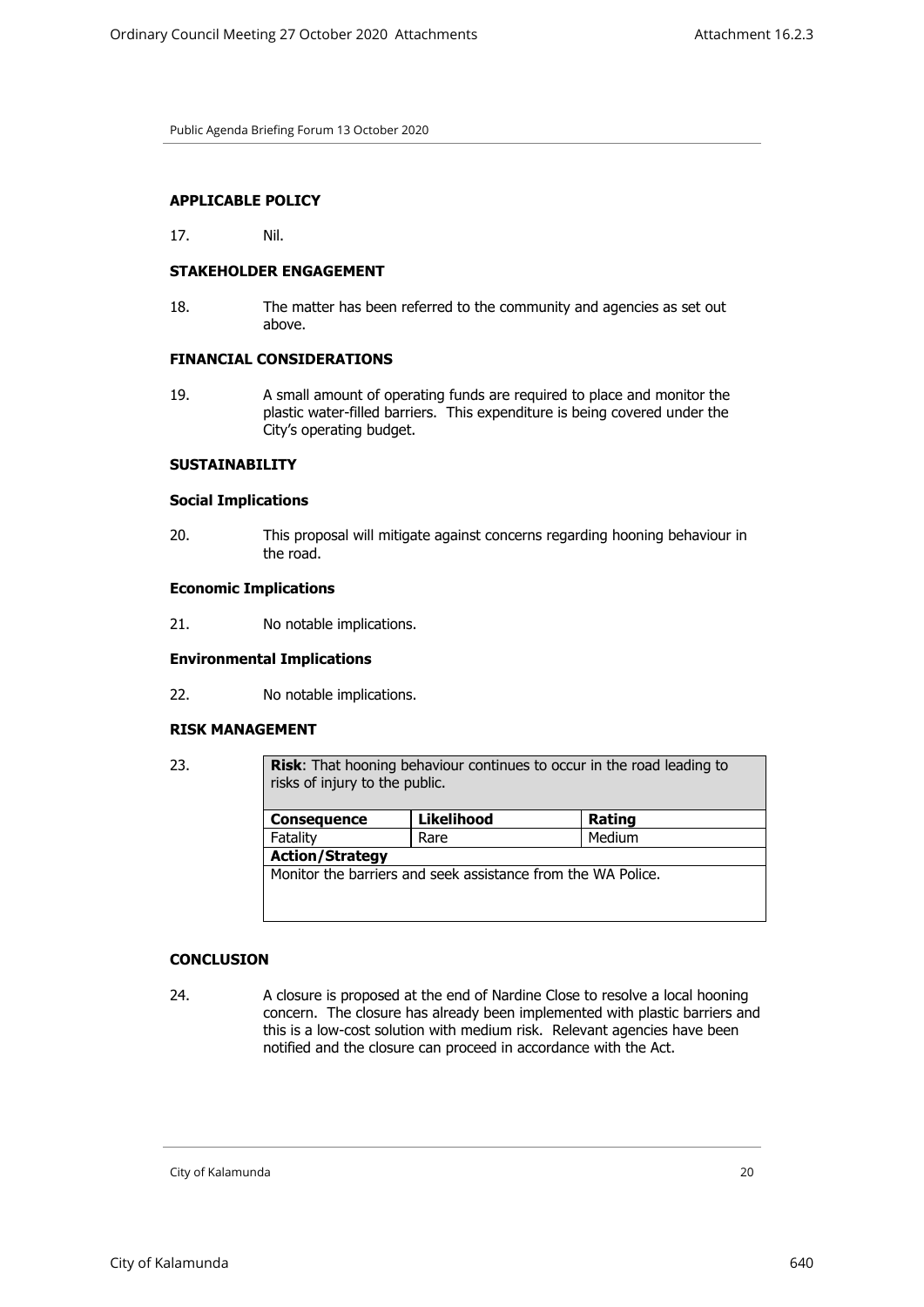### APPLICABLE POLICY

17. Nil.

### STAKEHOLDER ENGAGEMENT

18. The matter has been referred to the community and agencies as set out above.

### FINANCIAL CONSIDERATIONS

19. A small amount of operating funds are required to place and monitor the plastic water-filled barriers. This expenditure is being covered under the City's operating budget.

### SUSTAINABILITY

#### Social Implications

20. This proposal will mitigate against concerns regarding hooning behaviour in the road.

#### Economic Implications

21. No notable implications.

#### Environmental Implications

22. No notable implications.

### RISK MANAGEMENT

23.

| **Risk**: That hooning behaviour continues to occur in the road leading to risks of injury to the public. | | |
|---|---|---|
| **Consequence** | **Likelihood** | **Rating** |
| Fatality | Rare | Medium |
| **Action/Strategy** | | |
| Monitor the barriers and seek assistance from the WA Police. | | |

### CONCLUSION

24. A closure is proposed at the end of Nardine Close to resolve a local hooning concern. The closure has already been implemented with plastic barriers and this is a low-cost solution with medium risk. Relevant agencies have been notified and the closure can proceed in accordance with the Act.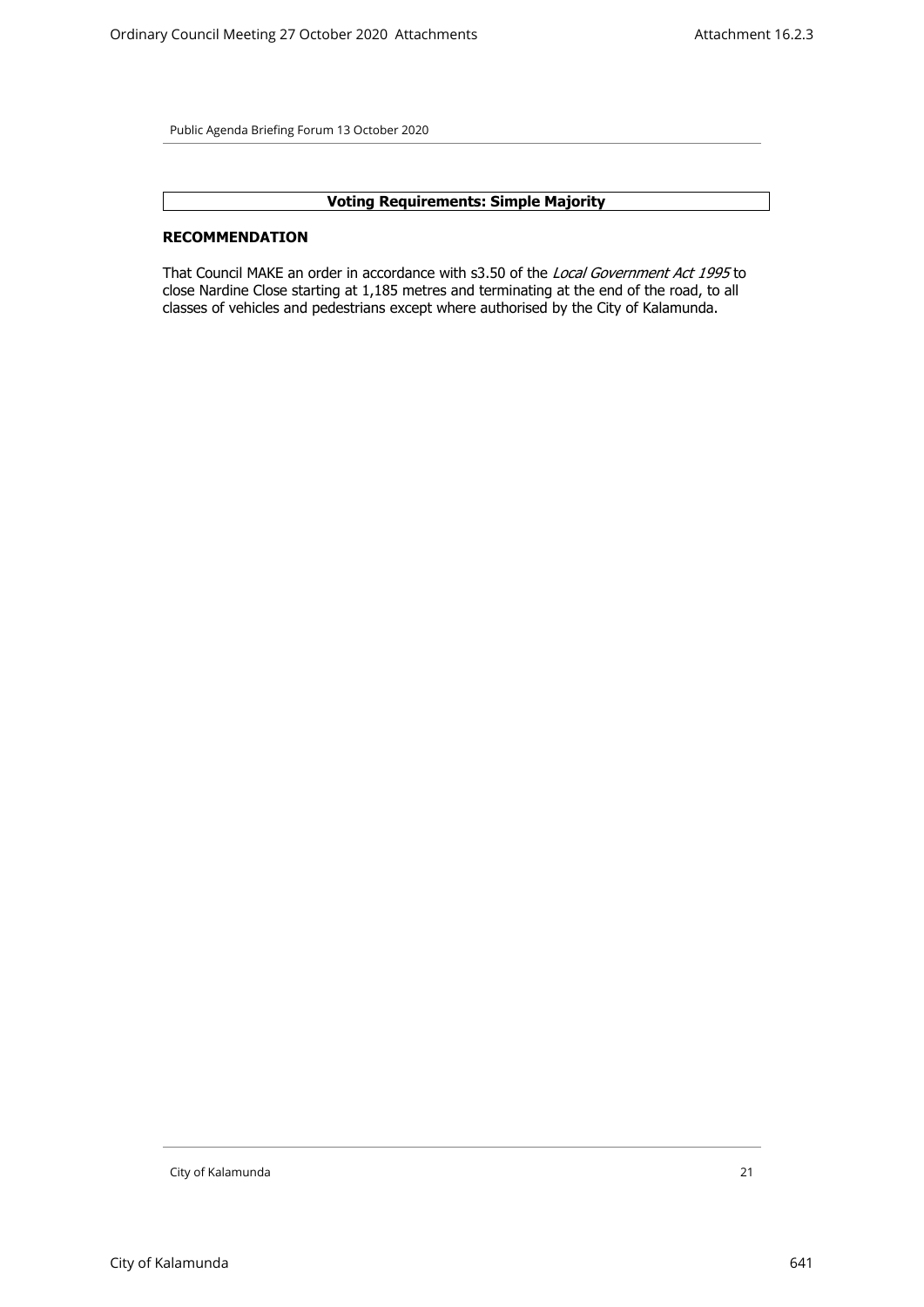**Voting Requirements: Simple Majority**

**RECOMMENDATION**

That Council MAKE an order in accordance with s3.50 of the *Local Government Act 1995* to close Nardine Close starting at 1,185 metres and terminating at the end of the road, to all classes of vehicles and pedestrians except where authorised by the City of Kalamunda.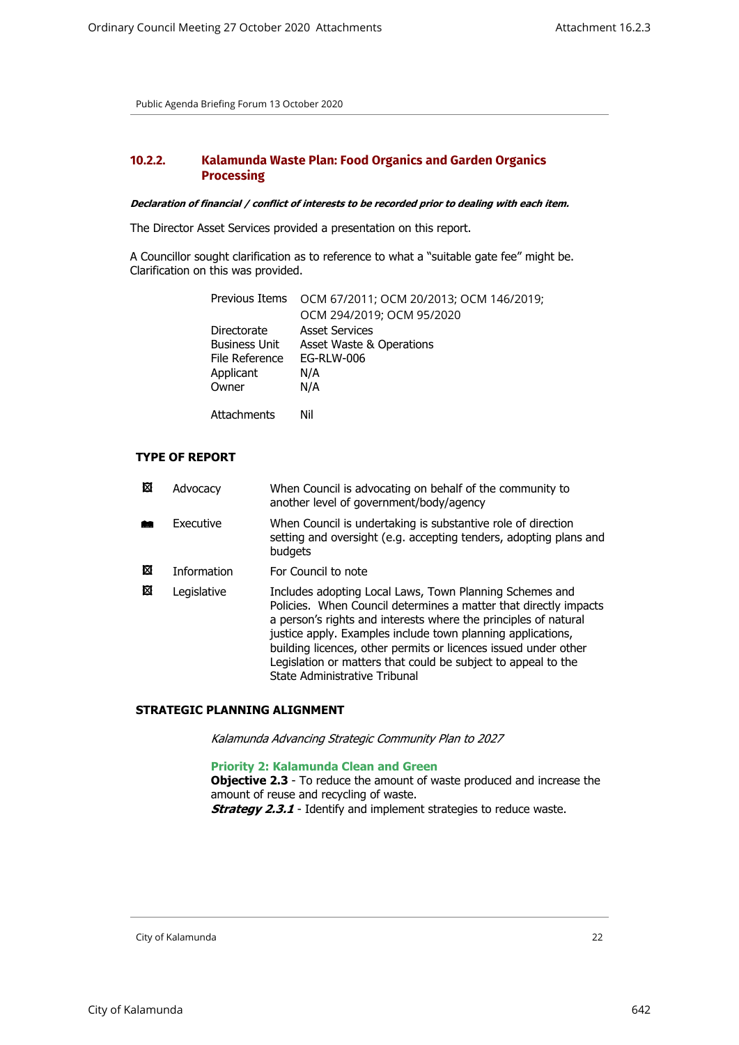Public Agenda Briefing Forum 13 October 2020

## 10.2.2. Kalamunda Waste Plan: Food Organics and Garden Organics Processing

***Declaration of financial / conflict of interests to be recorded prior to dealing with each item.***

The Director Asset Services provided a presentation on this report.

A Councillor sought clarification as to reference to what a "suitable gate fee" might be. Clarification on this was provided.

| | |
|---|---|
| Previous Items | OCM 67/2011; OCM 20/2013; OCM 146/2019; OCM 294/2019; OCM 95/2020 |
| Directorate | Asset Services |
| Business Unit | Asset Waste & Operations |
| File Reference | EG-RLW-006 |
| Applicant | N/A |
| Owner | N/A |
| Attachments | Nil |

### TYPE OF REPORT

| | | |
|---|---|---|
| ☒ | Advocacy | When Council is advocating on behalf of the community to another level of government/body/agency |
| ■ | Executive | When Council is undertaking is substantive role of direction setting and oversight (e.g. accepting tenders, adopting plans and budgets |
| ☒ | Information | For Council to note |
| ☒ | Legislative | Includes adopting Local Laws, Town Planning Schemes and Policies. When Council determines a matter that directly impacts a person's rights and interests where the principles of natural justice apply. Examples include town planning applications, building licences, other permits or licences issued under other Legislation or matters that could be subject to appeal to the State Administrative Tribunal |

### STRATEGIC PLANNING ALIGNMENT

*Kalamunda Advancing Strategic Community Plan to 2027*

**Priority 2: Kalamunda Clean and Green**
**Objective 2.3** - To reduce the amount of waste produced and increase the amount of reuse and recycling of waste.
***Strategy 2.3.1*** - Identify and implement strategies to reduce waste.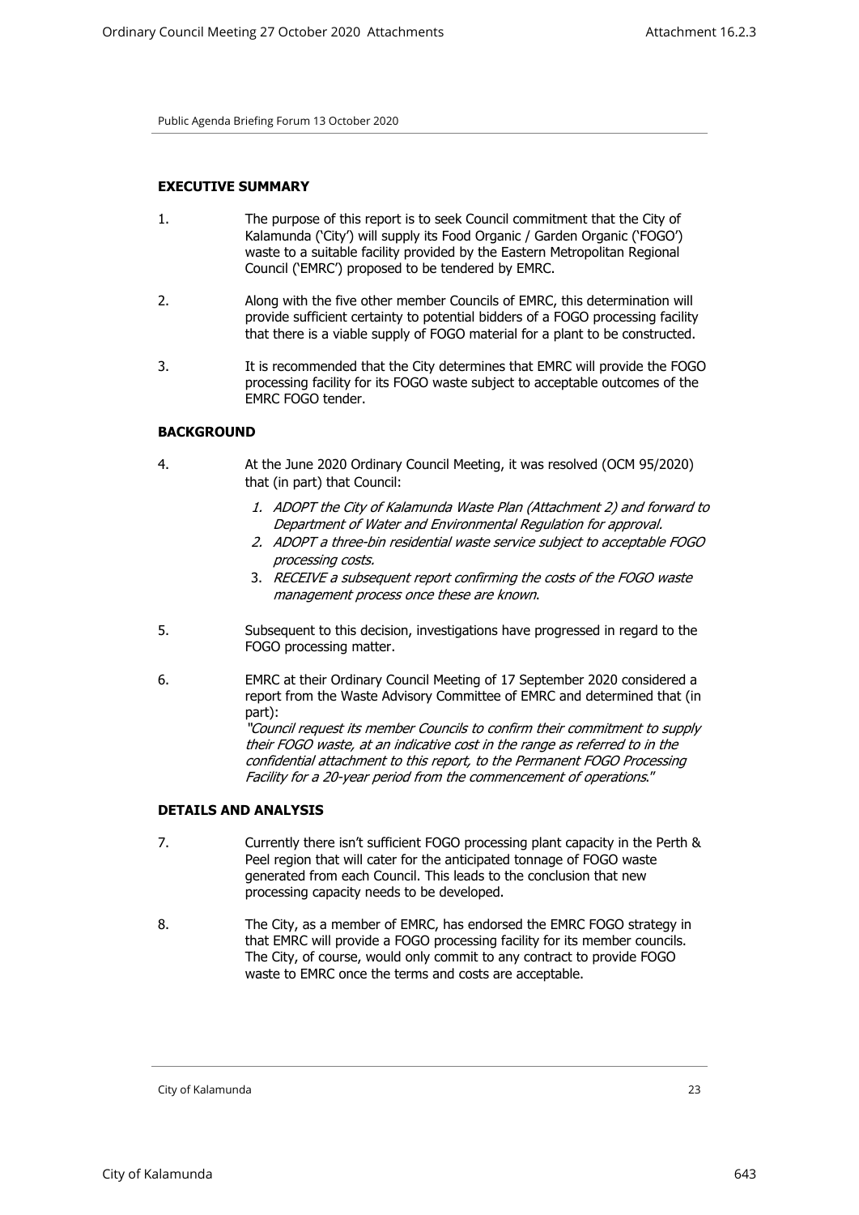## EXECUTIVE SUMMARY

1. The purpose of this report is to seek Council commitment that the City of Kalamunda ('City') will supply its Food Organic / Garden Organic ('FOGO') waste to a suitable facility provided by the Eastern Metropolitan Regional Council ('EMRC') proposed to be tendered by EMRC.

2. Along with the five other member Councils of EMRC, this determination will provide sufficient certainty to potential bidders of a FOGO processing facility that there is a viable supply of FOGO material for a plant to be constructed.

3. It is recommended that the City determines that EMRC will provide the FOGO processing facility for its FOGO waste subject to acceptable outcomes of the EMRC FOGO tender.

## BACKGROUND

4. At the June 2020 Ordinary Council Meeting, it was resolved (OCM 95/2020) that (in part) that Council:

   1. *ADOPT the City of Kalamunda Waste Plan (Attachment 2) and forward to Department of Water and Environmental Regulation for approval.*
   2. *ADOPT a three-bin residential waste service subject to acceptable FOGO processing costs.*
   3. *RECEIVE a subsequent report confirming the costs of the FOGO waste management process once these are known.*

5. Subsequent to this decision, investigations have progressed in regard to the FOGO processing matter.

6. EMRC at their Ordinary Council Meeting of 17 September 2020 considered a report from the Waste Advisory Committee of EMRC and determined that (in part):

   *"Council request its member Councils to confirm their commitment to supply their FOGO waste, at an indicative cost in the range as referred to in the confidential attachment to this report, to the Permanent FOGO Processing Facility for a 20-year period from the commencement of operations."*

## DETAILS AND ANALYSIS

7. Currently there isn't sufficient FOGO processing plant capacity in the Perth & Peel region that will cater for the anticipated tonnage of FOGO waste generated from each Council. This leads to the conclusion that new processing capacity needs to be developed.

8. The City, as a member of EMRC, has endorsed the EMRC FOGO strategy in that EMRC will provide a FOGO processing facility for its member councils. The City, of course, would only commit to any contract to provide FOGO waste to EMRC once the terms and costs are acceptable.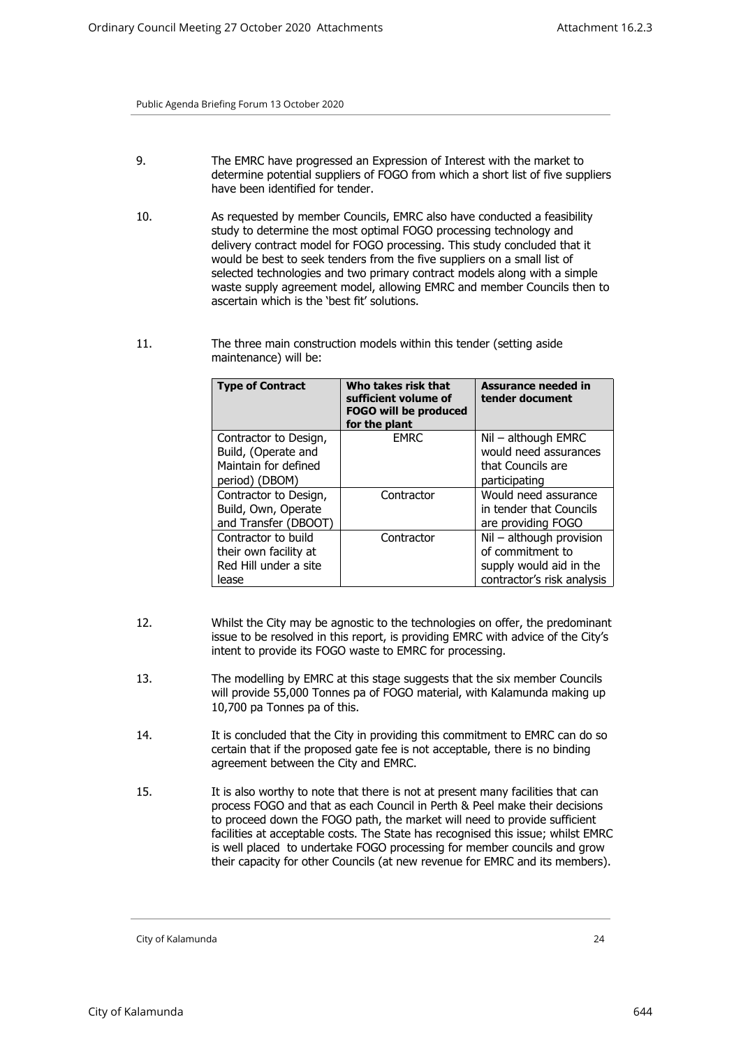9. The EMRC have progressed an Expression of Interest with the market to determine potential suppliers of FOGO from which a short list of five suppliers have been identified for tender.

10. As requested by member Councils, EMRC also have conducted a feasibility study to determine the most optimal FOGO processing technology and delivery contract model for FOGO processing. This study concluded that it would be best to seek tenders from the five suppliers on a small list of selected technologies and two primary contract models along with a simple waste supply agreement model, allowing EMRC and member Councils then to ascertain which is the 'best fit' solutions.

11. The three main construction models within this tender (setting aside maintenance) will be:

| Type of Contract | Who takes risk that sufficient volume of FOGO will be produced for the plant | Assurance needed in tender document |
| --- | --- | --- |
| Contractor to Design, Build, (Operate and Maintain for defined period) (DBOM) | EMRC | Nil – although EMRC would need assurances that Councils are participating |
| Contractor to Design, Build, Own, Operate and Transfer (DBOOT) | Contractor | Would need assurance in tender that Councils are providing FOGO |
| Contractor to build their own facility at Red Hill under a site lease | Contractor | Nil – although provision of commitment to supply would aid in the contractor's risk analysis |

12. Whilst the City may be agnostic to the technologies on offer, the predominant issue to be resolved in this report, is providing EMRC with advice of the City's intent to provide its FOGO waste to EMRC for processing.

13. The modelling by EMRC at this stage suggests that the six member Councils will provide 55,000 Tonnes pa of FOGO material, with Kalamunda making up 10,700 pa Tonnes pa of this.

14. It is concluded that the City in providing this commitment to EMRC can do so certain that if the proposed gate fee is not acceptable, there is no binding agreement between the City and EMRC.

15. It is also worthy to note that there is not at present many facilities that can process FOGO and that as each Council in Perth & Peel make their decisions to proceed down the FOGO path, the market will need to provide sufficient facilities at acceptable costs. The State has recognised this issue; whilst EMRC is well placed to undertake FOGO processing for member councils and grow their capacity for other Councils (at new revenue for EMRC and its members).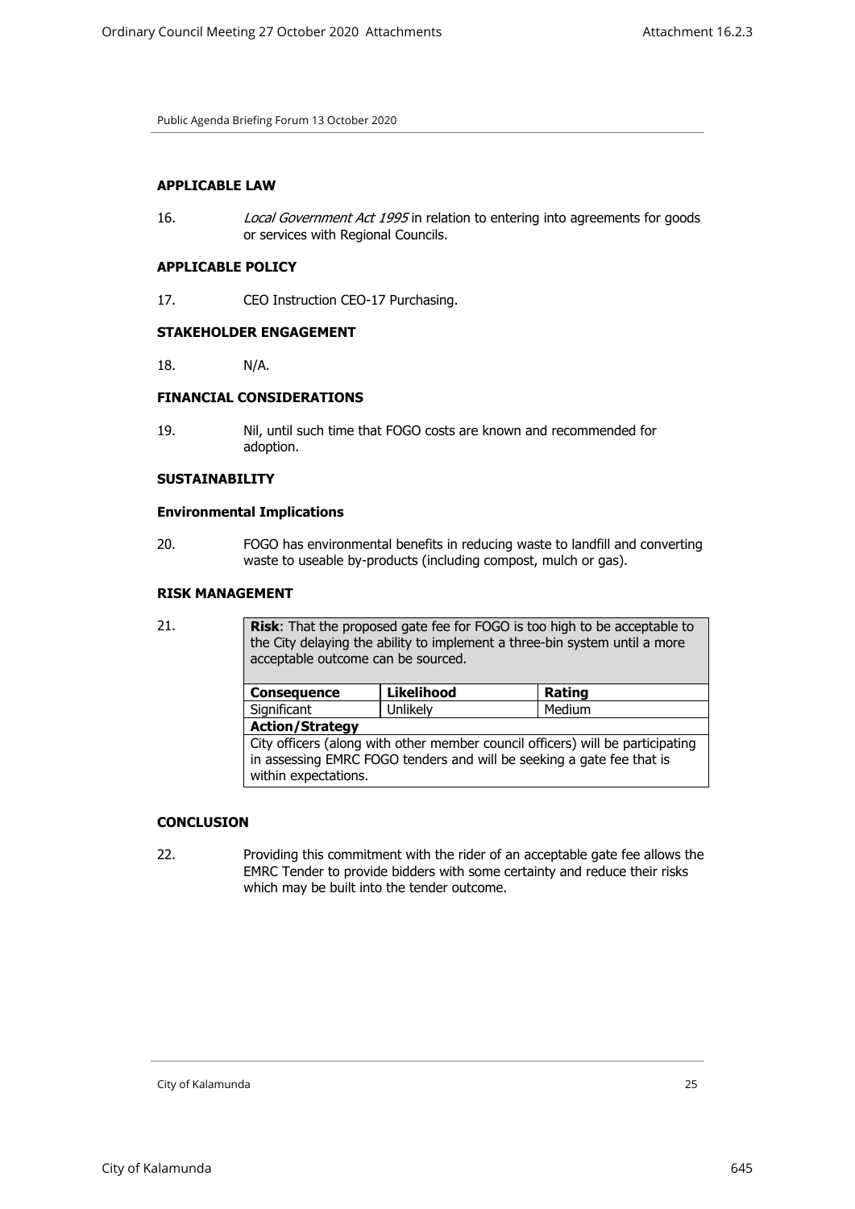## APPLICABLE LAW

16. *Local Government Act 1995* in relation to entering into agreements for goods or services with Regional Councils.

## APPLICABLE POLICY

17. CEO Instruction CEO-17 Purchasing.

## STAKEHOLDER ENGAGEMENT

18. N/A.

## FINANCIAL CONSIDERATIONS

19. Nil, until such time that FOGO costs are known and recommended for adoption.

## SUSTAINABILITY

### Environmental Implications

20. FOGO has environmental benefits in reducing waste to landfill and converting waste to useable by-products (including compost, mulch or gas).

## RISK MANAGEMENT

21.

**Risk**: That the proposed gate fee for FOGO is too high to be acceptable to the City delaying the ability to implement a three-bin system until a more acceptable outcome can be sourced.

| Consequence | Likelihood | Rating |
|---|---|---|
| Significant | Unlikely | Medium |
| **Action/Strategy** | | |
| City officers (along with other member council officers) will be participating in assessing EMRC FOGO tenders and will be seeking a gate fee that is within expectations. | | |

## CONCLUSION

22. Providing this commitment with the rider of an acceptable gate fee allows the EMRC Tender to provide bidders with some certainty and reduce their risks which may be built into the tender outcome.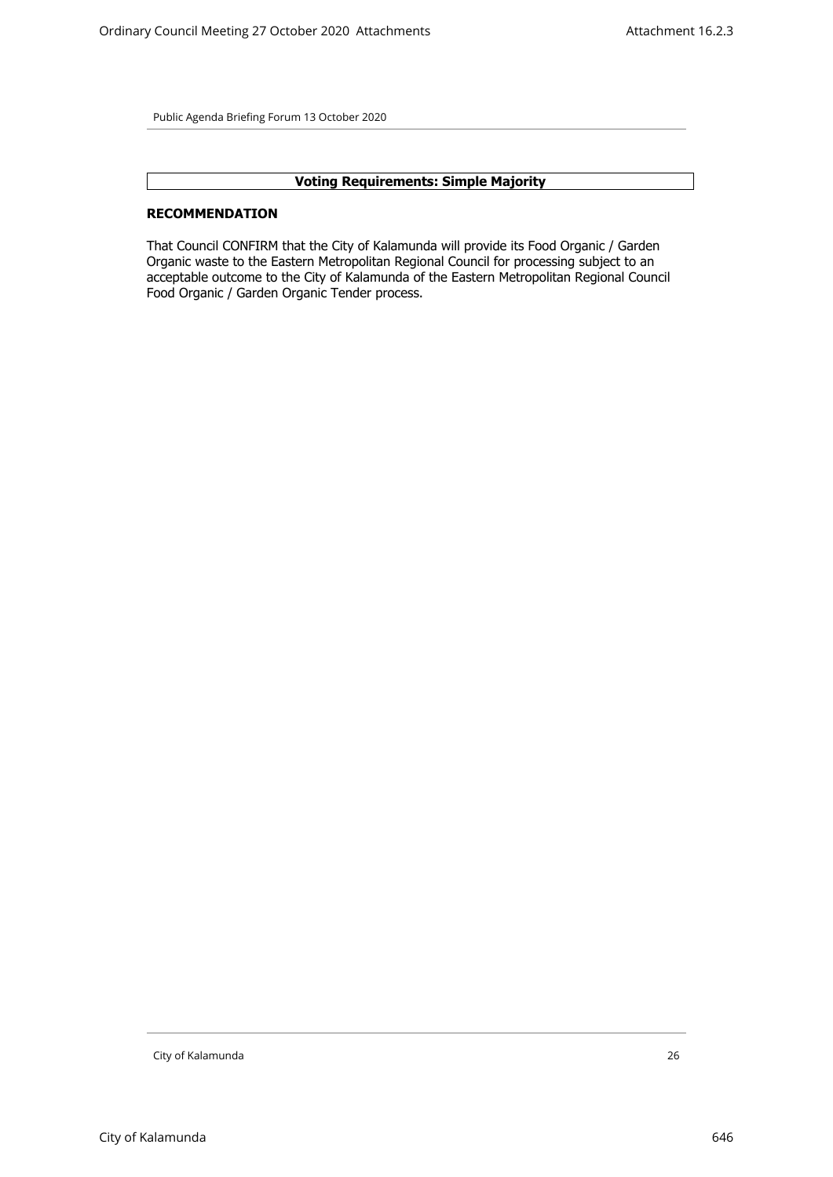**Voting Requirements: Simple Majority**

**RECOMMENDATION**

That Council CONFIRM that the City of Kalamunda will provide its Food Organic / Garden Organic waste to the Eastern Metropolitan Regional Council for processing subject to an acceptable outcome to the City of Kalamunda of the Eastern Metropolitan Regional Council Food Organic / Garden Organic Tender process.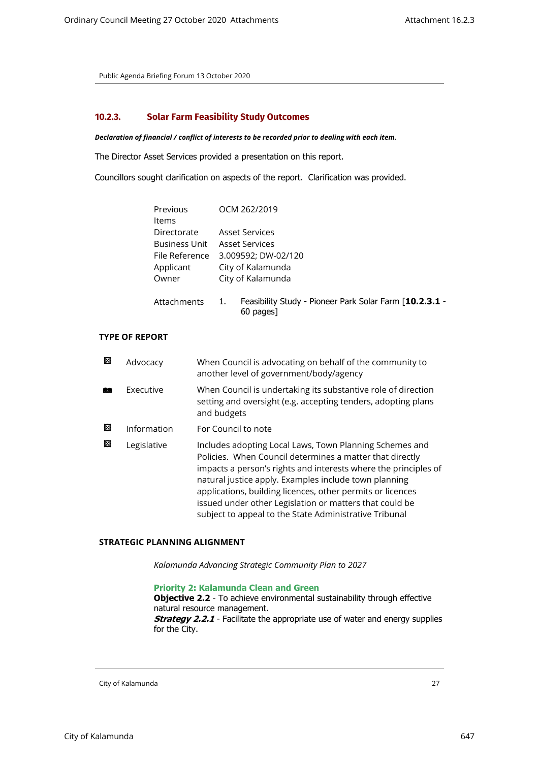Public Agenda Briefing Forum 13 October 2020

## 10.2.3. Solar Farm Feasibility Study Outcomes

***Declaration of financial / conflict of interests to be recorded prior to dealing with each item.***

The Director Asset Services provided a presentation on this report.

Councillors sought clarification on aspects of the report. Clarification was provided.

| | |
|---|---|
| Previous Items | OCM 262/2019 |
| Directorate | Asset Services |
| Business Unit | Asset Services |
| File Reference | 3.009592; DW-02/120 |
| Applicant | City of Kalamunda |
| Owner | City of Kalamunda |
| Attachments | 1. Feasibility Study - Pioneer Park Solar Farm [**10.2.3.1** - 60 pages] |

**TYPE OF REPORT**

| | | |
|---|---|---|
| ☒ | Advocacy | When Council is advocating on behalf of the community to another level of government/body/agency |
| ■ | Executive | When Council is undertaking its substantive role of direction setting and oversight (e.g. accepting tenders, adopting plans and budgets |
| ☒ | Information | For Council to note |
| ☒ | Legislative | Includes adopting Local Laws, Town Planning Schemes and Policies. When Council determines a matter that directly impacts a person's rights and interests where the principles of natural justice apply. Examples include town planning applications, building licences, other permits or licences issued under other Legislation or matters that could be subject to appeal to the State Administrative Tribunal |

**STRATEGIC PLANNING ALIGNMENT**

*Kalamunda Advancing Strategic Community Plan to 2027*

**Priority 2: Kalamunda Clean and Green**
**Objective 2.2** - To achieve environmental sustainability through effective natural resource management.
***Strategy 2.2.1*** - Facilitate the appropriate use of water and energy supplies for the City.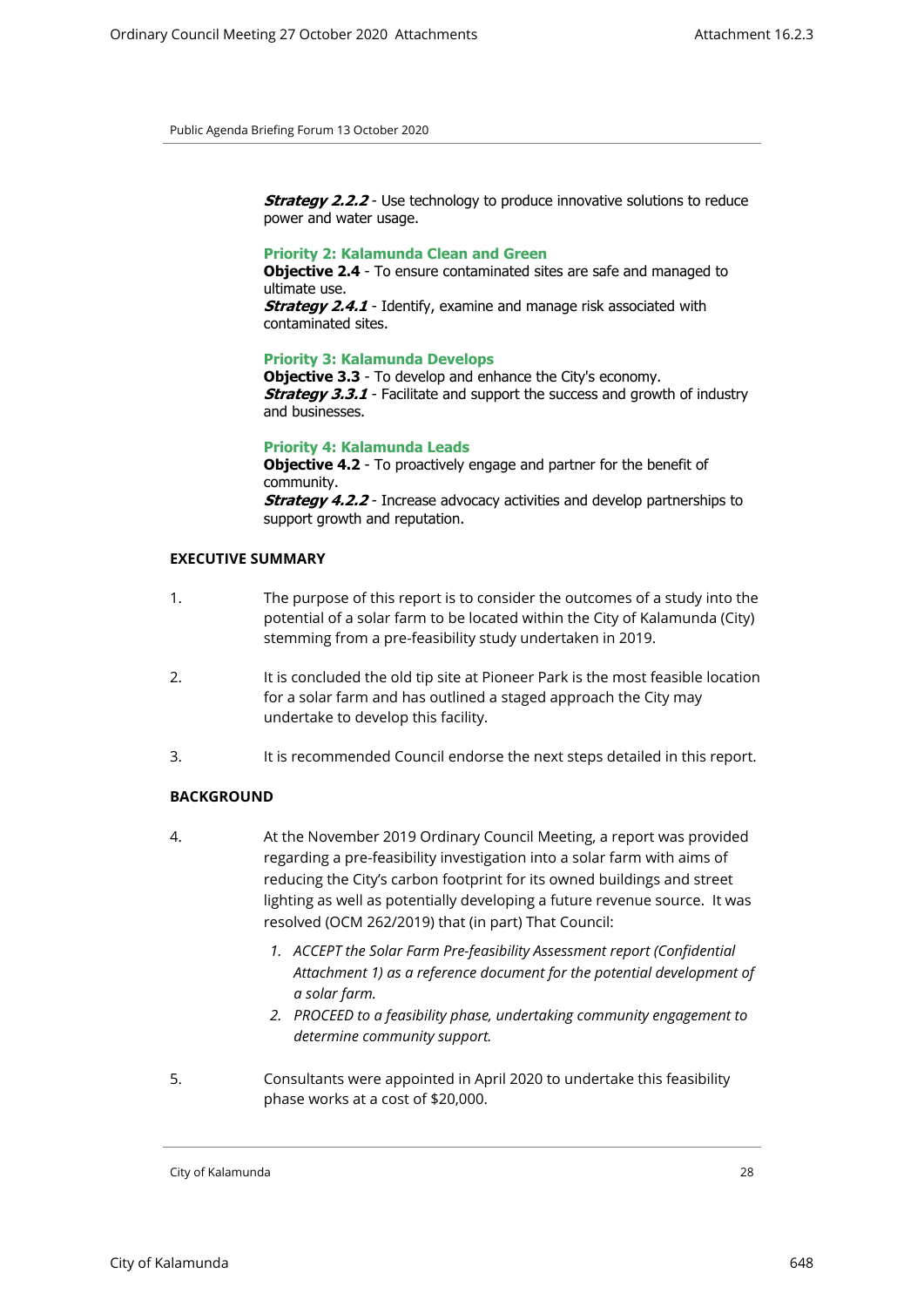***Strategy 2.2.2*** - Use technology to produce innovative solutions to reduce power and water usage.

**Priority 2: Kalamunda Clean and Green**
**Objective 2.4** - To ensure contaminated sites are safe and managed to ultimate use.
***Strategy 2.4.1*** - Identify, examine and manage risk associated with contaminated sites.

**Priority 3: Kalamunda Develops**
**Objective 3.3** - To develop and enhance the City's economy.
***Strategy 3.3.1*** - Facilitate and support the success and growth of industry and businesses.

**Priority 4: Kalamunda Leads**
**Objective 4.2** - To proactively engage and partner for the benefit of community.
***Strategy 4.2.2*** - Increase advocacy activities and develop partnerships to support growth and reputation.

## EXECUTIVE SUMMARY

1. The purpose of this report is to consider the outcomes of a study into the potential of a solar farm to be located within the City of Kalamunda (City) stemming from a pre-feasibility study undertaken in 2019.

2. It is concluded the old tip site at Pioneer Park is the most feasible location for a solar farm and has outlined a staged approach the City may undertake to develop this facility.

3. It is recommended Council endorse the next steps detailed in this report.

## BACKGROUND

4. At the November 2019 Ordinary Council Meeting, a report was provided regarding a pre-feasibility investigation into a solar farm with aims of reducing the City's carbon footprint for its owned buildings and street lighting as well as potentially developing a future revenue source. It was resolved (OCM 262/2019) that (in part) That Council:

    1. *ACCEPT the Solar Farm Pre-feasibility Assessment report (Confidential Attachment 1) as a reference document for the potential development of a solar farm.*
    2. *PROCEED to a feasibility phase, undertaking community engagement to determine community support.*

5. Consultants were appointed in April 2020 to undertake this feasibility phase works at a cost of $20,000.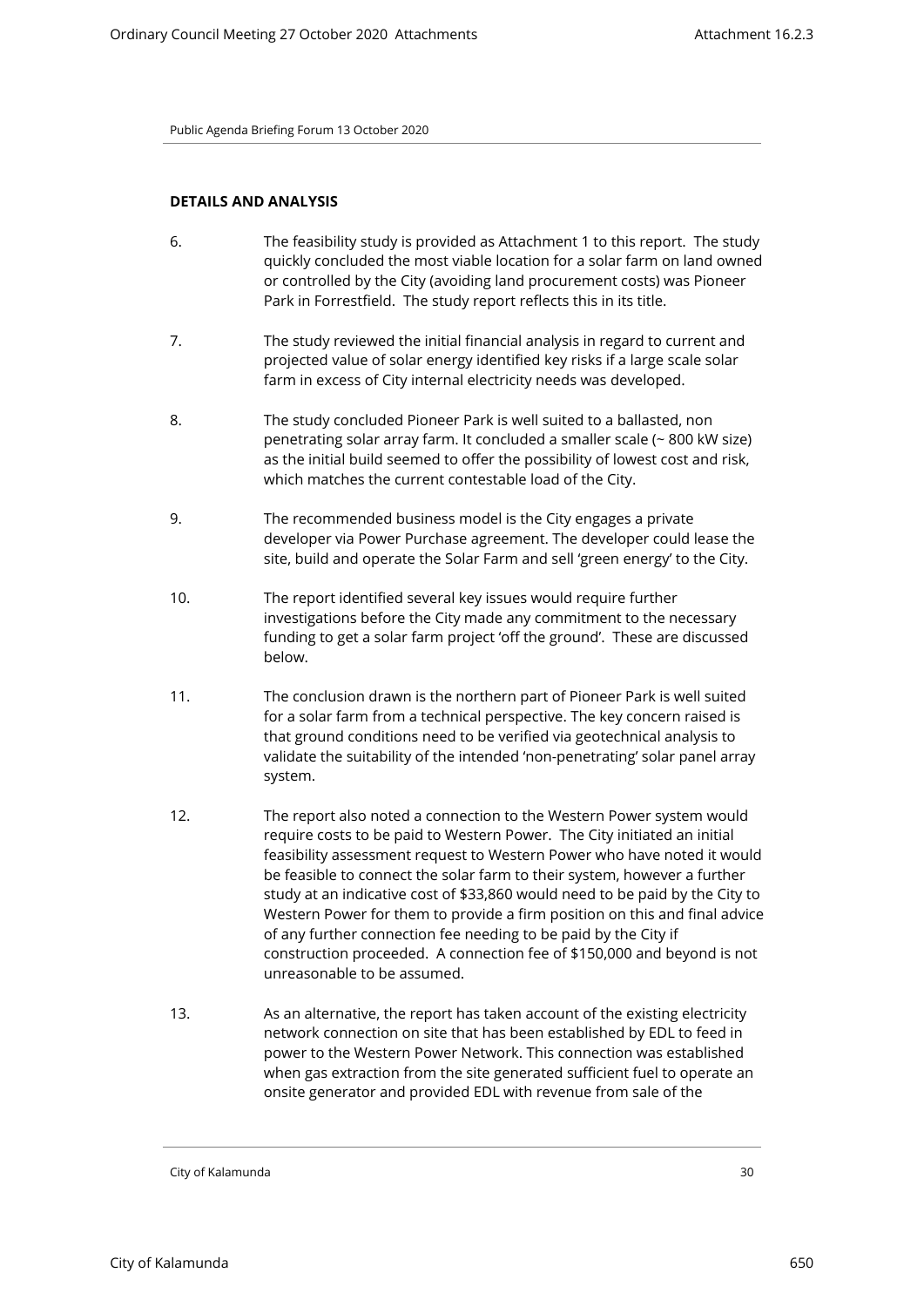## DETAILS AND ANALYSIS

6. The feasibility study is provided as Attachment 1 to this report. The study quickly concluded the most viable location for a solar farm on land owned or controlled by the City (avoiding land procurement costs) was Pioneer Park in Forrestfield. The study report reflects this in its title.

7. The study reviewed the initial financial analysis in regard to current and projected value of solar energy identified key risks if a large scale solar farm in excess of City internal electricity needs was developed.

8. The study concluded Pioneer Park is well suited to a ballasted, non penetrating solar array farm. It concluded a smaller scale (~ 800 kW size) as the initial build seemed to offer the possibility of lowest cost and risk, which matches the current contestable load of the City.

9. The recommended business model is the City engages a private developer via Power Purchase agreement. The developer could lease the site, build and operate the Solar Farm and sell 'green energy' to the City.

10. The report identified several key issues would require further investigations before the City made any commitment to the necessary funding to get a solar farm project 'off the ground'. These are discussed below.

11. The conclusion drawn is the northern part of Pioneer Park is well suited for a solar farm from a technical perspective. The key concern raised is that ground conditions need to be verified via geotechnical analysis to validate the suitability of the intended 'non-penetrating' solar panel array system.

12. The report also noted a connection to the Western Power system would require costs to be paid to Western Power. The City initiated an initial feasibility assessment request to Western Power who have noted it would be feasible to connect the solar farm to their system, however a further study at an indicative cost of $33,860 would need to be paid by the City to Western Power for them to provide a firm position on this and final advice of any further connection fee needing to be paid by the City if construction proceeded. A connection fee of $150,000 and beyond is not unreasonable to be assumed.

13. As an alternative, the report has taken account of the existing electricity network connection on site that has been established by EDL to feed in power to the Western Power Network. This connection was established when gas extraction from the site generated sufficient fuel to operate an onsite generator and provided EDL with revenue from sale of the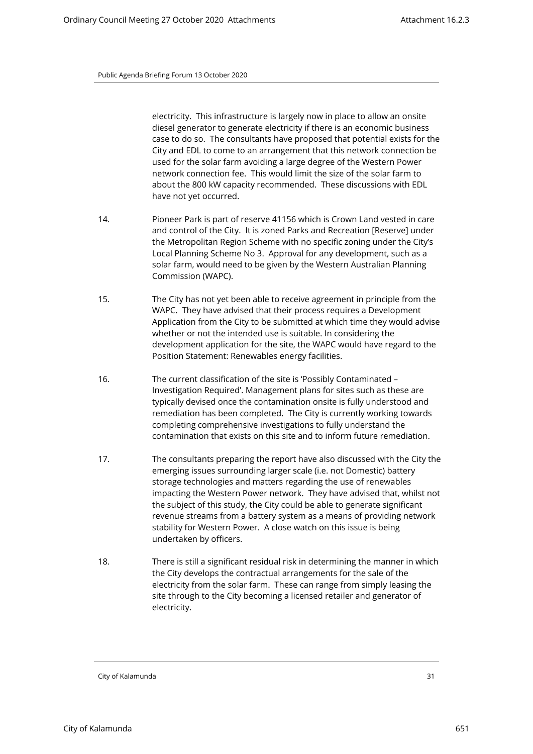electricity. This infrastructure is largely now in place to allow an onsite diesel generator to generate electricity if there is an economic business case to do so. The consultants have proposed that potential exists for the City and EDL to come to an arrangement that this network connection be used for the solar farm avoiding a large degree of the Western Power network connection fee. This would limit the size of the solar farm to about the 800 kW capacity recommended. These discussions with EDL have not yet occurred.

14. Pioneer Park is part of reserve 41156 which is Crown Land vested in care and control of the City. It is zoned Parks and Recreation [Reserve] under the Metropolitan Region Scheme with no specific zoning under the City's Local Planning Scheme No 3. Approval for any development, such as a solar farm, would need to be given by the Western Australian Planning Commission (WAPC).

15. The City has not yet been able to receive agreement in principle from the WAPC. They have advised that their process requires a Development Application from the City to be submitted at which time they would advise whether or not the intended use is suitable. In considering the development application for the site, the WAPC would have regard to the Position Statement: Renewables energy facilities.

16. The current classification of the site is 'Possibly Contaminated – Investigation Required'. Management plans for sites such as these are typically devised once the contamination onsite is fully understood and remediation has been completed. The City is currently working towards completing comprehensive investigations to fully understand the contamination that exists on this site and to inform future remediation.

17. The consultants preparing the report have also discussed with the City the emerging issues surrounding larger scale (i.e. not Domestic) battery storage technologies and matters regarding the use of renewables impacting the Western Power network. They have advised that, whilst not the subject of this study, the City could be able to generate significant revenue streams from a battery system as a means of providing network stability for Western Power. A close watch on this issue is being undertaken by officers.

18. There is still a significant residual risk in determining the manner in which the City develops the contractual arrangements for the sale of the electricity from the solar farm. These can range from simply leasing the site through to the City becoming a licensed retailer and generator of electricity.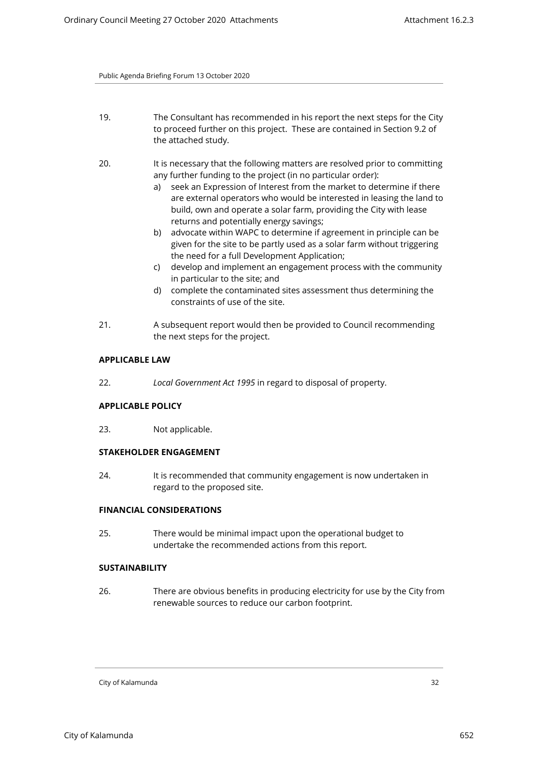19. The Consultant has recommended in his report the next steps for the City to proceed further on this project. These are contained in Section 9.2 of the attached study.

20. It is necessary that the following matters are resolved prior to committing any further funding to the project (in no particular order):
    a) seek an Expression of Interest from the market to determine if there are external operators who would be interested in leasing the land to build, own and operate a solar farm, providing the City with lease returns and potentially energy savings;
    b) advocate within WAPC to determine if agreement in principle can be given for the site to be partly used as a solar farm without triggering the need for a full Development Application;
    c) develop and implement an engagement process with the community in particular to the site; and
    d) complete the contaminated sites assessment thus determining the constraints of use of the site.

21. A subsequent report would then be provided to Council recommending the next steps for the project.

**APPLICABLE LAW**

22. *Local Government Act 1995* in regard to disposal of property.

**APPLICABLE POLICY**

23. Not applicable.

**STAKEHOLDER ENGAGEMENT**

24. It is recommended that community engagement is now undertaken in regard to the proposed site.

**FINANCIAL CONSIDERATIONS**

25. There would be minimal impact upon the operational budget to undertake the recommended actions from this report.

**SUSTAINABILITY**

26. There are obvious benefits in producing electricity for use by the City from renewable sources to reduce our carbon footprint.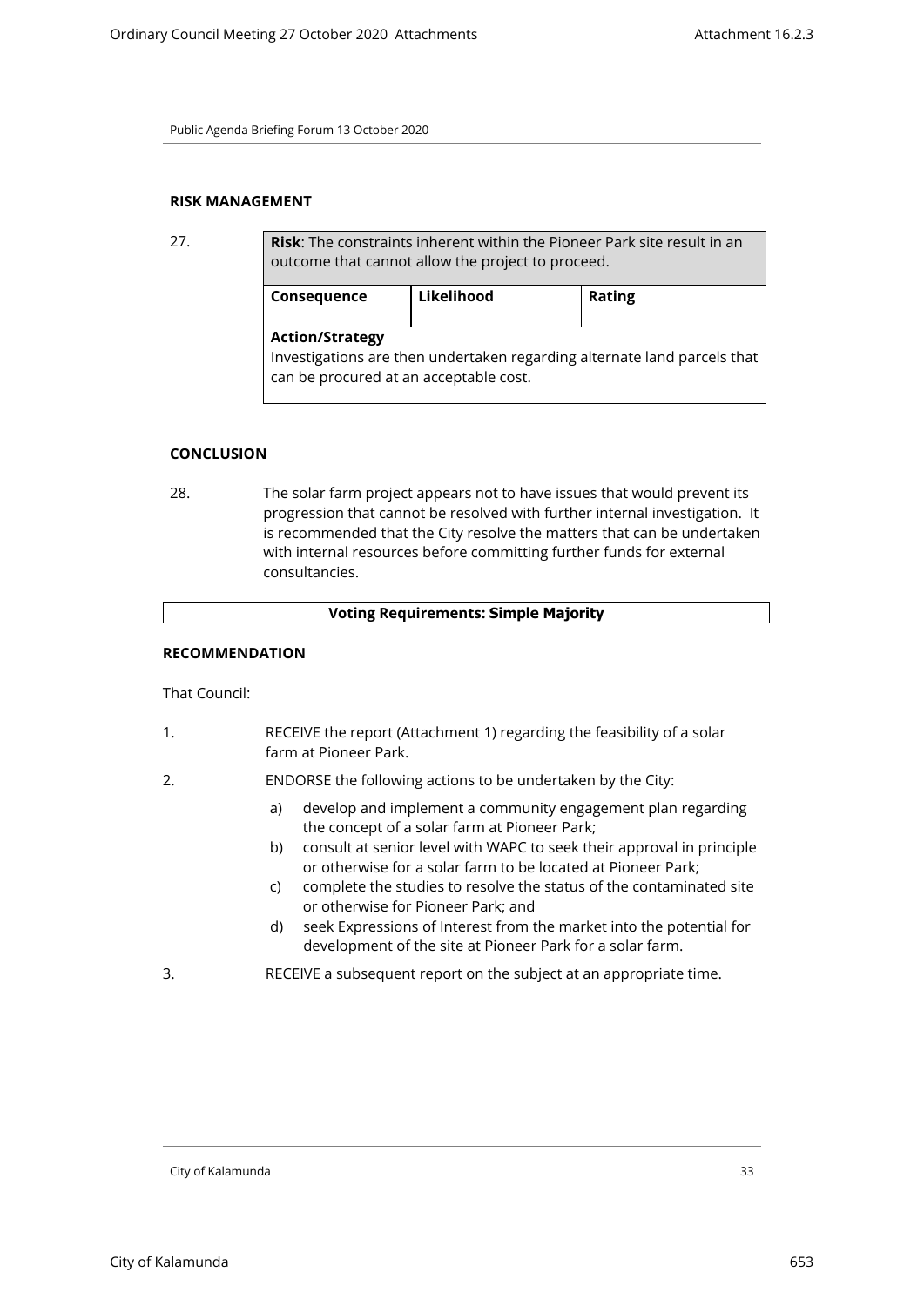## RISK MANAGEMENT

27.

| **Risk**: The constraints inherent within the Pioneer Park site result in an outcome that cannot allow the project to proceed. | | |
|---|---|---|
| **Consequence** | **Likelihood** | **Rating** |
| | | |
| **Action/Strategy** | | |
| Investigations are then undertaken regarding alternate land parcels that can be procured at an acceptable cost. | | |

## CONCLUSION

28. The solar farm project appears not to have issues that would prevent its progression that cannot be resolved with further internal investigation. It is recommended that the City resolve the matters that can be undertaken with internal resources before committing further funds for external consultancies.

**Voting Requirements: Simple Majority**

## RECOMMENDATION

That Council:

1. RECEIVE the report (Attachment 1) regarding the feasibility of a solar farm at Pioneer Park.
2. ENDORSE the following actions to be undertaken by the City:
   a) develop and implement a community engagement plan regarding the concept of a solar farm at Pioneer Park;
   b) consult at senior level with WAPC to seek their approval in principle or otherwise for a solar farm to be located at Pioneer Park;
   c) complete the studies to resolve the status of the contaminated site or otherwise for Pioneer Park; and
   d) seek Expressions of Interest from the market into the potential for development of the site at Pioneer Park for a solar farm.
3. RECEIVE a subsequent report on the subject at an appropriate time.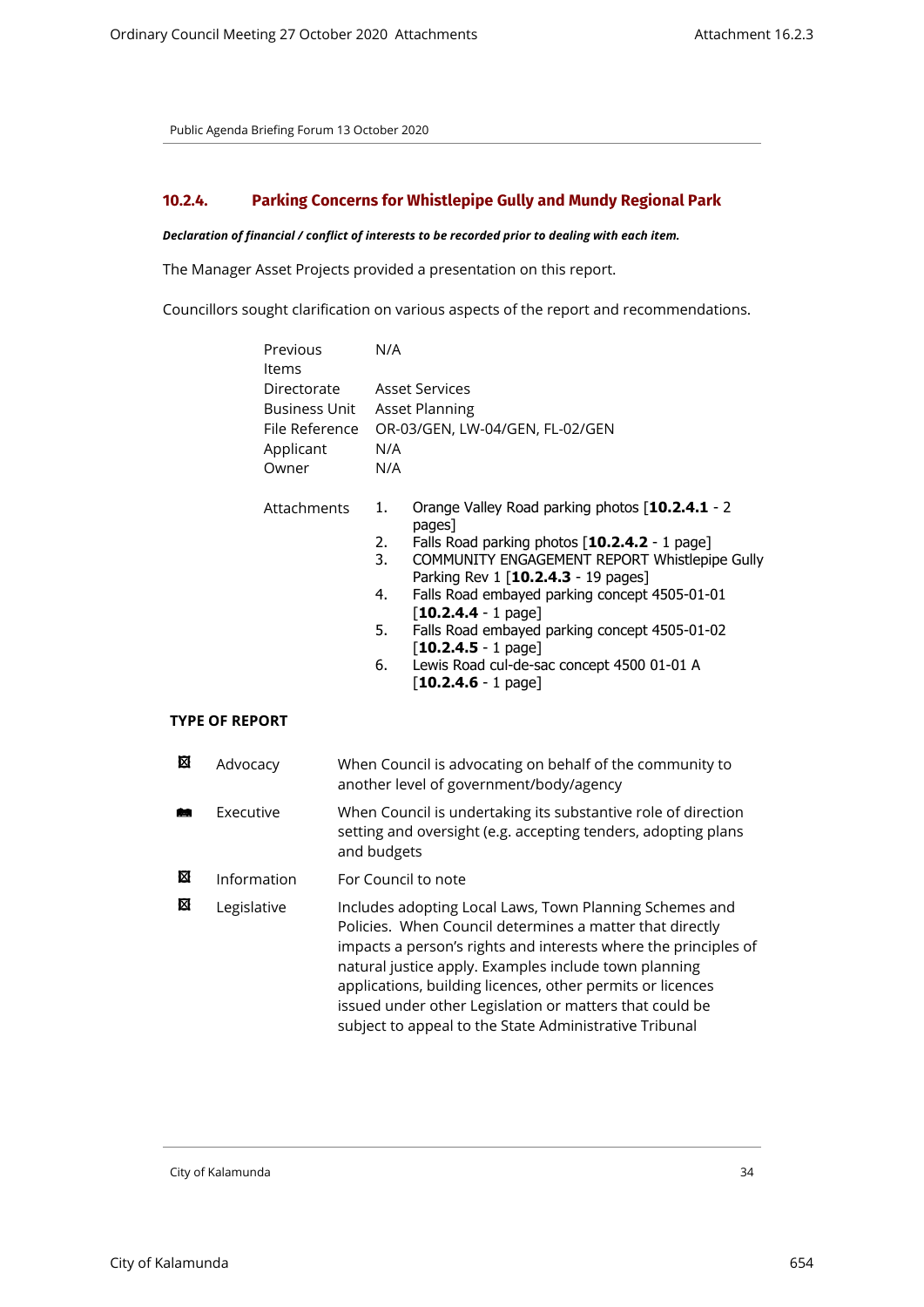Public Agenda Briefing Forum 13 October 2020

## 10.2.4. Parking Concerns for Whistlepipe Gully and Mundy Regional Park

***Declaration of financial / conflict of interests to be recorded prior to dealing with each item.***

The Manager Asset Projects provided a presentation on this report.

Councillors sought clarification on various aspects of the report and recommendations.

| | |
|---|---|
| Previous Items | N/A |
| Directorate | Asset Services |
| Business Unit | Asset Planning |
| File Reference | OR-03/GEN, LW-04/GEN, FL-02/GEN |
| Applicant | N/A |
| Owner | N/A |

Attachments

1. Orange Valley Road parking photos [**10.2.4.1** - 2 pages]
2. Falls Road parking photos [**10.2.4.2** - 1 page]
3. COMMUNITY ENGAGEMENT REPORT Whistlepipe Gully Parking Rev 1 [**10.2.4.3** - 19 pages]
4. Falls Road embayed parking concept 4505-01-01 [**10.2.4.4** - 1 page]
5. Falls Road embayed parking concept 4505-01-02 [**10.2.4.5** - 1 page]
6. Lewis Road cul-de-sac concept 4500 01-01 A [**10.2.4.6** - 1 page]

**TYPE OF REPORT**

| | | |
|---|---|---|
| ☒ | Advocacy | When Council is advocating on behalf of the community to another level of government/body/agency |
| ■ | Executive | When Council is undertaking its substantive role of direction setting and oversight (e.g. accepting tenders, adopting plans and budgets |
| ☒ | Information | For Council to note |
| ☒ | Legislative | Includes adopting Local Laws, Town Planning Schemes and Policies. When Council determines a matter that directly impacts a person's rights and interests where the principles of natural justice apply. Examples include town planning applications, building licences, other permits or licences issued under other Legislation or matters that could be subject to appeal to the State Administrative Tribunal |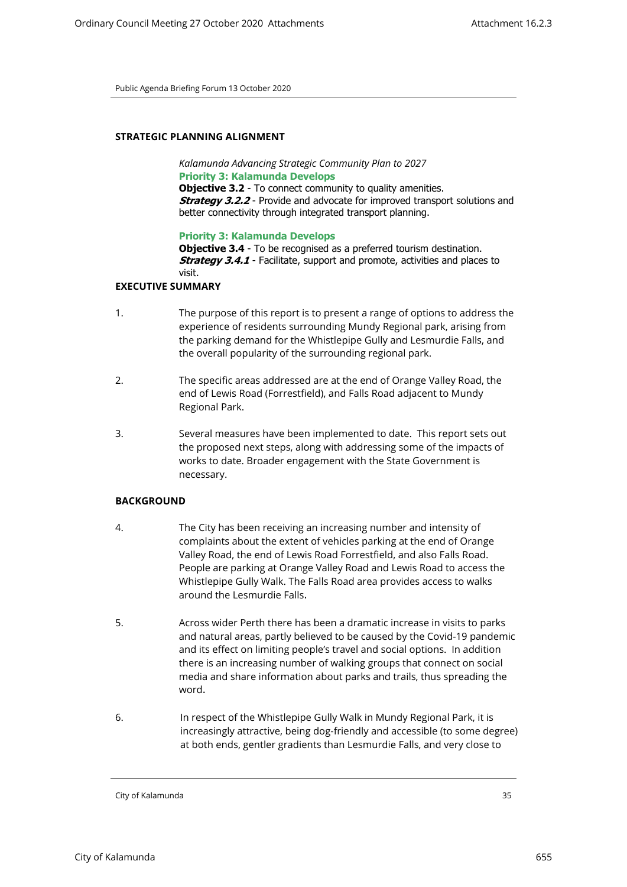## STRATEGIC PLANNING ALIGNMENT

*Kalamunda Advancing Strategic Community Plan to 2027*

**Priority 3: Kalamunda Develops**

**Objective 3.2** - To connect community to quality amenities.

***Strategy 3.2.2*** - Provide and advocate for improved transport solutions and better connectivity through integrated transport planning.

**Priority 3: Kalamunda Develops**

**Objective 3.4** - To be recognised as a preferred tourism destination.

***Strategy 3.4.1*** - Facilitate, support and promote, activities and places to visit.

## EXECUTIVE SUMMARY

1. The purpose of this report is to present a range of options to address the experience of residents surrounding Mundy Regional park, arising from the parking demand for the Whistlepipe Gully and Lesmurdie Falls, and the overall popularity of the surrounding regional park.

2. The specific areas addressed are at the end of Orange Valley Road, the end of Lewis Road (Forrestfield), and Falls Road adjacent to Mundy Regional Park.

3. Several measures have been implemented to date. This report sets out the proposed next steps, along with addressing some of the impacts of works to date. Broader engagement with the State Government is necessary.

## BACKGROUND

4. The City has been receiving an increasing number and intensity of complaints about the extent of vehicles parking at the end of Orange Valley Road, the end of Lewis Road Forrestfield, and also Falls Road. People are parking at Orange Valley Road and Lewis Road to access the Whistlepipe Gully Walk. The Falls Road area provides access to walks around the Lesmurdie Falls.

5. Across wider Perth there has been a dramatic increase in visits to parks and natural areas, partly believed to be caused by the Covid-19 pandemic and its effect on limiting people's travel and social options. In addition there is an increasing number of walking groups that connect on social media and share information about parks and trails, thus spreading the word.

6. In respect of the Whistlepipe Gully Walk in Mundy Regional Park, it is increasingly attractive, being dog-friendly and accessible (to some degree) at both ends, gentler gradients than Lesmurdie Falls, and very close to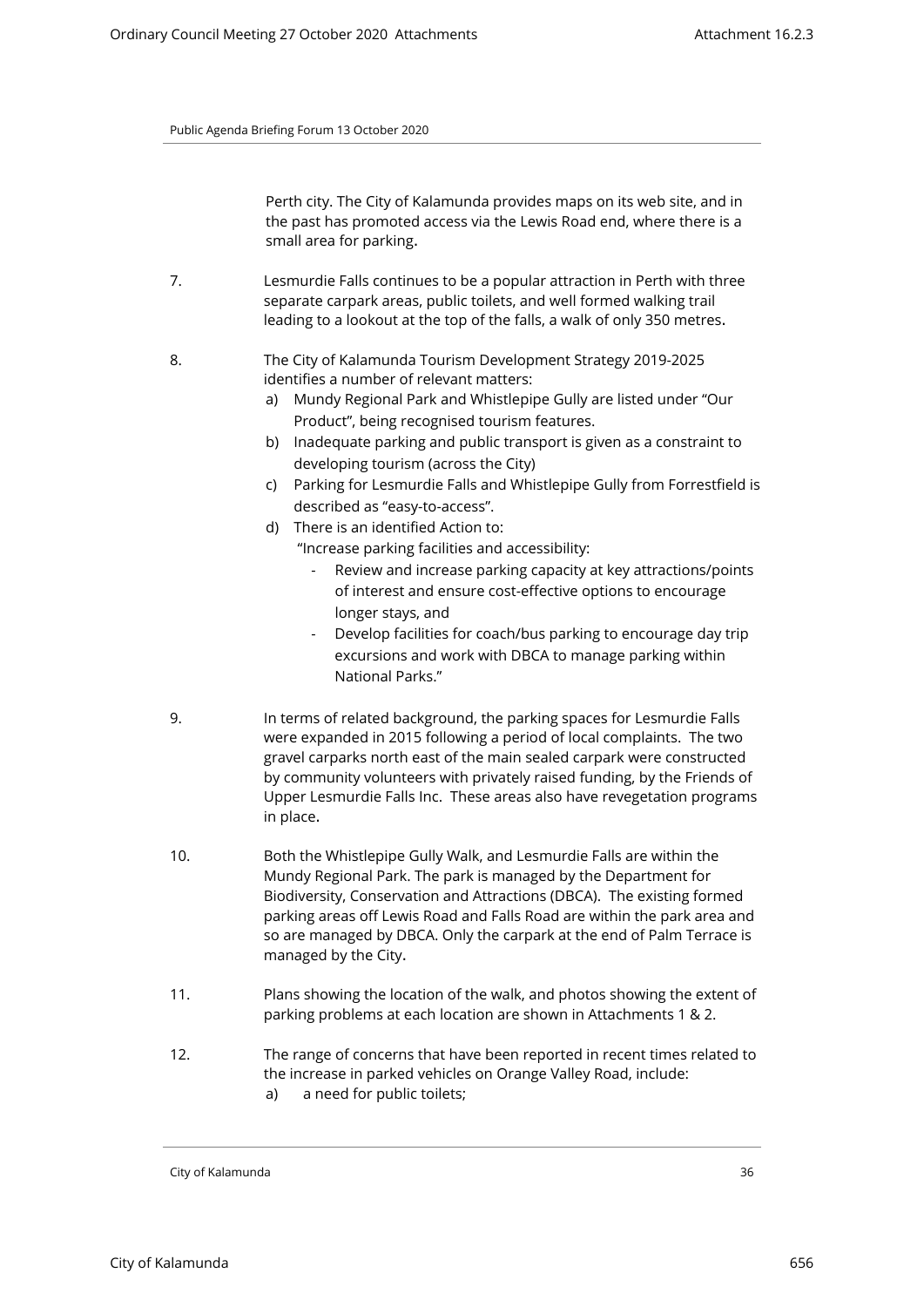Perth city. The City of Kalamunda provides maps on its web site, and in the past has promoted access via the Lewis Road end, where there is a small area for parking.

7. Lesmurdie Falls continues to be a popular attraction in Perth with three separate carpark areas, public toilets, and well formed walking trail leading to a lookout at the top of the falls, a walk of only 350 metres.

8. The City of Kalamunda Tourism Development Strategy 2019-2025 identifies a number of relevant matters:
   a) Mundy Regional Park and Whistlepipe Gully are listed under "Our Product", being recognised tourism features.
   b) Inadequate parking and public transport is given as a constraint to developing tourism (across the City)
   c) Parking for Lesmurdie Falls and Whistlepipe Gully from Forrestfield is described as "easy-to-access".
   d) There is an identified Action to:
      "Increase parking facilities and accessibility:
      - Review and increase parking capacity at key attractions/points of interest and ensure cost-effective options to encourage longer stays, and
      - Develop facilities for coach/bus parking to encourage day trip excursions and work with DBCA to manage parking within National Parks."

9. In terms of related background, the parking spaces for Lesmurdie Falls were expanded in 2015 following a period of local complaints. The two gravel carparks north east of the main sealed carpark were constructed by community volunteers with privately raised funding, by the Friends of Upper Lesmurdie Falls Inc. These areas also have revegetation programs in place.

10. Both the Whistlepipe Gully Walk, and Lesmurdie Falls are within the Mundy Regional Park. The park is managed by the Department for Biodiversity, Conservation and Attractions (DBCA). The existing formed parking areas off Lewis Road and Falls Road are within the park area and so are managed by DBCA. Only the carpark at the end of Palm Terrace is managed by the City.

11. Plans showing the location of the walk, and photos showing the extent of parking problems at each location are shown in Attachments 1 & 2.

12. The range of concerns that have been reported in recent times related to the increase in parked vehicles on Orange Valley Road, include:
   a) a need for public toilets;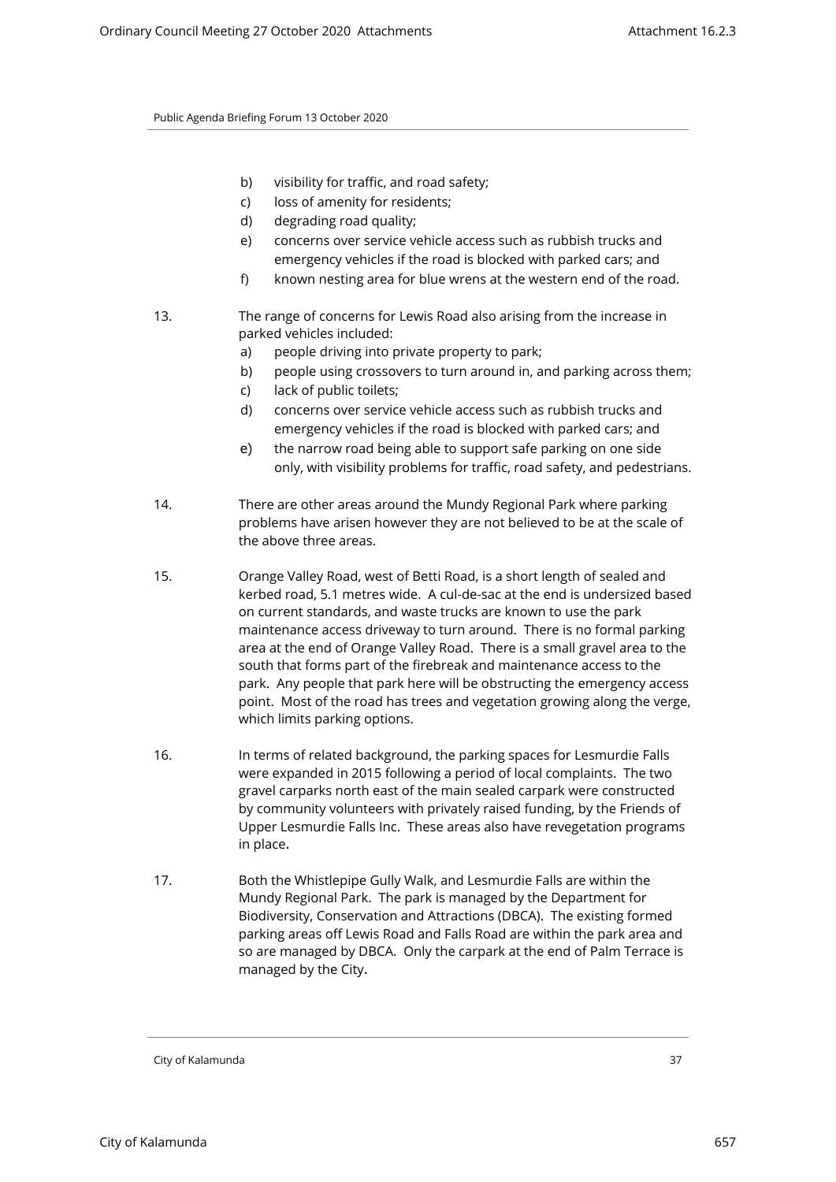b) visibility for traffic, and road safety;
c) loss of amenity for residents;
d) degrading road quality;
e) concerns over service vehicle access such as rubbish trucks and emergency vehicles if the road is blocked with parked cars; and
f) known nesting area for blue wrens at the western end of the road.

13. The range of concerns for Lewis Road also arising from the increase in parked vehicles included:
    a) people driving into private property to park;
    b) people using crossovers to turn around in, and parking across them;
    c) lack of public toilets;
    d) concerns over service vehicle access such as rubbish trucks and emergency vehicles if the road is blocked with parked cars; and
    e) the narrow road being able to support safe parking on one side only, with visibility problems for traffic, road safety, and pedestrians.

14. There are other areas around the Mundy Regional Park where parking problems have arisen however they are not believed to be at the scale of the above three areas.

15. Orange Valley Road, west of Betti Road, is a short length of sealed and kerbed road, 5.1 metres wide. A cul-de-sac at the end is undersized based on current standards, and waste trucks are known to use the park maintenance access driveway to turn around. There is no formal parking area at the end of Orange Valley Road. There is a small gravel area to the south that forms part of the firebreak and maintenance access to the park. Any people that park here will be obstructing the emergency access point. Most of the road has trees and vegetation growing along the verge, which limits parking options.

16. In terms of related background, the parking spaces for Lesmurdie Falls were expanded in 2015 following a period of local complaints. The two gravel carparks north east of the main sealed carpark were constructed by community volunteers with privately raised funding, by the Friends of Upper Lesmurdie Falls Inc. These areas also have revegetation programs in place.

17. Both the Whistlepipe Gully Walk, and Lesmurdie Falls are within the Mundy Regional Park. The park is managed by the Department for Biodiversity, Conservation and Attractions (DBCA). The existing formed parking areas off Lewis Road and Falls Road are within the park area and so are managed by DBCA. Only the carpark at the end of Palm Terrace is managed by the City.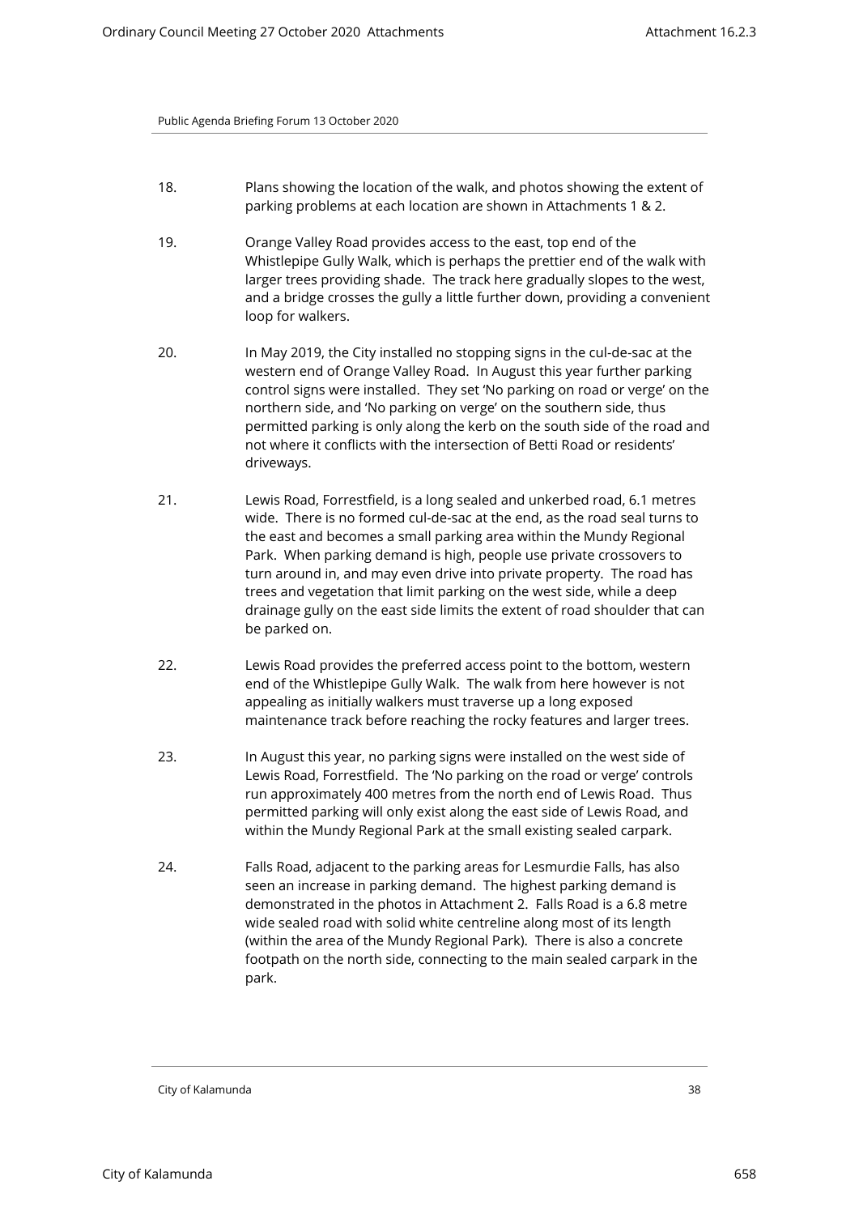18. Plans showing the location of the walk, and photos showing the extent of parking problems at each location are shown in Attachments 1 & 2.

19. Orange Valley Road provides access to the east, top end of the Whistlepipe Gully Walk, which is perhaps the prettier end of the walk with larger trees providing shade. The track here gradually slopes to the west, and a bridge crosses the gully a little further down, providing a convenient loop for walkers.

20. In May 2019, the City installed no stopping signs in the cul-de-sac at the western end of Orange Valley Road. In August this year further parking control signs were installed. They set 'No parking on road or verge' on the northern side, and 'No parking on verge' on the southern side, thus permitted parking is only along the kerb on the south side of the road and not where it conflicts with the intersection of Betti Road or residents' driveways.

21. Lewis Road, Forrestfield, is a long sealed and unkerbed road, 6.1 metres wide. There is no formed cul-de-sac at the end, as the road seal turns to the east and becomes a small parking area within the Mundy Regional Park. When parking demand is high, people use private crossovers to turn around in, and may even drive into private property. The road has trees and vegetation that limit parking on the west side, while a deep drainage gully on the east side limits the extent of road shoulder that can be parked on.

22. Lewis Road provides the preferred access point to the bottom, western end of the Whistlepipe Gully Walk. The walk from here however is not appealing as initially walkers must traverse up a long exposed maintenance track before reaching the rocky features and larger trees.

23. In August this year, no parking signs were installed on the west side of Lewis Road, Forrestfield. The 'No parking on the road or verge' controls run approximately 400 metres from the north end of Lewis Road. Thus permitted parking will only exist along the east side of Lewis Road, and within the Mundy Regional Park at the small existing sealed carpark.

24. Falls Road, adjacent to the parking areas for Lesmurdie Falls, has also seen an increase in parking demand. The highest parking demand is demonstrated in the photos in Attachment 2. Falls Road is a 6.8 metre wide sealed road with solid white centreline along most of its length (within the area of the Mundy Regional Park). There is also a concrete footpath on the north side, connecting to the main sealed carpark in the park.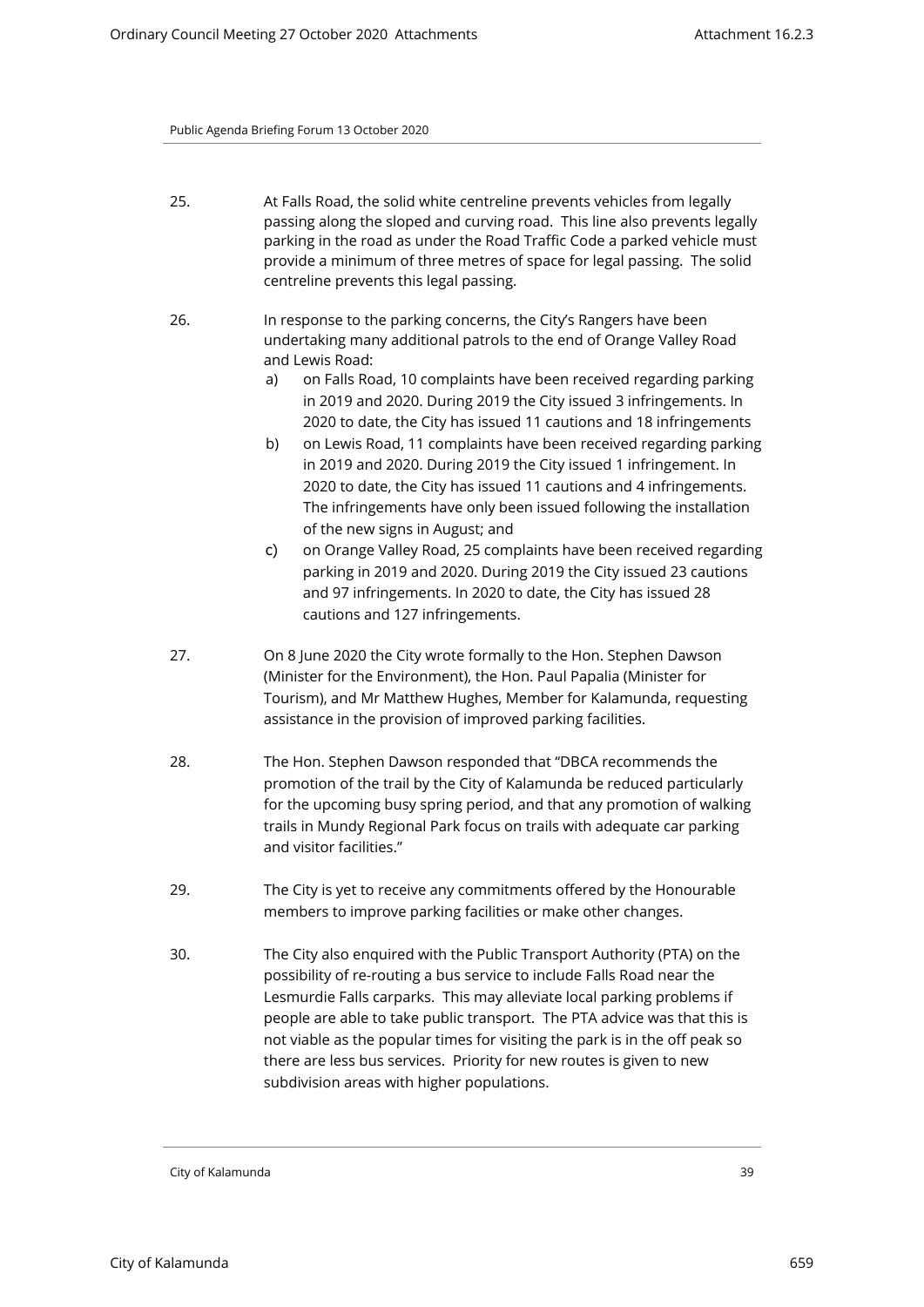25. At Falls Road, the solid white centreline prevents vehicles from legally passing along the sloped and curving road. This line also prevents legally parking in the road as under the Road Traffic Code a parked vehicle must provide a minimum of three metres of space for legal passing. The solid centreline prevents this legal passing.

26. In response to the parking concerns, the City's Rangers have been undertaking many additional patrols to the end of Orange Valley Road and Lewis Road:
    a) on Falls Road, 10 complaints have been received regarding parking in 2019 and 2020. During 2019 the City issued 3 infringements. In 2020 to date, the City has issued 11 cautions and 18 infringements
    b) on Lewis Road, 11 complaints have been received regarding parking in 2019 and 2020. During 2019 the City issued 1 infringement. In 2020 to date, the City has issued 11 cautions and 4 infringements. The infringements have only been issued following the installation of the new signs in August; and
    c) on Orange Valley Road, 25 complaints have been received regarding parking in 2019 and 2020. During 2019 the City issued 23 cautions and 97 infringements. In 2020 to date, the City has issued 28 cautions and 127 infringements.

27. On 8 June 2020 the City wrote formally to the Hon. Stephen Dawson (Minister for the Environment), the Hon. Paul Papalia (Minister for Tourism), and Mr Matthew Hughes, Member for Kalamunda, requesting assistance in the provision of improved parking facilities.

28. The Hon. Stephen Dawson responded that "DBCA recommends the promotion of the trail by the City of Kalamunda be reduced particularly for the upcoming busy spring period, and that any promotion of walking trails in Mundy Regional Park focus on trails with adequate car parking and visitor facilities."

29. The City is yet to receive any commitments offered by the Honourable members to improve parking facilities or make other changes.

30. The City also enquired with the Public Transport Authority (PTA) on the possibility of re-routing a bus service to include Falls Road near the Lesmurdie Falls carparks. This may alleviate local parking problems if people are able to take public transport. The PTA advice was that this is not viable as the popular times for visiting the park is in the off peak so there are less bus services. Priority for new routes is given to new subdivision areas with higher populations.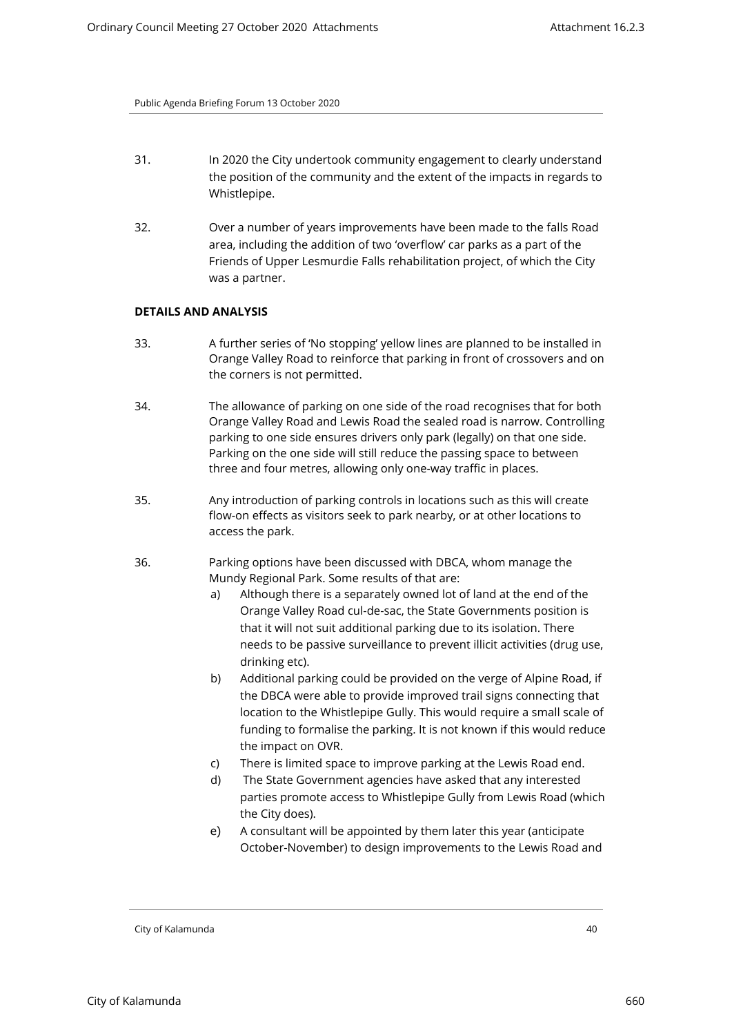31. In 2020 the City undertook community engagement to clearly understand the position of the community and the extent of the impacts in regards to Whistlepipe.

32. Over a number of years improvements have been made to the falls Road area, including the addition of two 'overflow' car parks as a part of the Friends of Upper Lesmurdie Falls rehabilitation project, of which the City was a partner.

**DETAILS AND ANALYSIS**

33. A further series of 'No stopping' yellow lines are planned to be installed in Orange Valley Road to reinforce that parking in front of crossovers and on the corners is not permitted.

34. The allowance of parking on one side of the road recognises that for both Orange Valley Road and Lewis Road the sealed road is narrow. Controlling parking to one side ensures drivers only park (legally) on that one side. Parking on the one side will still reduce the passing space to between three and four metres, allowing only one-way traffic in places.

35. Any introduction of parking controls in locations such as this will create flow-on effects as visitors seek to park nearby, or at other locations to access the park.

36. Parking options have been discussed with DBCA, whom manage the Mundy Regional Park. Some results of that are:
    a) Although there is a separately owned lot of land at the end of the Orange Valley Road cul-de-sac, the State Governments position is that it will not suit additional parking due to its isolation. There needs to be passive surveillance to prevent illicit activities (drug use, drinking etc).
    b) Additional parking could be provided on the verge of Alpine Road, if the DBCA were able to provide improved trail signs connecting that location to the Whistlepipe Gully. This would require a small scale of funding to formalise the parking. It is not known if this would reduce the impact on OVR.
    c) There is limited space to improve parking at the Lewis Road end.
    d) The State Government agencies have asked that any interested parties promote access to Whistlepipe Gully from Lewis Road (which the City does).
    e) A consultant will be appointed by them later this year (anticipate October-November) to design improvements to the Lewis Road and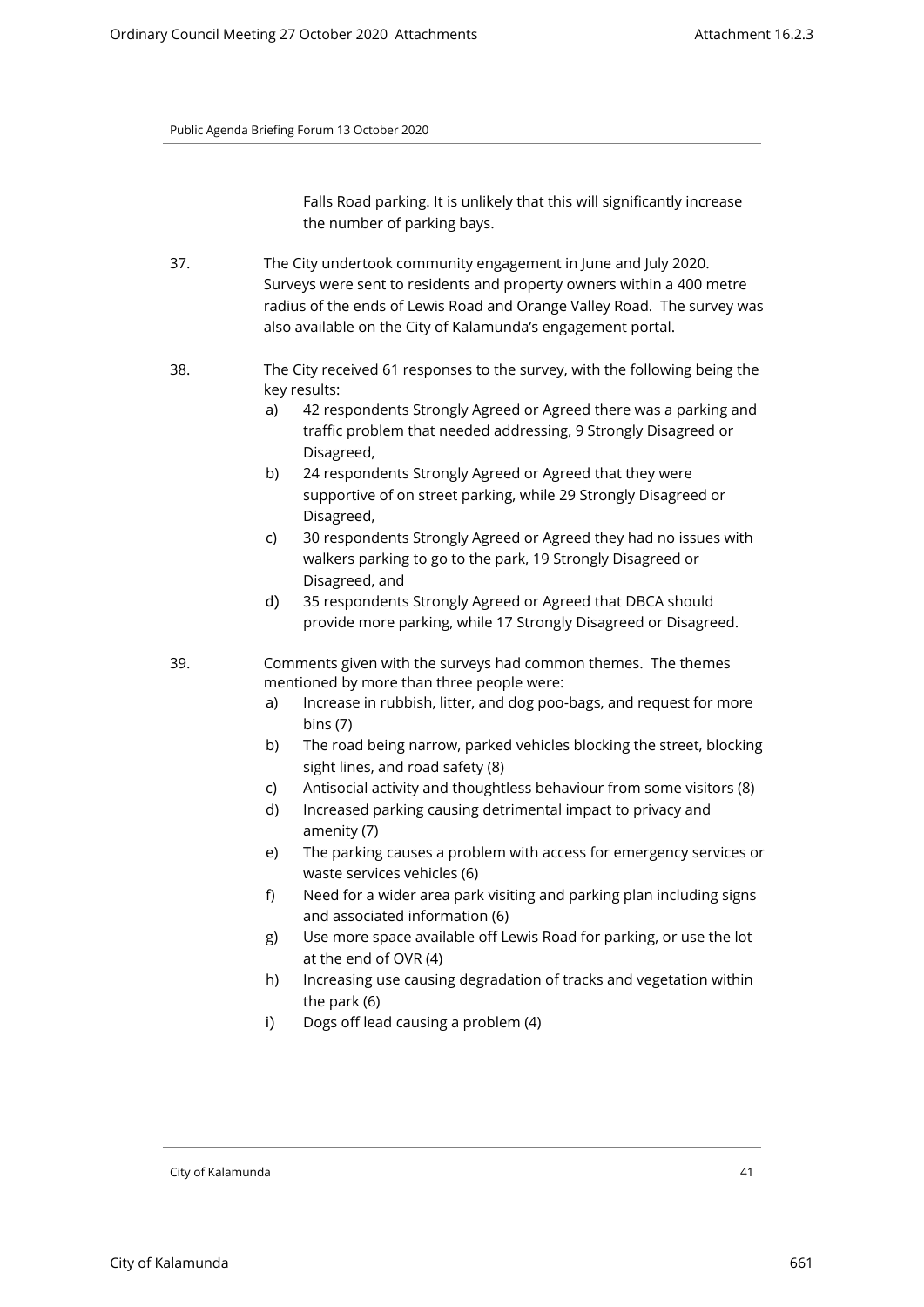Falls Road parking. It is unlikely that this will significantly increase the number of parking bays.

37. The City undertook community engagement in June and July 2020. Surveys were sent to residents and property owners within a 400 metre radius of the ends of Lewis Road and Orange Valley Road. The survey was also available on the City of Kalamunda's engagement portal.

38. The City received 61 responses to the survey, with the following being the key results:
    a) 42 respondents Strongly Agreed or Agreed there was a parking and traffic problem that needed addressing, 9 Strongly Disagreed or Disagreed,
    b) 24 respondents Strongly Agreed or Agreed that they were supportive of on street parking, while 29 Strongly Disagreed or Disagreed,
    c) 30 respondents Strongly Agreed or Agreed they had no issues with walkers parking to go to the park, 19 Strongly Disagreed or Disagreed, and
    d) 35 respondents Strongly Agreed or Agreed that DBCA should provide more parking, while 17 Strongly Disagreed or Disagreed.

39. Comments given with the surveys had common themes. The themes mentioned by more than three people were:
    a) Increase in rubbish, litter, and dog poo-bags, and request for more bins (7)
    b) The road being narrow, parked vehicles blocking the street, blocking sight lines, and road safety (8)
    c) Antisocial activity and thoughtless behaviour from some visitors (8)
    d) Increased parking causing detrimental impact to privacy and amenity (7)
    e) The parking causes a problem with access for emergency services or waste services vehicles (6)
    f) Need for a wider area park visiting and parking plan including signs and associated information (6)
    g) Use more space available off Lewis Road for parking, or use the lot at the end of OVR (4)
    h) Increasing use causing degradation of tracks and vegetation within the park (6)
    i) Dogs off lead causing a problem (4)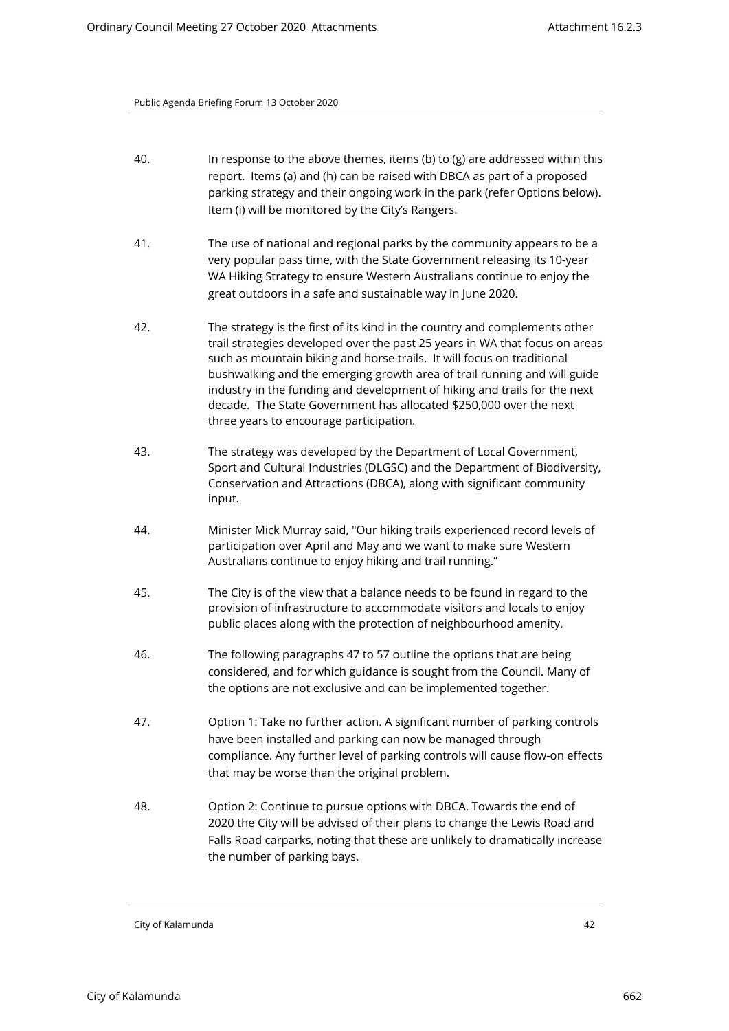40. In response to the above themes, items (b) to (g) are addressed within this report. Items (a) and (h) can be raised with DBCA as part of a proposed parking strategy and their ongoing work in the park (refer Options below). Item (i) will be monitored by the City's Rangers.

41. The use of national and regional parks by the community appears to be a very popular pass time, with the State Government releasing its 10-year WA Hiking Strategy to ensure Western Australians continue to enjoy the great outdoors in a safe and sustainable way in June 2020.

42. The strategy is the first of its kind in the country and complements other trail strategies developed over the past 25 years in WA that focus on areas such as mountain biking and horse trails. It will focus on traditional bushwalking and the emerging growth area of trail running and will guide industry in the funding and development of hiking and trails for the next decade. The State Government has allocated $250,000 over the next three years to encourage participation.

43. The strategy was developed by the Department of Local Government, Sport and Cultural Industries (DLGSC) and the Department of Biodiversity, Conservation and Attractions (DBCA), along with significant community input.

44. Minister Mick Murray said, "Our hiking trails experienced record levels of participation over April and May and we want to make sure Western Australians continue to enjoy hiking and trail running."

45. The City is of the view that a balance needs to be found in regard to the provision of infrastructure to accommodate visitors and locals to enjoy public places along with the protection of neighbourhood amenity.

46. The following paragraphs 47 to 57 outline the options that are being considered, and for which guidance is sought from the Council. Many of the options are not exclusive and can be implemented together.

47. Option 1: Take no further action. A significant number of parking controls have been installed and parking can now be managed through compliance. Any further level of parking controls will cause flow-on effects that may be worse than the original problem.

48. Option 2: Continue to pursue options with DBCA. Towards the end of 2020 the City will be advised of their plans to change the Lewis Road and Falls Road carparks, noting that these are unlikely to dramatically increase the number of parking bays.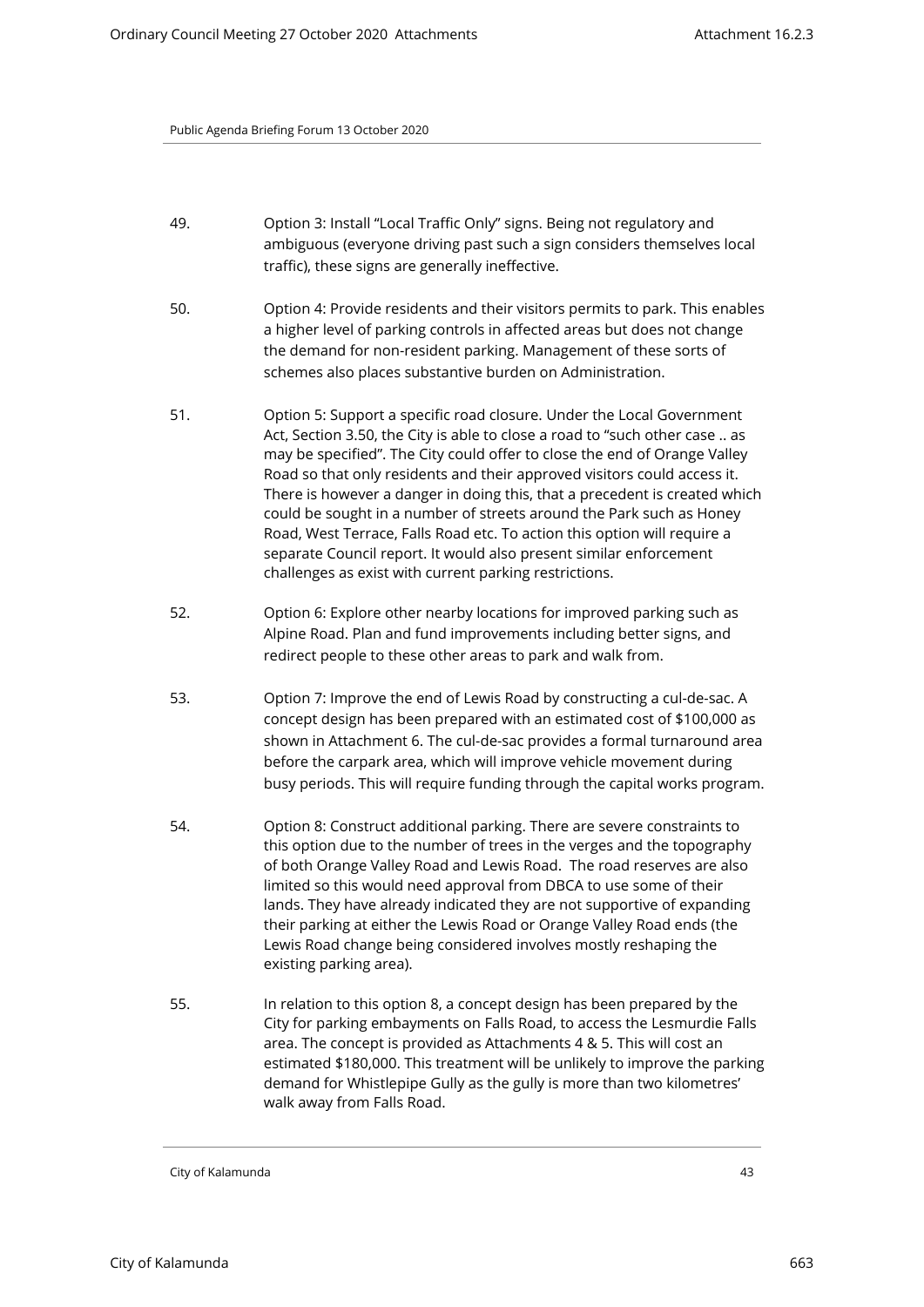49. Option 3: Install "Local Traffic Only" signs. Being not regulatory and ambiguous (everyone driving past such a sign considers themselves local traffic), these signs are generally ineffective.

50. Option 4: Provide residents and their visitors permits to park. This enables a higher level of parking controls in affected areas but does not change the demand for non-resident parking. Management of these sorts of schemes also places substantive burden on Administration.

51. Option 5: Support a specific road closure. Under the Local Government Act, Section 3.50, the City is able to close a road to "such other case .. as may be specified". The City could offer to close the end of Orange Valley Road so that only residents and their approved visitors could access it. There is however a danger in doing this, that a precedent is created which could be sought in a number of streets around the Park such as Honey Road, West Terrace, Falls Road etc. To action this option will require a separate Council report. It would also present similar enforcement challenges as exist with current parking restrictions.

52. Option 6: Explore other nearby locations for improved parking such as Alpine Road. Plan and fund improvements including better signs, and redirect people to these other areas to park and walk from.

53. Option 7: Improve the end of Lewis Road by constructing a cul-de-sac. A concept design has been prepared with an estimated cost of $100,000 as shown in Attachment 6. The cul-de-sac provides a formal turnaround area before the carpark area, which will improve vehicle movement during busy periods. This will require funding through the capital works program.

54. Option 8: Construct additional parking. There are severe constraints to this option due to the number of trees in the verges and the topography of both Orange Valley Road and Lewis Road. The road reserves are also limited so this would need approval from DBCA to use some of their lands. They have already indicated they are not supportive of expanding their parking at either the Lewis Road or Orange Valley Road ends (the Lewis Road change being considered involves mostly reshaping the existing parking area).

55. In relation to this option 8, a concept design has been prepared by the City for parking embayments on Falls Road, to access the Lesmurdie Falls area. The concept is provided as Attachments 4 & 5. This will cost an estimated $180,000. This treatment will be unlikely to improve the parking demand for Whistlepipe Gully as the gully is more than two kilometres' walk away from Falls Road.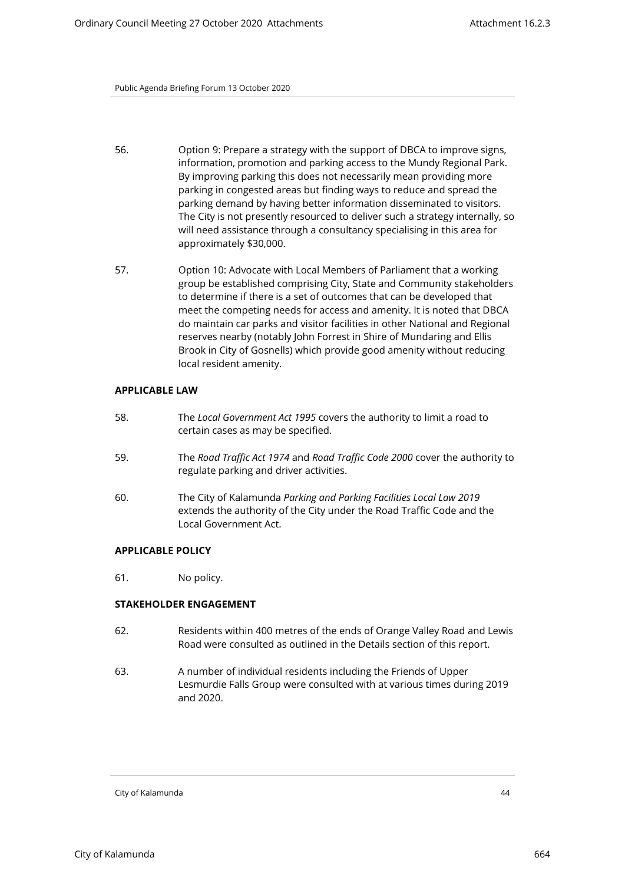56. Option 9: Prepare a strategy with the support of DBCA to improve signs, information, promotion and parking access to the Mundy Regional Park. By improving parking this does not necessarily mean providing more parking in congested areas but finding ways to reduce and spread the parking demand by having better information disseminated to visitors. The City is not presently resourced to deliver such a strategy internally, so will need assistance through a consultancy specialising in this area for approximately $30,000.

57. Option 10: Advocate with Local Members of Parliament that a working group be established comprising City, State and Community stakeholders to determine if there is a set of outcomes that can be developed that meet the competing needs for access and amenity. It is noted that DBCA do maintain car parks and visitor facilities in other National and Regional reserves nearby (notably John Forrest in Shire of Mundaring and Ellis Brook in City of Gosnells) which provide good amenity without reducing local resident amenity.

**APPLICABLE LAW**

58. The *Local Government Act 1995* covers the authority to limit a road to certain cases as may be specified.

59. The *Road Traffic Act 1974* and *Road Traffic Code 2000* cover the authority to regulate parking and driver activities.

60. The City of Kalamunda *Parking and Parking Facilities Local Law 2019* extends the authority of the City under the Road Traffic Code and the Local Government Act.

**APPLICABLE POLICY**

61. No policy.

**STAKEHOLDER ENGAGEMENT**

62. Residents within 400 metres of the ends of Orange Valley Road and Lewis Road were consulted as outlined in the Details section of this report.

63. A number of individual residents including the Friends of Upper Lesmurdie Falls Group were consulted with at various times during 2019 and 2020.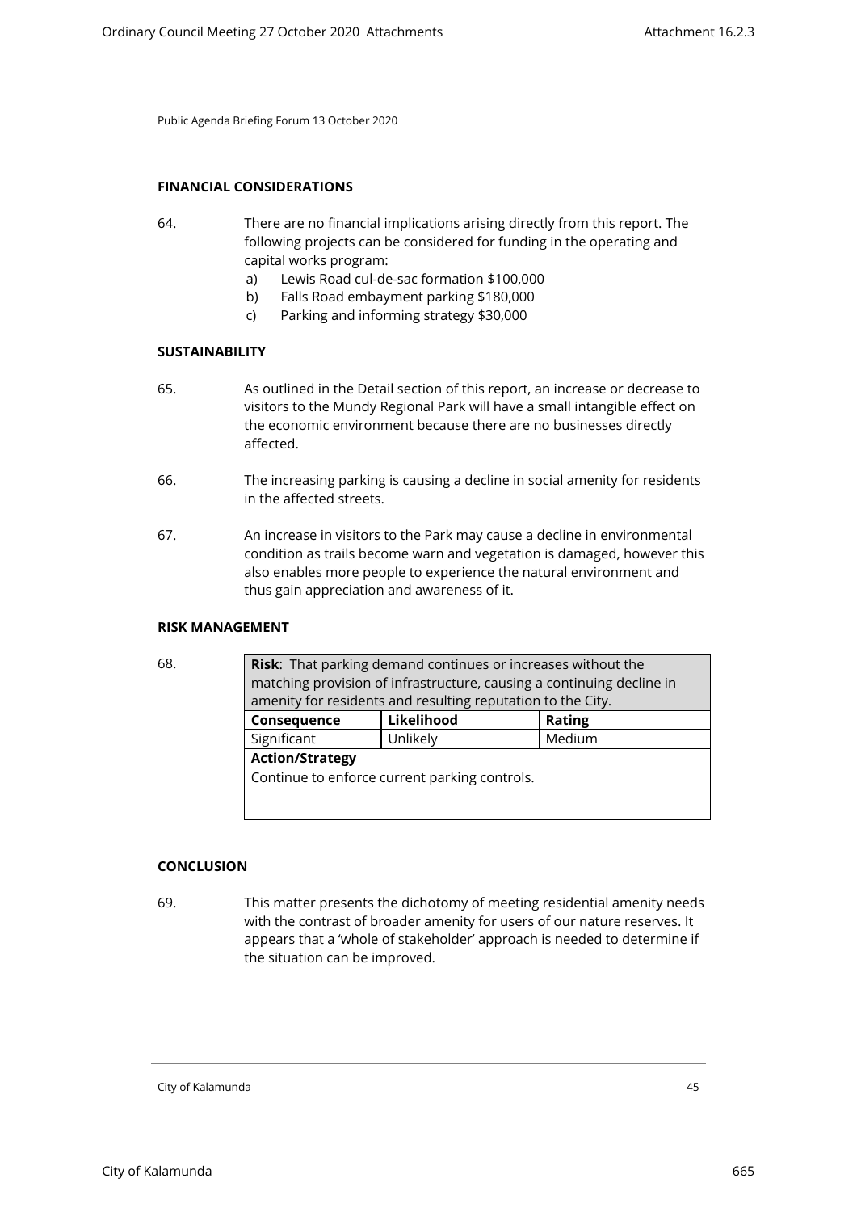## FINANCIAL CONSIDERATIONS

64. There are no financial implications arising directly from this report. The following projects can be considered for funding in the operating and capital works program:
    a) Lewis Road cul-de-sac formation $100,000
    b) Falls Road embayment parking $180,000
    c) Parking and informing strategy $30,000

## SUSTAINABILITY

65. As outlined in the Detail section of this report, an increase or decrease to visitors to the Mundy Regional Park will have a small intangible effect on the economic environment because there are no businesses directly affected.

66. The increasing parking is causing a decline in social amenity for residents in the affected streets.

67. An increase in visitors to the Park may cause a decline in environmental condition as trails become warn and vegetation is damaged, however this also enables more people to experience the natural environment and thus gain appreciation and awareness of it.

## RISK MANAGEMENT

68.

| **Risk**: That parking demand continues or increases without the matching provision of infrastructure, causing a continuing decline in amenity for residents and resulting reputation to the City. | | |
|---|---|---|
| **Consequence** | **Likelihood** | **Rating** |
| Significant | Unlikely | Medium |
| **Action/Strategy** | | |
| Continue to enforce current parking controls. | | |

## CONCLUSION

69. This matter presents the dichotomy of meeting residential amenity needs with the contrast of broader amenity for users of our nature reserves. It appears that a 'whole of stakeholder' approach is needed to determine if the situation can be improved.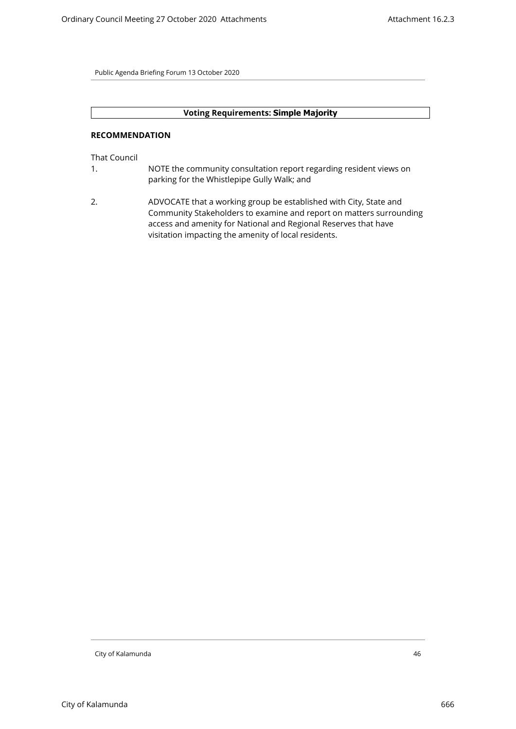**Voting Requirements: Simple Majority**

**RECOMMENDATION**

That Council

1. NOTE the community consultation report regarding resident views on parking for the Whistlepipe Gully Walk; and

2. ADVOCATE that a working group be established with City, State and Community Stakeholders to examine and report on matters surrounding access and amenity for National and Regional Reserves that have visitation impacting the amenity of local residents.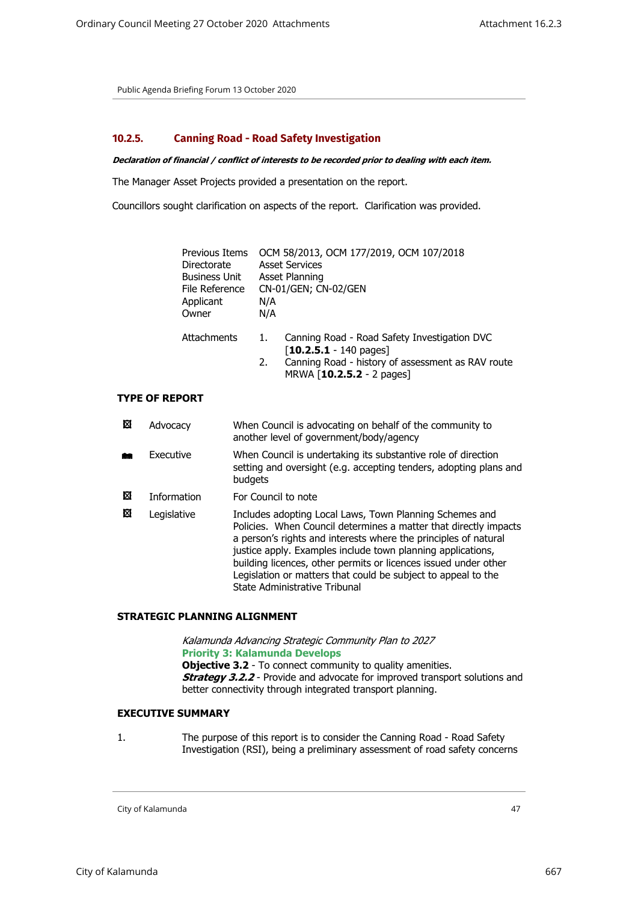Public Agenda Briefing Forum 13 October 2020

## 10.2.5. Canning Road - Road Safety Investigation

***Declaration of financial / conflict of interests to be recorded prior to dealing with each item.***

The Manager Asset Projects provided a presentation on the report.

Councillors sought clarification on aspects of the report. Clarification was provided.

| | |
|---|---|
| Previous Items | OCM 58/2013, OCM 177/2019, OCM 107/2018 |
| Directorate | Asset Services |
| Business Unit | Asset Planning |
| File Reference | CN-01/GEN; CN-02/GEN |
| Applicant | N/A |
| Owner | N/A |

Attachments

1. Canning Road - Road Safety Investigation DVC [**10.2.5.1** - 140 pages]
2. Canning Road - history of assessment as RAV route MRWA [**10.2.5.2** - 2 pages]

**TYPE OF REPORT**

| | | |
|---|---|---|
| ☒ | Advocacy | When Council is advocating on behalf of the community to another level of government/body/agency |
| ■ | Executive | When Council is undertaking its substantive role of direction setting and oversight (e.g. accepting tenders, adopting plans and budgets |
| ☒ | Information | For Council to note |
| ☒ | Legislative | Includes adopting Local Laws, Town Planning Schemes and Policies. When Council determines a matter that directly impacts a person's rights and interests where the principles of natural justice apply. Examples include town planning applications, building licences, other permits or licences issued under other Legislation or matters that could be subject to appeal to the State Administrative Tribunal |

**STRATEGIC PLANNING ALIGNMENT**

*Kalamunda Advancing Strategic Community Plan to 2027*
**Priority 3: Kalamunda Develops**
**Objective 3.2** - To connect community to quality amenities.
***Strategy 3.2.2*** - Provide and advocate for improved transport solutions and better connectivity through integrated transport planning.

**EXECUTIVE SUMMARY**

1. The purpose of this report is to consider the Canning Road - Road Safety Investigation (RSI), being a preliminary assessment of road safety concerns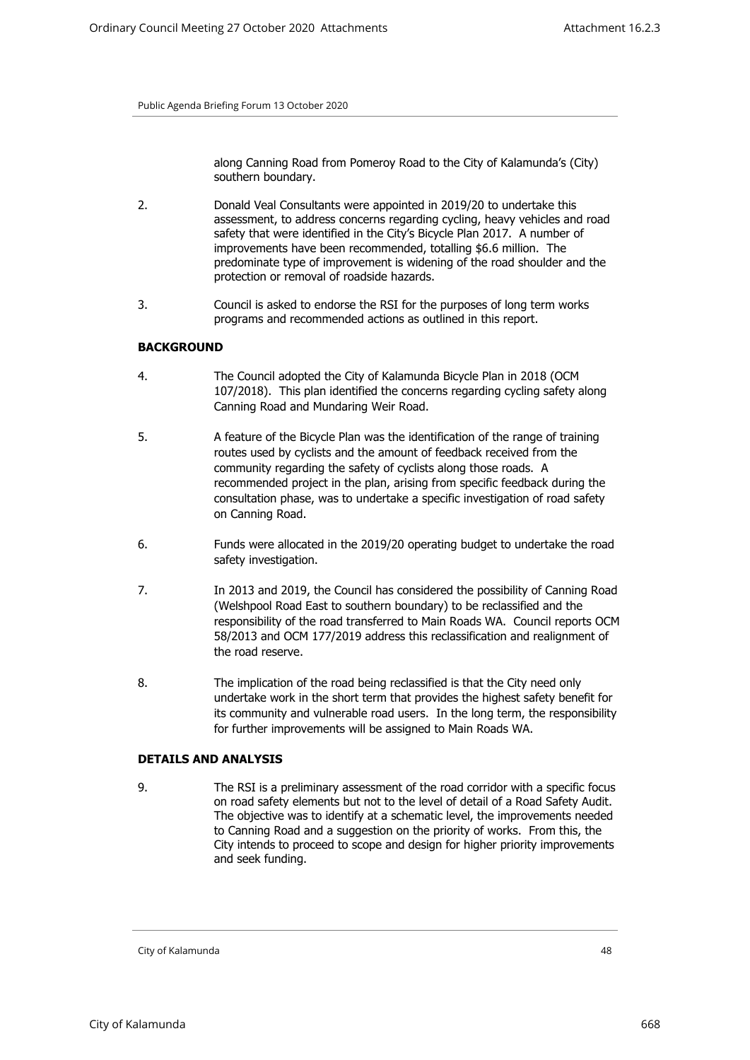along Canning Road from Pomeroy Road to the City of Kalamunda's (City) southern boundary.

2. Donald Veal Consultants were appointed in 2019/20 to undertake this assessment, to address concerns regarding cycling, heavy vehicles and road safety that were identified in the City's Bicycle Plan 2017. A number of improvements have been recommended, totalling $6.6 million. The predominate type of improvement is widening of the road shoulder and the protection or removal of roadside hazards.

3. Council is asked to endorse the RSI for the purposes of long term works programs and recommended actions as outlined in this report.

**BACKGROUND**

4. The Council adopted the City of Kalamunda Bicycle Plan in 2018 (OCM 107/2018). This plan identified the concerns regarding cycling safety along Canning Road and Mundaring Weir Road.

5. A feature of the Bicycle Plan was the identification of the range of training routes used by cyclists and the amount of feedback received from the community regarding the safety of cyclists along those roads. A recommended project in the plan, arising from specific feedback during the consultation phase, was to undertake a specific investigation of road safety on Canning Road.

6. Funds were allocated in the 2019/20 operating budget to undertake the road safety investigation.

7. In 2013 and 2019, the Council has considered the possibility of Canning Road (Welshpool Road East to southern boundary) to be reclassified and the responsibility of the road transferred to Main Roads WA. Council reports OCM 58/2013 and OCM 177/2019 address this reclassification and realignment of the road reserve.

8. The implication of the road being reclassified is that the City need only undertake work in the short term that provides the highest safety benefit for its community and vulnerable road users. In the long term, the responsibility for further improvements will be assigned to Main Roads WA.

**DETAILS AND ANALYSIS**

9. The RSI is a preliminary assessment of the road corridor with a specific focus on road safety elements but not to the level of detail of a Road Safety Audit. The objective was to identify at a schematic level, the improvements needed to Canning Road and a suggestion on the priority of works. From this, the City intends to proceed to scope and design for higher priority improvements and seek funding.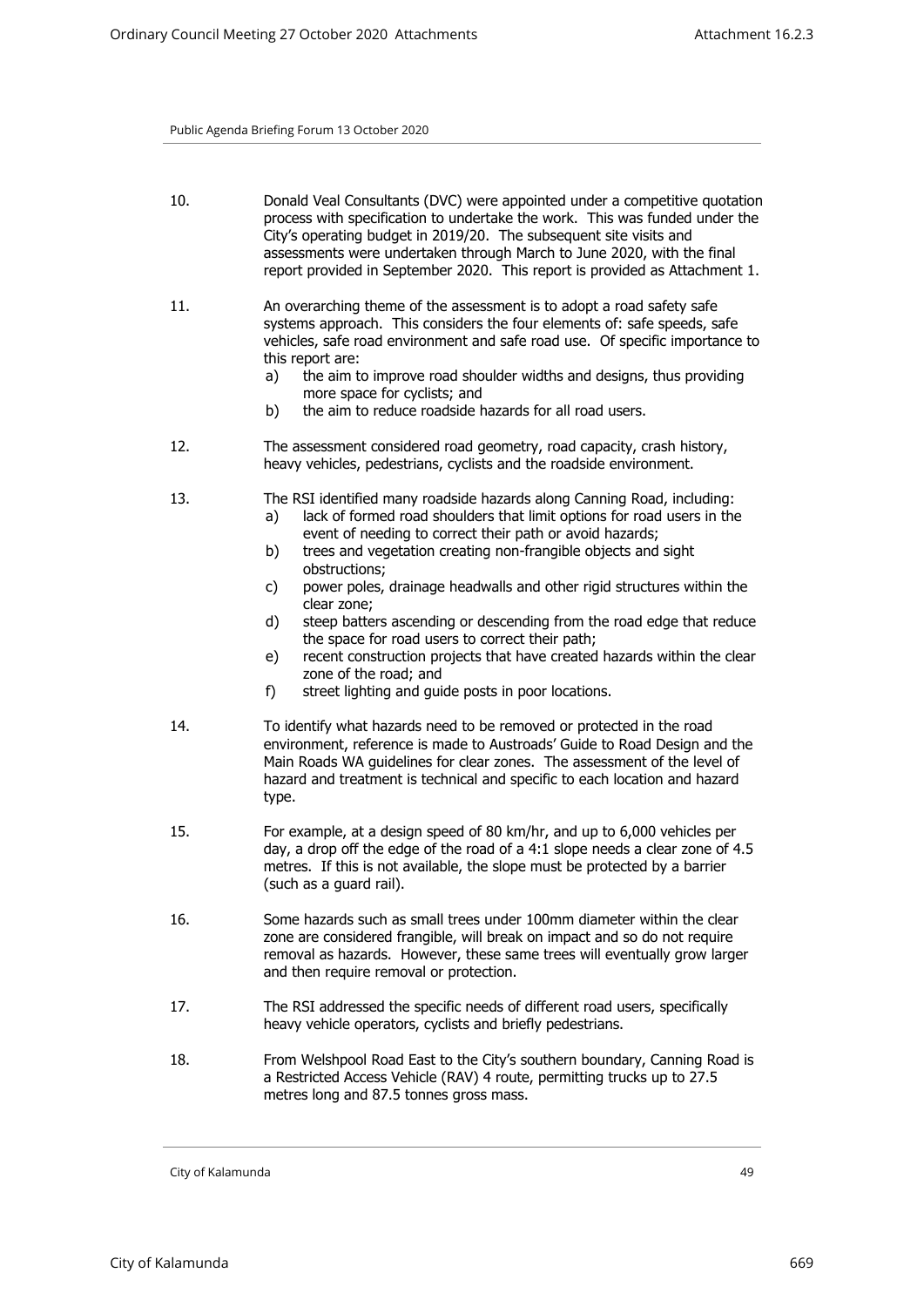10. Donald Veal Consultants (DVC) were appointed under a competitive quotation process with specification to undertake the work. This was funded under the City's operating budget in 2019/20. The subsequent site visits and assessments were undertaken through March to June 2020, with the final report provided in September 2020. This report is provided as Attachment 1.

11. An overarching theme of the assessment is to adopt a road safety safe systems approach. This considers the four elements of: safe speeds, safe vehicles, safe road environment and safe road use. Of specific importance to this report are:
    a) the aim to improve road shoulder widths and designs, thus providing more space for cyclists; and
    b) the aim to reduce roadside hazards for all road users.

12. The assessment considered road geometry, road capacity, crash history, heavy vehicles, pedestrians, cyclists and the roadside environment.

13. The RSI identified many roadside hazards along Canning Road, including:
    a) lack of formed road shoulders that limit options for road users in the event of needing to correct their path or avoid hazards;
    b) trees and vegetation creating non-frangible objects and sight obstructions;
    c) power poles, drainage headwalls and other rigid structures within the clear zone;
    d) steep batters ascending or descending from the road edge that reduce the space for road users to correct their path;
    e) recent construction projects that have created hazards within the clear zone of the road; and
    f) street lighting and guide posts in poor locations.

14. To identify what hazards need to be removed or protected in the road environment, reference is made to Austroads' Guide to Road Design and the Main Roads WA guidelines for clear zones. The assessment of the level of hazard and treatment is technical and specific to each location and hazard type.

15. For example, at a design speed of 80 km/hr, and up to 6,000 vehicles per day, a drop off the edge of the road of a 4:1 slope needs a clear zone of 4.5 metres. If this is not available, the slope must be protected by a barrier (such as a guard rail).

16. Some hazards such as small trees under 100mm diameter within the clear zone are considered frangible, will break on impact and so do not require removal as hazards. However, these same trees will eventually grow larger and then require removal or protection.

17. The RSI addressed the specific needs of different road users, specifically heavy vehicle operators, cyclists and briefly pedestrians.

18. From Welshpool Road East to the City's southern boundary, Canning Road is a Restricted Access Vehicle (RAV) 4 route, permitting trucks up to 27.5 metres long and 87.5 tonnes gross mass.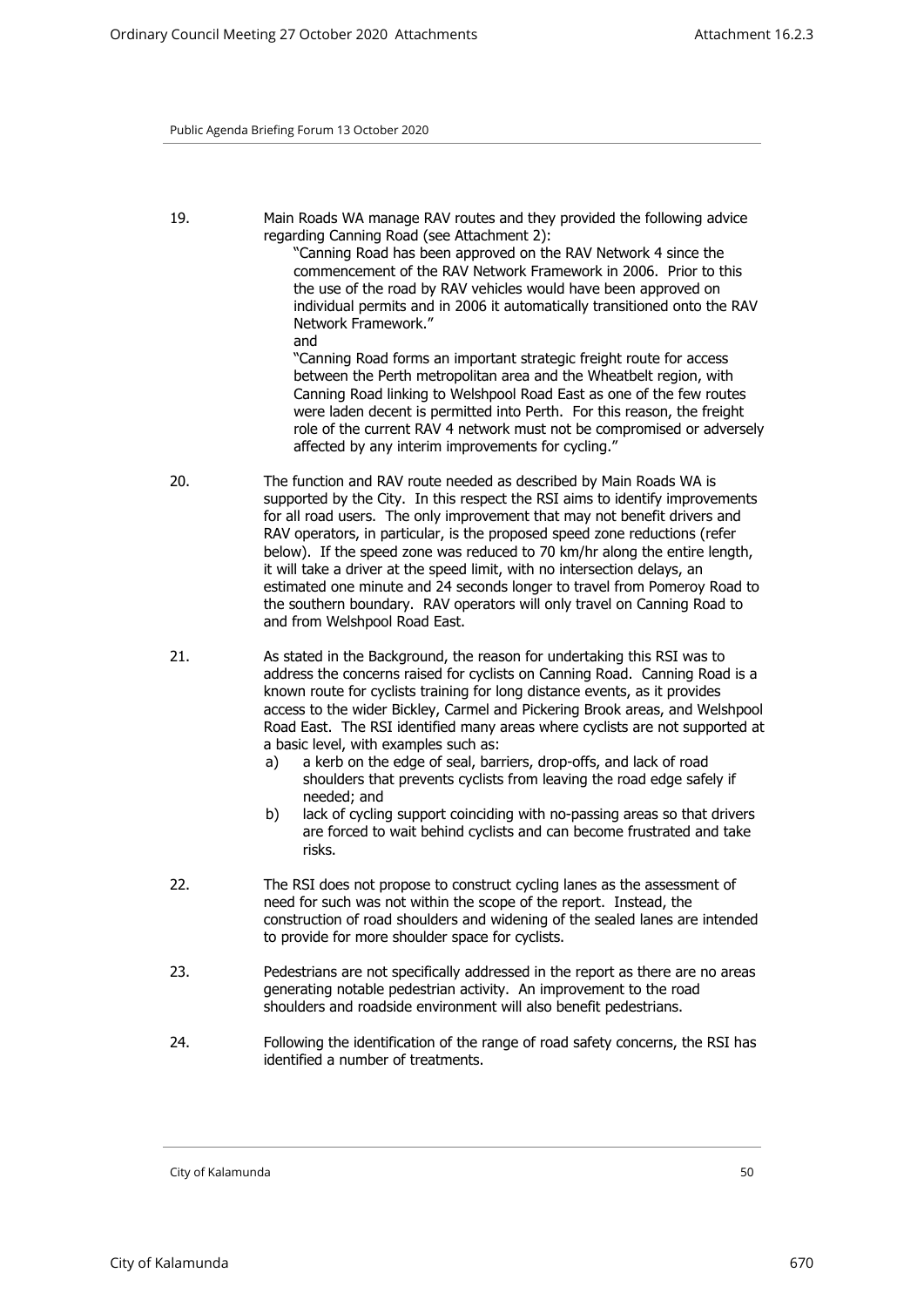19. Main Roads WA manage RAV routes and they provided the following advice regarding Canning Road (see Attachment 2):

    "Canning Road has been approved on the RAV Network 4 since the commencement of the RAV Network Framework in 2006. Prior to this the use of the road by RAV vehicles would have been approved on individual permits and in 2006 it automatically transitioned onto the RAV Network Framework."

    and

    "Canning Road forms an important strategic freight route for access between the Perth metropolitan area and the Wheatbelt region, with Canning Road linking to Welshpool Road East as one of the few routes were laden decent is permitted into Perth. For this reason, the freight role of the current RAV 4 network must not be compromised or adversely affected by any interim improvements for cycling."

20. The function and RAV route needed as described by Main Roads WA is supported by the City. In this respect the RSI aims to identify improvements for all road users. The only improvement that may not benefit drivers and RAV operators, in particular, is the proposed speed zone reductions (refer below). If the speed zone was reduced to 70 km/hr along the entire length, it will take a driver at the speed limit, with no intersection delays, an estimated one minute and 24 seconds longer to travel from Pomeroy Road to the southern boundary. RAV operators will only travel on Canning Road to and from Welshpool Road East.

21. As stated in the Background, the reason for undertaking this RSI was to address the concerns raised for cyclists on Canning Road. Canning Road is a known route for cyclists training for long distance events, as it provides access to the wider Bickley, Carmel and Pickering Brook areas, and Welshpool Road East. The RSI identified many areas where cyclists are not supported at a basic level, with examples such as:
    a) a kerb on the edge of seal, barriers, drop-offs, and lack of road shoulders that prevents cyclists from leaving the road edge safely if needed; and
    b) lack of cycling support coinciding with no-passing areas so that drivers are forced to wait behind cyclists and can become frustrated and take risks.

22. The RSI does not propose to construct cycling lanes as the assessment of need for such was not within the scope of the report. Instead, the construction of road shoulders and widening of the sealed lanes are intended to provide for more shoulder space for cyclists.

23. Pedestrians are not specifically addressed in the report as there are no areas generating notable pedestrian activity. An improvement to the road shoulders and roadside environment will also benefit pedestrians.

24. Following the identification of the range of road safety concerns, the RSI has identified a number of treatments.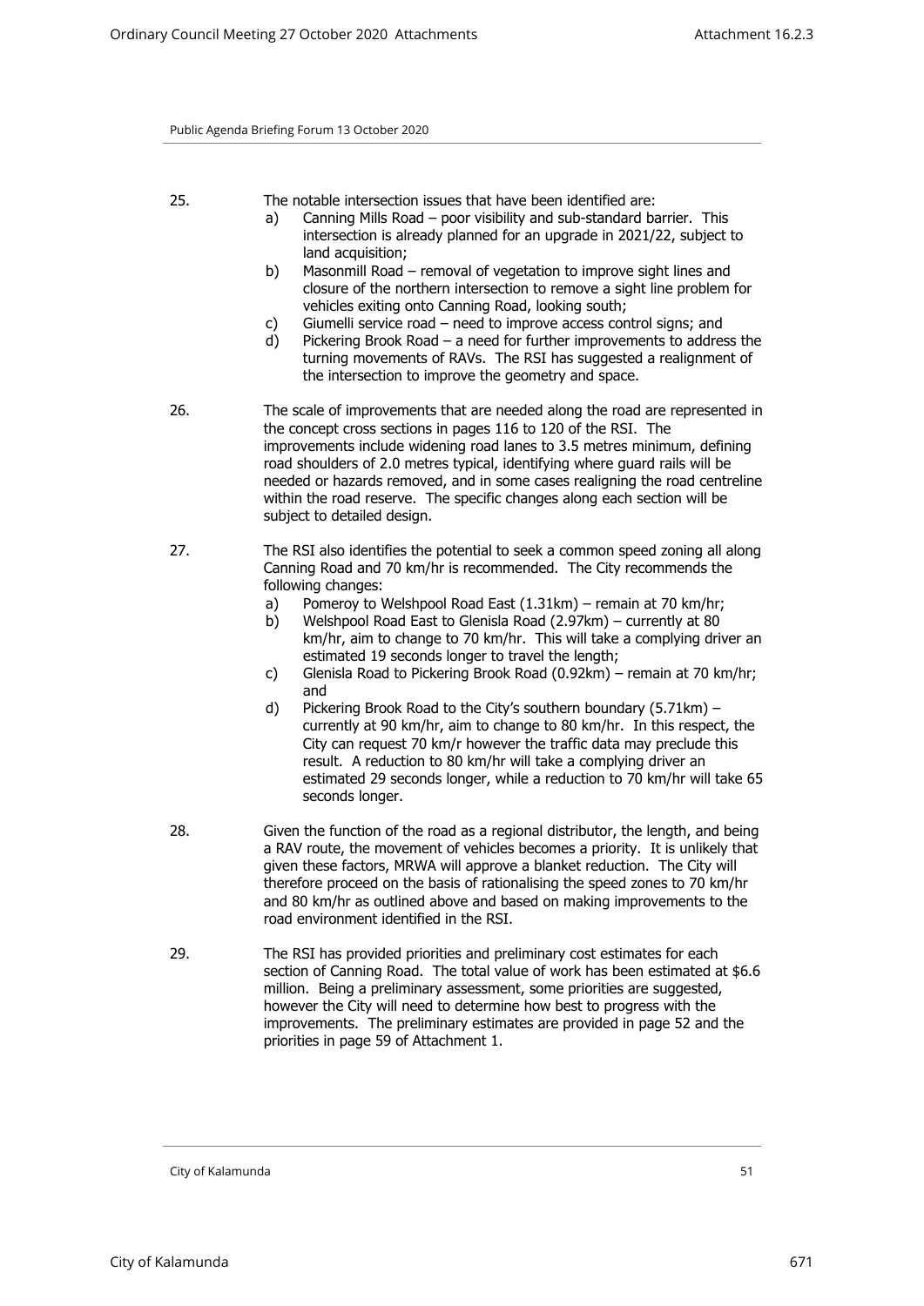25. The notable intersection issues that have been identified are:
    a) Canning Mills Road – poor visibility and sub-standard barrier. This intersection is already planned for an upgrade in 2021/22, subject to land acquisition;
    b) Masonmill Road – removal of vegetation to improve sight lines and closure of the northern intersection to remove a sight line problem for vehicles exiting onto Canning Road, looking south;
    c) Giumelli service road – need to improve access control signs; and
    d) Pickering Brook Road – a need for further improvements to address the turning movements of RAVs. The RSI has suggested a realignment of the intersection to improve the geometry and space.

26. The scale of improvements that are needed along the road are represented in the concept cross sections in pages 116 to 120 of the RSI. The improvements include widening road lanes to 3.5 metres minimum, defining road shoulders of 2.0 metres typical, identifying where guard rails will be needed or hazards removed, and in some cases realigning the road centreline within the road reserve. The specific changes along each section will be subject to detailed design.

27. The RSI also identifies the potential to seek a common speed zoning all along Canning Road and 70 km/hr is recommended. The City recommends the following changes:
    a) Pomeroy to Welshpool Road East (1.31km) – remain at 70 km/hr;
    b) Welshpool Road East to Glenisla Road (2.97km) – currently at 80 km/hr, aim to change to 70 km/hr. This will take a complying driver an estimated 19 seconds longer to travel the length;
    c) Glenisla Road to Pickering Brook Road (0.92km) – remain at 70 km/hr; and
    d) Pickering Brook Road to the City's southern boundary (5.71km) – currently at 90 km/hr, aim to change to 80 km/hr. In this respect, the City can request 70 km/r however the traffic data may preclude this result. A reduction to 80 km/hr will take a complying driver an estimated 29 seconds longer, while a reduction to 70 km/hr will take 65 seconds longer.

28. Given the function of the road as a regional distributor, the length, and being a RAV route, the movement of vehicles becomes a priority. It is unlikely that given these factors, MRWA will approve a blanket reduction. The City will therefore proceed on the basis of rationalising the speed zones to 70 km/hr and 80 km/hr as outlined above and based on making improvements to the road environment identified in the RSI.

29. The RSI has provided priorities and preliminary cost estimates for each section of Canning Road. The total value of work has been estimated at $6.6 million. Being a preliminary assessment, some priorities are suggested, however the City will need to determine how best to progress with the improvements. The preliminary estimates are provided in page 52 and the priorities in page 59 of Attachment 1.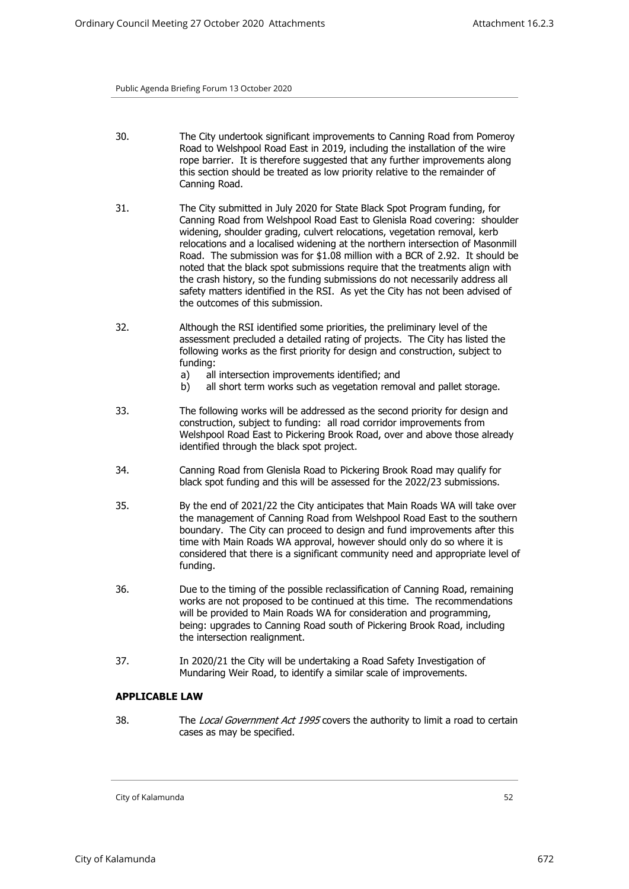30. The City undertook significant improvements to Canning Road from Pomeroy Road to Welshpool Road East in 2019, including the installation of the wire rope barrier. It is therefore suggested that any further improvements along this section should be treated as low priority relative to the remainder of Canning Road.

31. The City submitted in July 2020 for State Black Spot Program funding, for Canning Road from Welshpool Road East to Glenisla Road covering: shoulder widening, shoulder grading, culvert relocations, vegetation removal, kerb relocations and a localised widening at the northern intersection of Masonmill Road. The submission was for $1.08 million with a BCR of 2.92. It should be noted that the black spot submissions require that the treatments align with the crash history, so the funding submissions do not necessarily address all safety matters identified in the RSI. As yet the City has not been advised of the outcomes of this submission.

32. Although the RSI identified some priorities, the preliminary level of the assessment precluded a detailed rating of projects. The City has listed the following works as the first priority for design and construction, subject to funding:
    a) all intersection improvements identified; and
    b) all short term works such as vegetation removal and pallet storage.

33. The following works will be addressed as the second priority for design and construction, subject to funding: all road corridor improvements from Welshpool Road East to Pickering Brook Road, over and above those already identified through the black spot project.

34. Canning Road from Glenisla Road to Pickering Brook Road may qualify for black spot funding and this will be assessed for the 2022/23 submissions.

35. By the end of 2021/22 the City anticipates that Main Roads WA will take over the management of Canning Road from Welshpool Road East to the southern boundary. The City can proceed to design and fund improvements after this time with Main Roads WA approval, however should only do so where it is considered that there is a significant community need and appropriate level of funding.

36. Due to the timing of the possible reclassification of Canning Road, remaining works are not proposed to be continued at this time. The recommendations will be provided to Main Roads WA for consideration and programming, being: upgrades to Canning Road south of Pickering Brook Road, including the intersection realignment.

37. In 2020/21 the City will be undertaking a Road Safety Investigation of Mundaring Weir Road, to identify a similar scale of improvements.

**APPLICABLE LAW**

38. The *Local Government Act 1995* covers the authority to limit a road to certain cases as may be specified.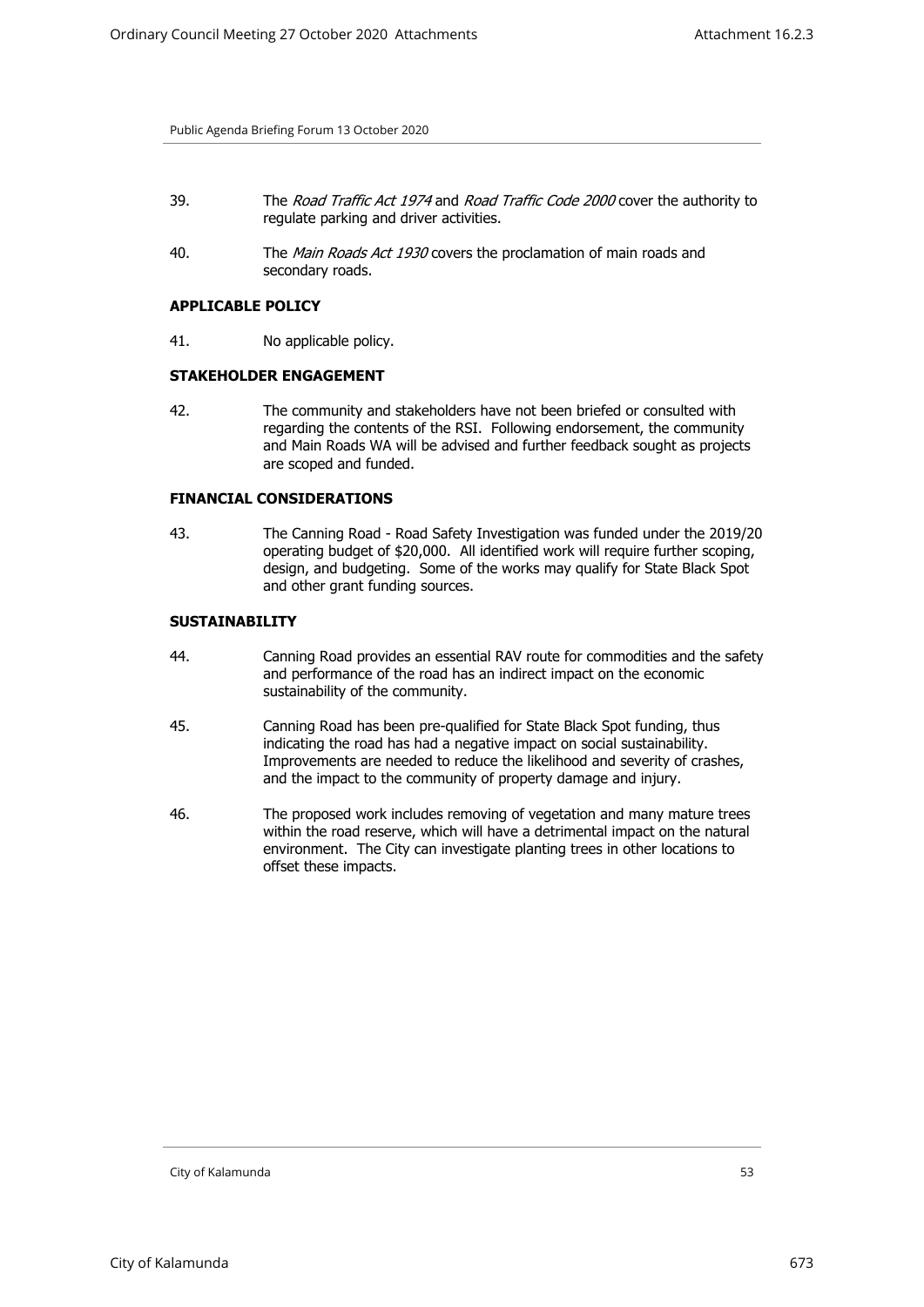39. The *Road Traffic Act 1974* and *Road Traffic Code 2000* cover the authority to regulate parking and driver activities.

40. The *Main Roads Act 1930* covers the proclamation of main roads and secondary roads.

**APPLICABLE POLICY**

41. No applicable policy.

**STAKEHOLDER ENGAGEMENT**

42. The community and stakeholders have not been briefed or consulted with regarding the contents of the RSI. Following endorsement, the community and Main Roads WA will be advised and further feedback sought as projects are scoped and funded.

**FINANCIAL CONSIDERATIONS**

43. The Canning Road - Road Safety Investigation was funded under the 2019/20 operating budget of $20,000. All identified work will require further scoping, design, and budgeting. Some of the works may qualify for State Black Spot and other grant funding sources.

**SUSTAINABILITY**

44. Canning Road provides an essential RAV route for commodities and the safety and performance of the road has an indirect impact on the economic sustainability of the community.

45. Canning Road has been pre-qualified for State Black Spot funding, thus indicating the road has had a negative impact on social sustainability. Improvements are needed to reduce the likelihood and severity of crashes, and the impact to the community of property damage and injury.

46. The proposed work includes removing of vegetation and many mature trees within the road reserve, which will have a detrimental impact on the natural environment. The City can investigate planting trees in other locations to offset these impacts.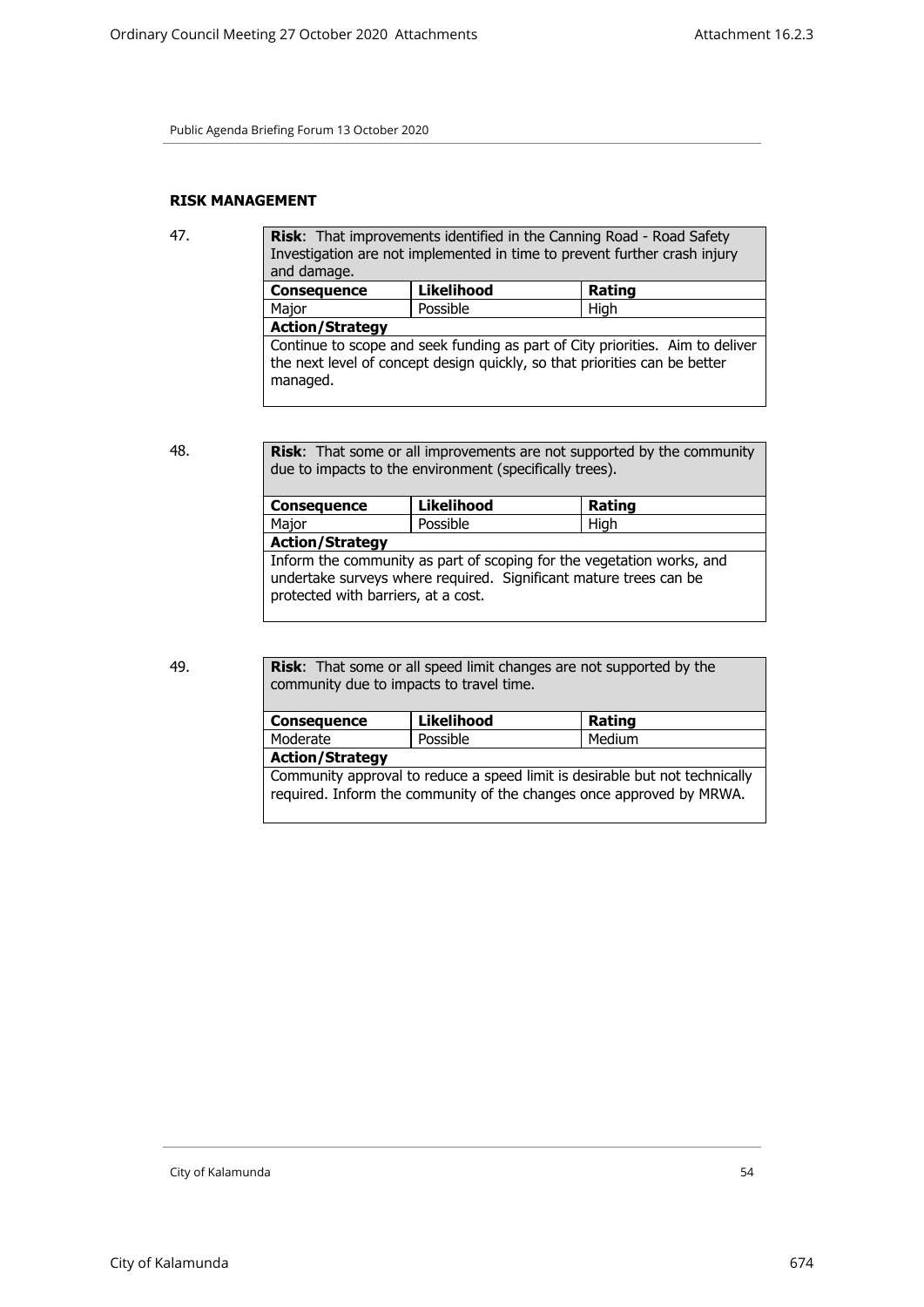## RISK MANAGEMENT

47.

| **Risk**: That improvements identified in the Canning Road - Road Safety Investigation are not implemented in time to prevent further crash injury and damage. | | |
|---|---|---|
| **Consequence** | **Likelihood** | **Rating** |
| Major | Possible | High |
| **Action/Strategy** | | |
| Continue to scope and seek funding as part of City priorities. Aim to deliver the next level of concept design quickly, so that priorities can be better managed. | | |

48.

| **Risk**: That some or all improvements are not supported by the community due to impacts to the environment (specifically trees). | | |
|---|---|---|
| **Consequence** | **Likelihood** | **Rating** |
| Major | Possible | High |
| **Action/Strategy** | | |
| Inform the community as part of scoping for the vegetation works, and undertake surveys where required. Significant mature trees can be protected with barriers, at a cost. | | |

49.

| **Risk**: That some or all speed limit changes are not supported by the community due to impacts to travel time. | | |
|---|---|---|
| **Consequence** | **Likelihood** | **Rating** |
| Moderate | Possible | Medium |
| **Action/Strategy** | | |
| Community approval to reduce a speed limit is desirable but not technically required. Inform the community of the changes once approved by MRWA. | | |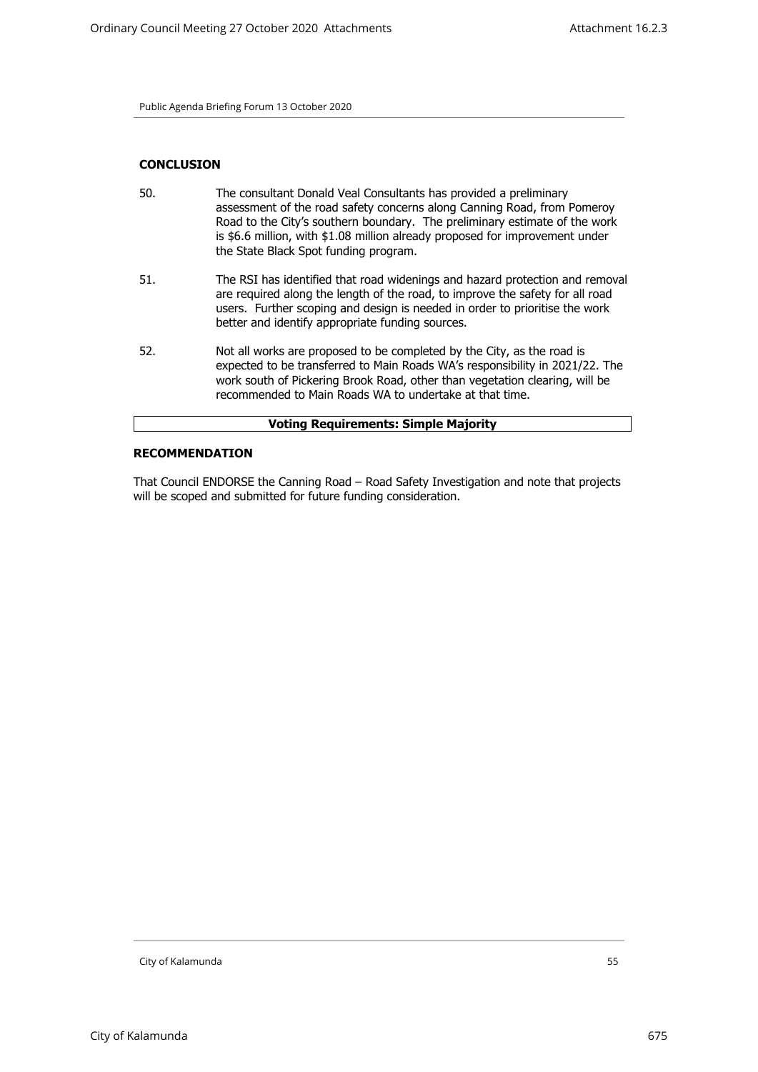**CONCLUSION**

50. The consultant Donald Veal Consultants has provided a preliminary assessment of the road safety concerns along Canning Road, from Pomeroy Road to the City's southern boundary. The preliminary estimate of the work is $6.6 million, with $1.08 million already proposed for improvement under the State Black Spot funding program.

51. The RSI has identified that road widenings and hazard protection and removal are required along the length of the road, to improve the safety for all road users. Further scoping and design is needed in order to prioritise the work better and identify appropriate funding sources.

52. Not all works are proposed to be completed by the City, as the road is expected to be transferred to Main Roads WA's responsibility in 2021/22. The work south of Pickering Brook Road, other than vegetation clearing, will be recommended to Main Roads WA to undertake at that time.

**Voting Requirements: Simple Majority**

**RECOMMENDATION**

That Council ENDORSE the Canning Road – Road Safety Investigation and note that projects will be scoped and submitted for future funding consideration.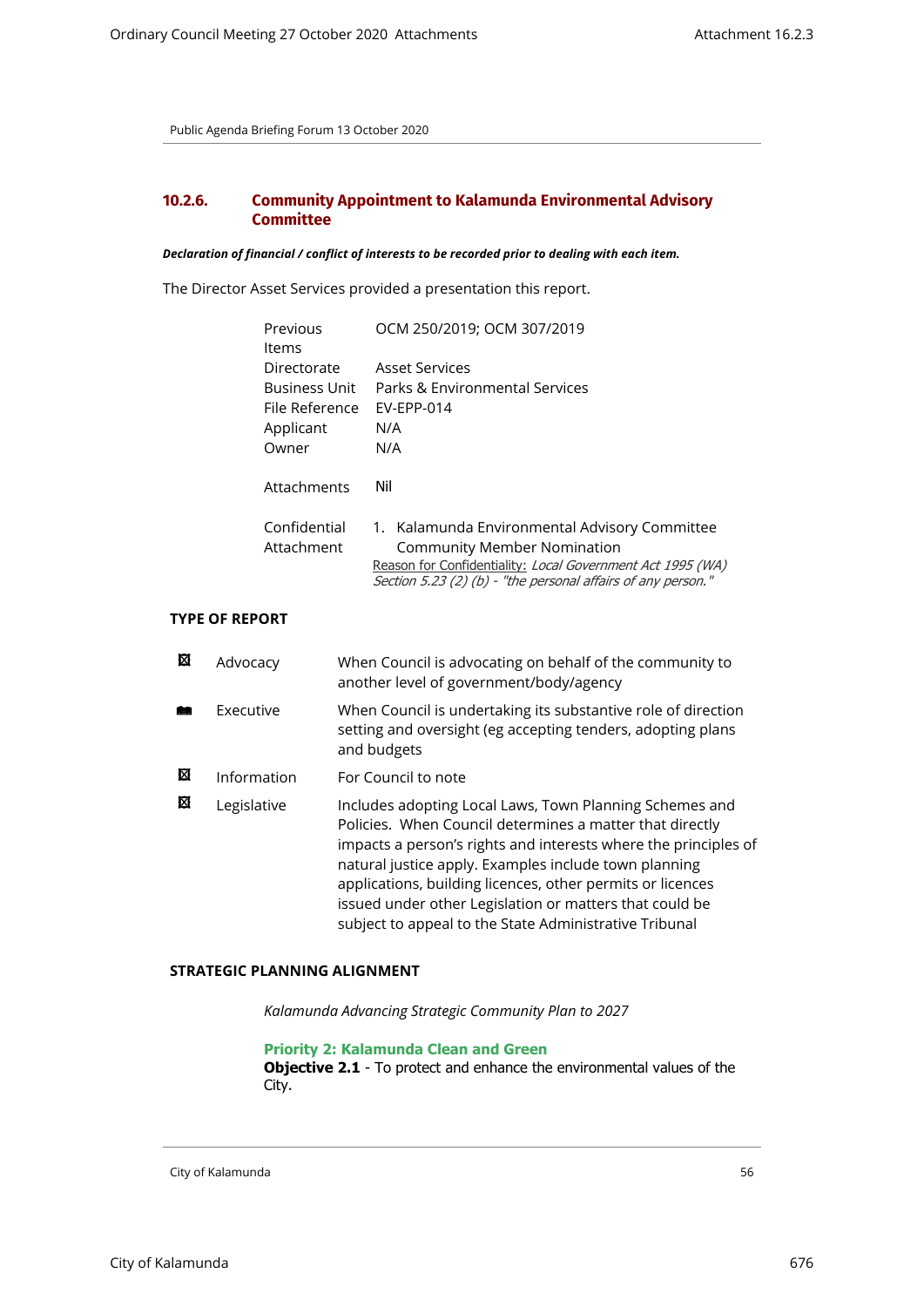Public Agenda Briefing Forum 13 October 2020

## 10.2.6. Community Appointment to Kalamunda Environmental Advisory Committee

***Declaration of financial / conflict of interests to be recorded prior to dealing with each item.***

The Director Asset Services provided a presentation this report.

| | |
|---|---|
| Previous Items | OCM 250/2019; OCM 307/2019 |
| Directorate | Asset Services |
| Business Unit | Parks & Environmental Services |
| File Reference | EV-EPP-014 |
| Applicant | N/A |
| Owner | N/A |
| Attachments | Nil |
| Confidential Attachment | 1. Kalamunda Environmental Advisory Committee Community Member Nomination<br>Reason for Confidentiality: *Local Government Act 1995 (WA) Section 5.23 (2) (b) - "the personal affairs of any person."* |

**TYPE OF REPORT**

| | | |
|---|---|---|
| ☒ | Advocacy | When Council is advocating on behalf of the community to another level of government/body/agency |
| ■ | Executive | When Council is undertaking its substantive role of direction setting and oversight (eg accepting tenders, adopting plans and budgets |
| ☒ | Information | For Council to note |
| ☒ | Legislative | Includes adopting Local Laws, Town Planning Schemes and Policies. When Council determines a matter that directly impacts a person's rights and interests where the principles of natural justice apply. Examples include town planning applications, building licences, other permits or licences issued under other Legislation or matters that could be subject to appeal to the State Administrative Tribunal |

**STRATEGIC PLANNING ALIGNMENT**

*Kalamunda Advancing Strategic Community Plan to 2027*

**Priority 2: Kalamunda Clean and Green**
**Objective 2.1** - To protect and enhance the environmental values of the City.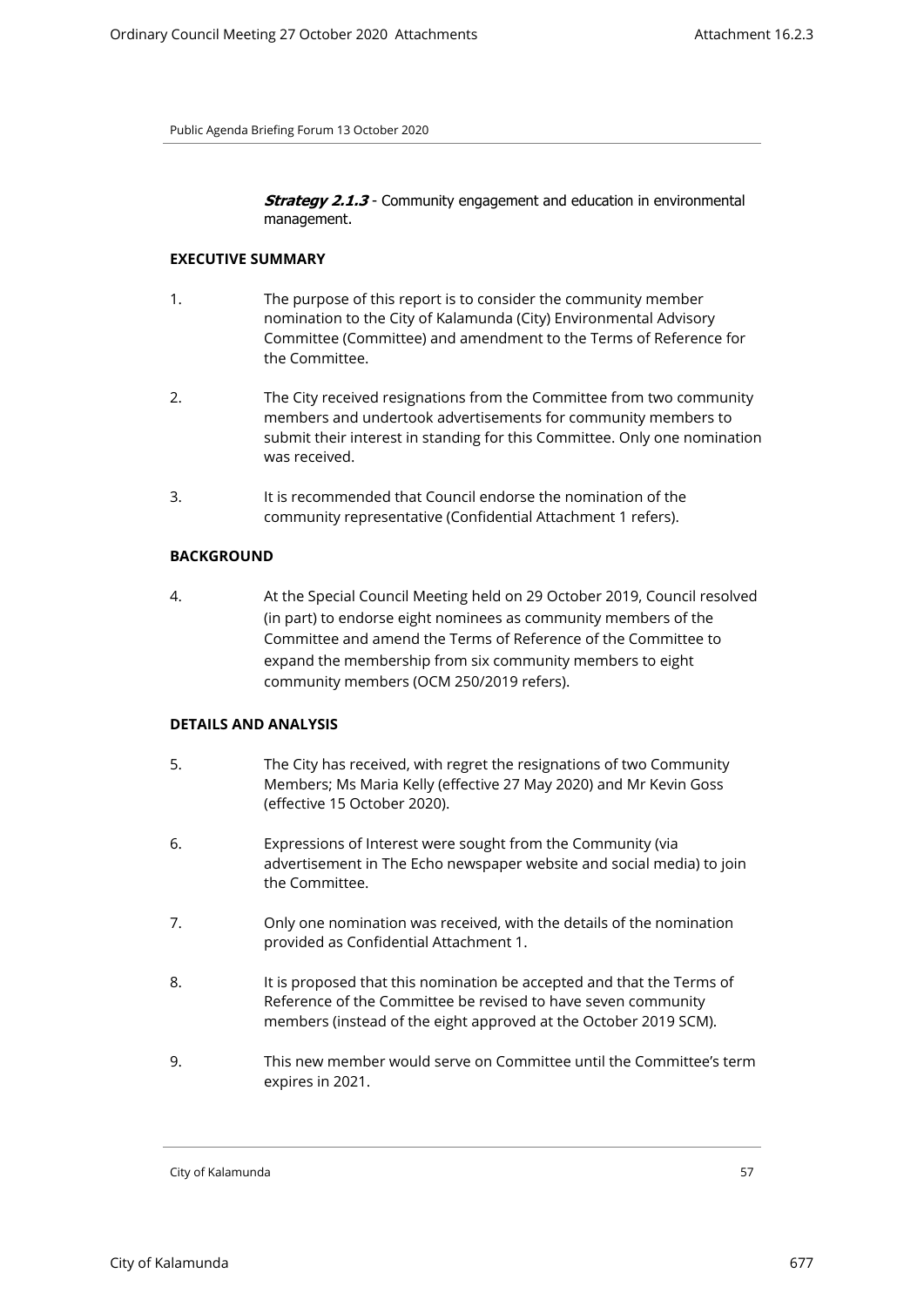***Strategy 2.1.3*** - Community engagement and education in environmental management.

**EXECUTIVE SUMMARY**

1. The purpose of this report is to consider the community member nomination to the City of Kalamunda (City) Environmental Advisory Committee (Committee) and amendment to the Terms of Reference for the Committee.

2. The City received resignations from the Committee from two community members and undertook advertisements for community members to submit their interest in standing for this Committee. Only one nomination was received.

3. It is recommended that Council endorse the nomination of the community representative (Confidential Attachment 1 refers).

**BACKGROUND**

4. At the Special Council Meeting held on 29 October 2019, Council resolved (in part) to endorse eight nominees as community members of the Committee and amend the Terms of Reference of the Committee to expand the membership from six community members to eight community members (OCM 250/2019 refers).

**DETAILS AND ANALYSIS**

5. The City has received, with regret the resignations of two Community Members; Ms Maria Kelly (effective 27 May 2020) and Mr Kevin Goss (effective 15 October 2020).

6. Expressions of Interest were sought from the Community (via advertisement in The Echo newspaper website and social media) to join the Committee.

7. Only one nomination was received, with the details of the nomination provided as Confidential Attachment 1.

8. It is proposed that this nomination be accepted and that the Terms of Reference of the Committee be revised to have seven community members (instead of the eight approved at the October 2019 SCM).

9. This new member would serve on Committee until the Committee's term expires in 2021.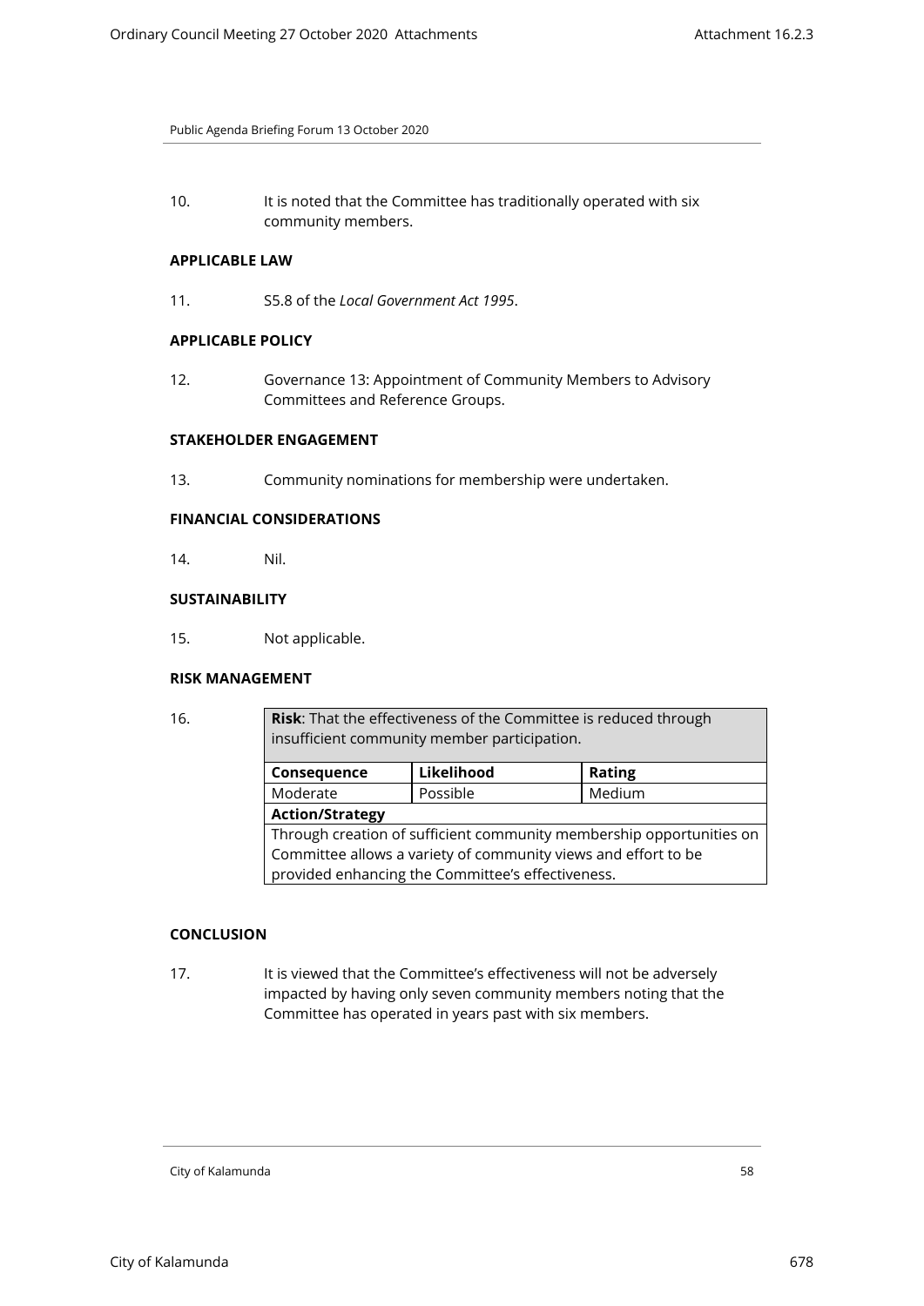10. It is noted that the Committee has traditionally operated with six community members.

**APPLICABLE LAW**

11. S5.8 of the *Local Government Act 1995*.

**APPLICABLE POLICY**

12. Governance 13: Appointment of Community Members to Advisory Committees and Reference Groups.

**STAKEHOLDER ENGAGEMENT**

13. Community nominations for membership were undertaken.

**FINANCIAL CONSIDERATIONS**

14. Nil.

**SUSTAINABILITY**

15. Not applicable.

**RISK MANAGEMENT**

16.

| **Risk**: That the effectiveness of the Committee is reduced through insufficient community member participation. | | |
|---|---|---|
| **Consequence** | **Likelihood** | **Rating** |
| Moderate | Possible | Medium |
| **Action/Strategy** | | |
| Through creation of sufficient community membership opportunities on Committee allows a variety of community views and effort to be provided enhancing the Committee's effectiveness. | | |

**CONCLUSION**

17. It is viewed that the Committee's effectiveness will not be adversely impacted by having only seven community members noting that the Committee has operated in years past with six members.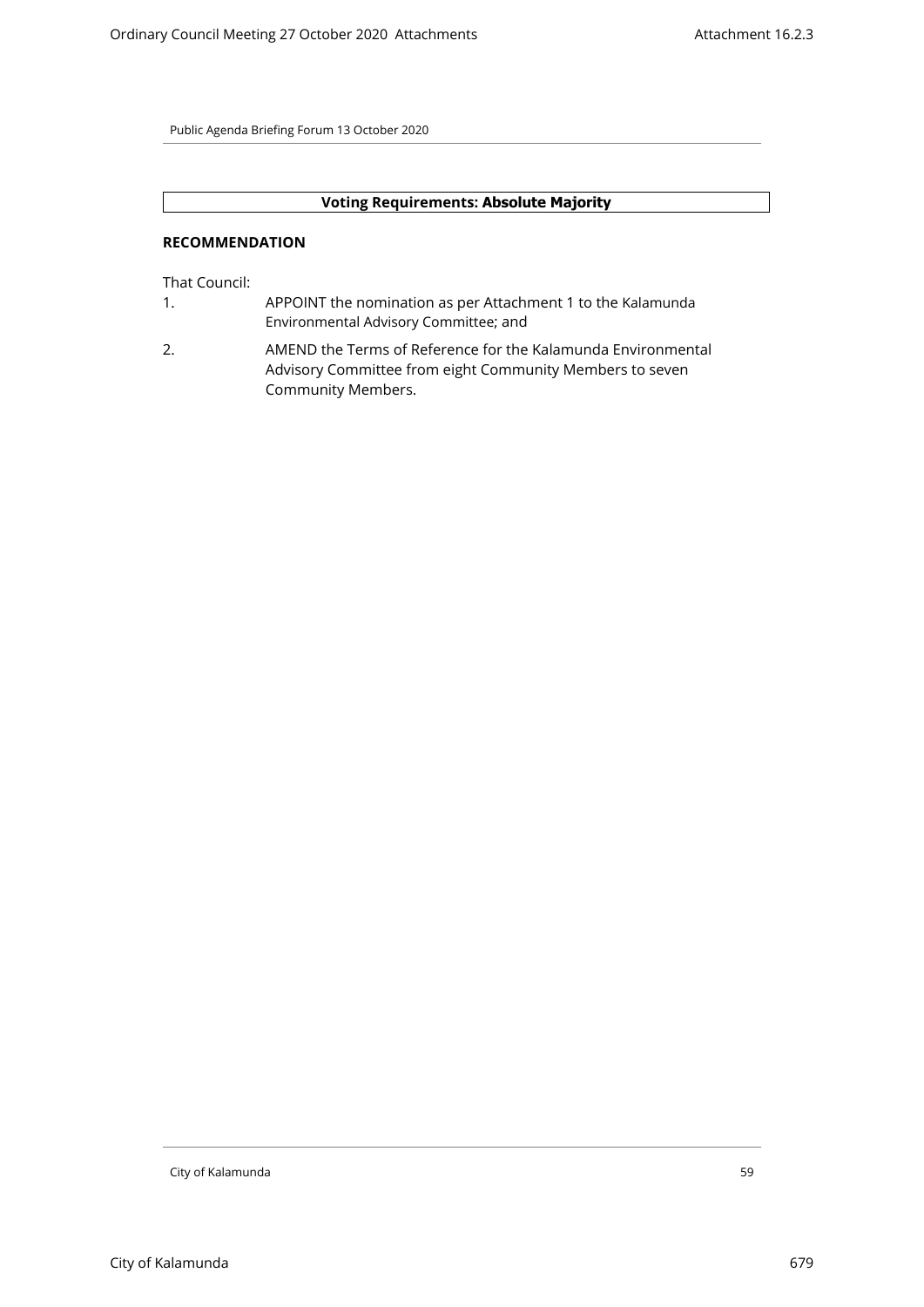**Voting Requirements: Absolute Majority**

**RECOMMENDATION**

That Council:

1. APPOINT the nomination as per Attachment 1 to the Kalamunda Environmental Advisory Committee; and
2. AMEND the Terms of Reference for the Kalamunda Environmental Advisory Committee from eight Community Members to seven Community Members.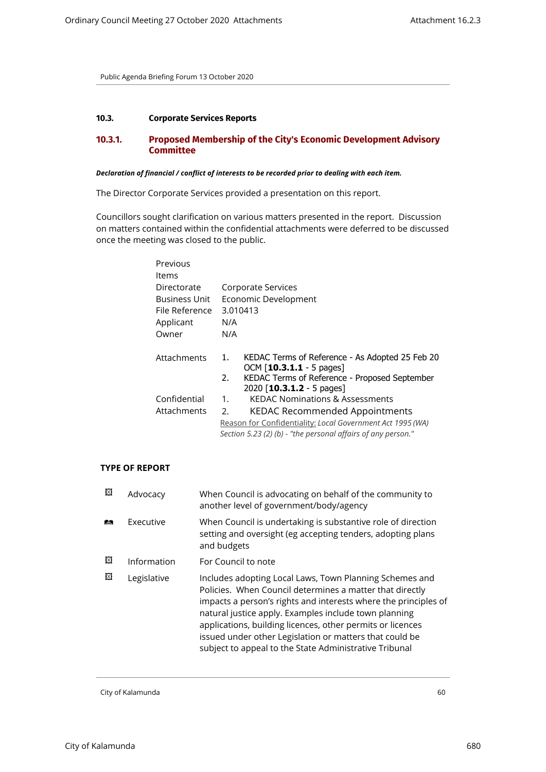Public Agenda Briefing Forum 13 October 2020

### 10.3. Corporate Services Reports

### 10.3.1. Proposed Membership of the City's Economic Development Advisory Committee

***Declaration of financial / conflict of interests to be recorded prior to dealing with each item.***

The Director Corporate Services provided a presentation on this report.

Councillors sought clarification on various matters presented in the report. Discussion on matters contained within the confidential attachments were deferred to be discussed once the meeting was closed to the public.

| | |
|---|---|
| Previous Items | |
| Directorate | Corporate Services |
| Business Unit | Economic Development |
| File Reference | 3.010413 |
| Applicant | N/A |
| Owner | N/A |
| Attachments | 1. KEDAC Terms of Reference - As Adopted 25 Feb 20 OCM [**10.3.1.1** - 5 pages]<br>2. KEDAC Terms of Reference - Proposed September 2020 [**10.3.1.2** - 5 pages] |
| Confidential Attachments | 1. KEDAC Nominations & Assessments<br>2. KEDAC Recommended Appointments<br>Reason for Confidentiality: *Local Government Act 1995 (WA) Section 5.23 (2) (b) - "the personal affairs of any person."* |

**TYPE OF REPORT**

| | | |
|---|---|---|
| ☒ | Advocacy | When Council is advocating on behalf of the community to another level of government/body/agency |
| ☑ | Executive | When Council is undertaking is substantive role of direction setting and oversight (eg accepting tenders, adopting plans and budgets |
| ☒ | Information | For Council to note |
| ☒ | Legislative | Includes adopting Local Laws, Town Planning Schemes and Policies. When Council determines a matter that directly impacts a person's rights and interests where the principles of natural justice apply. Examples include town planning applications, building licences, other permits or licences issued under other Legislation or matters that could be subject to appeal to the State Administrative Tribunal |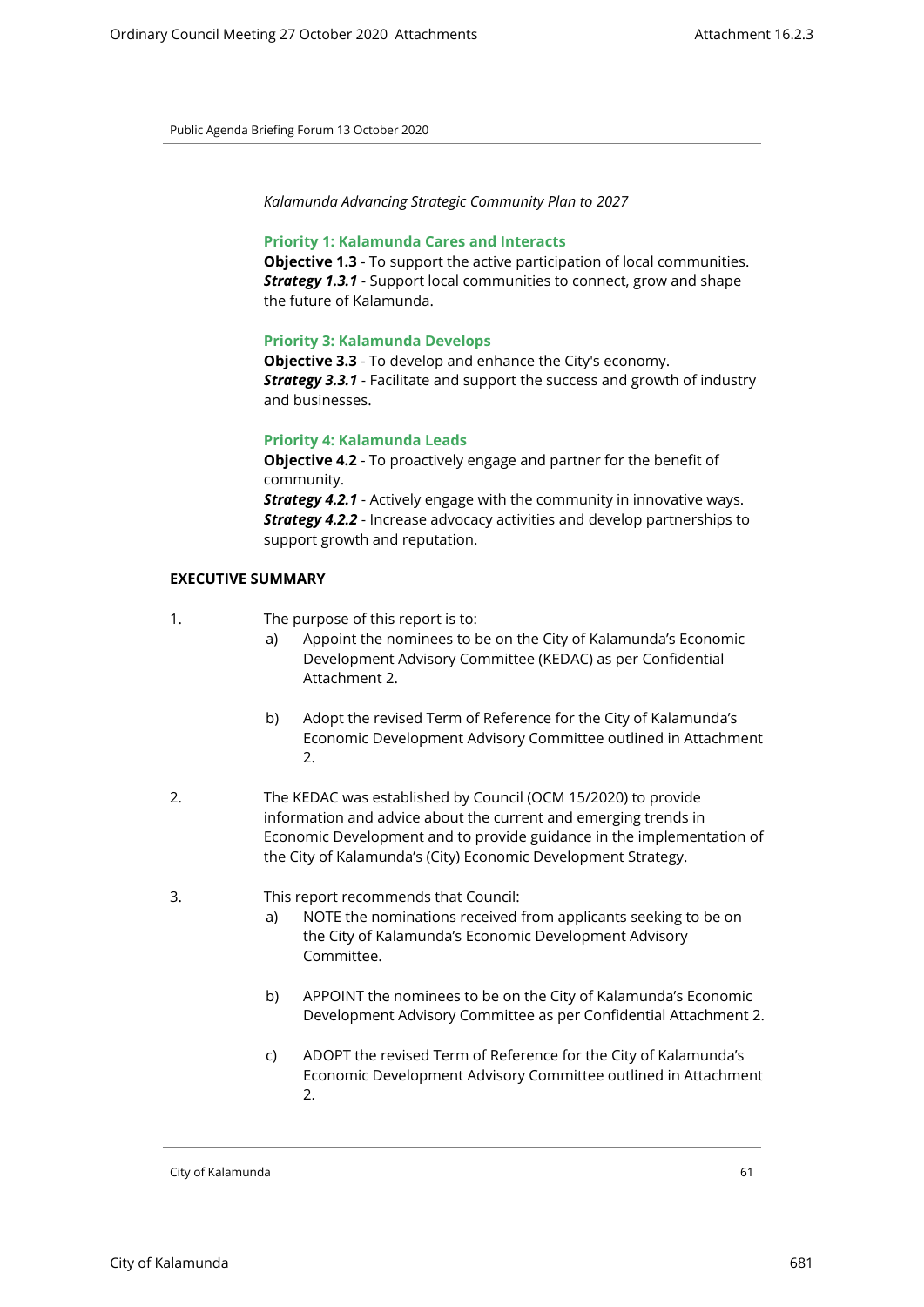*Kalamunda Advancing Strategic Community Plan to 2027*

**Priority 1: Kalamunda Cares and Interacts**
**Objective 1.3** - To support the active participation of local communities.
***Strategy 1.3.1*** - Support local communities to connect, grow and shape the future of Kalamunda.

**Priority 3: Kalamunda Develops**
**Objective 3.3** - To develop and enhance the City's economy.
***Strategy 3.3.1*** - Facilitate and support the success and growth of industry and businesses.

**Priority 4: Kalamunda Leads**
**Objective 4.2** - To proactively engage and partner for the benefit of community.
***Strategy 4.2.1*** - Actively engage with the community in innovative ways.
***Strategy 4.2.2*** - Increase advocacy activities and develop partnerships to support growth and reputation.

**EXECUTIVE SUMMARY**

1. The purpose of this report is to:
   a) Appoint the nominees to be on the City of Kalamunda's Economic Development Advisory Committee (KEDAC) as per Confidential Attachment 2.

   b) Adopt the revised Term of Reference for the City of Kalamunda's Economic Development Advisory Committee outlined in Attachment 2.

2. The KEDAC was established by Council (OCM 15/2020) to provide information and advice about the current and emerging trends in Economic Development and to provide guidance in the implementation of the City of Kalamunda's (City) Economic Development Strategy.

3. This report recommends that Council:
   a) NOTE the nominations received from applicants seeking to be on the City of Kalamunda's Economic Development Advisory Committee.

   b) APPOINT the nominees to be on the City of Kalamunda's Economic Development Advisory Committee as per Confidential Attachment 2.

   c) ADOPT the revised Term of Reference for the City of Kalamunda's Economic Development Advisory Committee outlined in Attachment 2.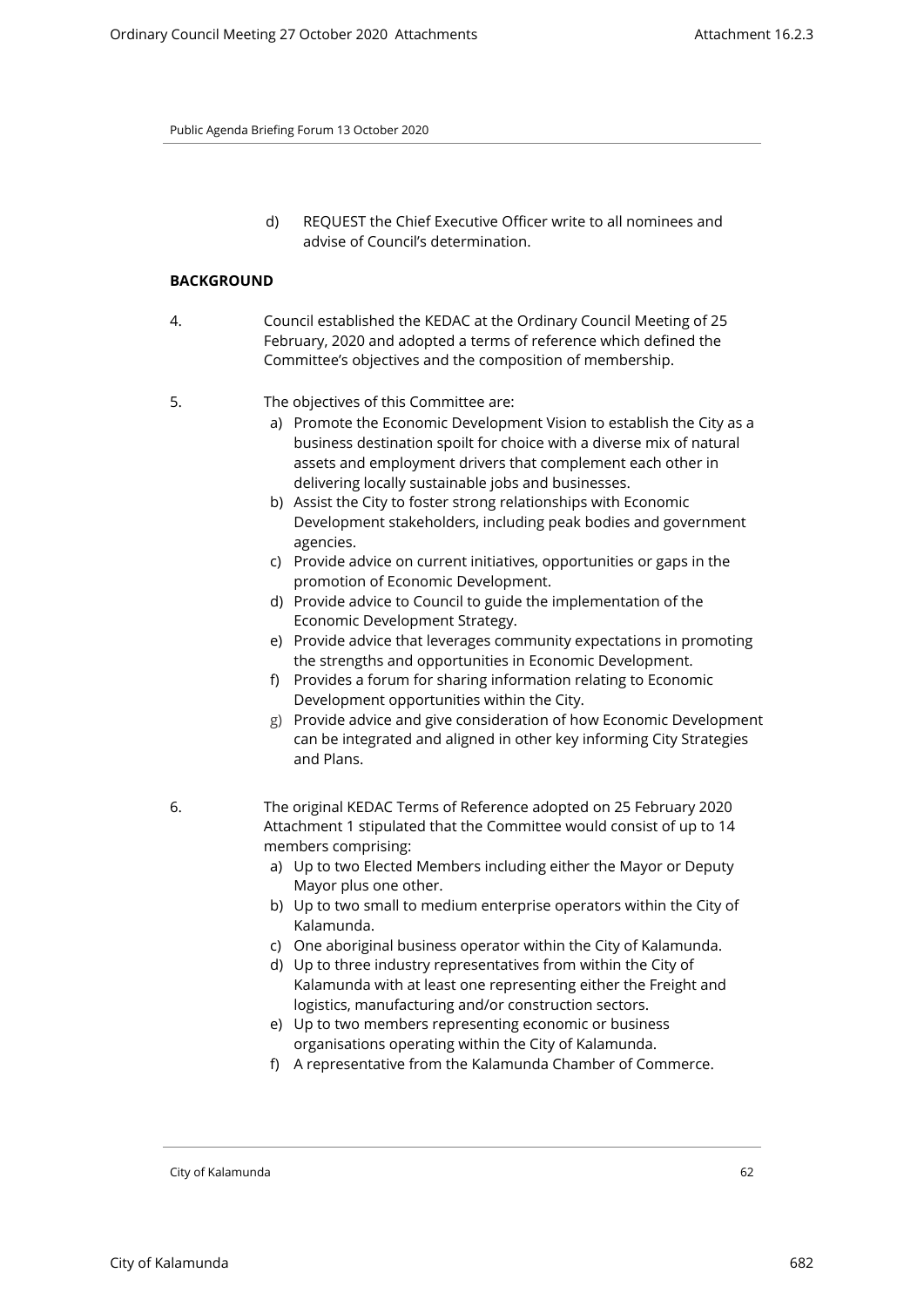d) REQUEST the Chief Executive Officer write to all nominees and advise of Council's determination.

**BACKGROUND**

4. Council established the KEDAC at the Ordinary Council Meeting of 25 February, 2020 and adopted a terms of reference which defined the Committee's objectives and the composition of membership.

5. The objectives of this Committee are:
   a) Promote the Economic Development Vision to establish the City as a business destination spoilt for choice with a diverse mix of natural assets and employment drivers that complement each other in delivering locally sustainable jobs and businesses.
   b) Assist the City to foster strong relationships with Economic Development stakeholders, including peak bodies and government agencies.
   c) Provide advice on current initiatives, opportunities or gaps in the promotion of Economic Development.
   d) Provide advice to Council to guide the implementation of the Economic Development Strategy.
   e) Provide advice that leverages community expectations in promoting the strengths and opportunities in Economic Development.
   f) Provides a forum for sharing information relating to Economic Development opportunities within the City.
   g) Provide advice and give consideration of how Economic Development can be integrated and aligned in other key informing City Strategies and Plans.

6. The original KEDAC Terms of Reference adopted on 25 February 2020 Attachment 1 stipulated that the Committee would consist of up to 14 members comprising:
   a) Up to two Elected Members including either the Mayor or Deputy Mayor plus one other.
   b) Up to two small to medium enterprise operators within the City of Kalamunda.
   c) One aboriginal business operator within the City of Kalamunda.
   d) Up to three industry representatives from within the City of Kalamunda with at least one representing either the Freight and logistics, manufacturing and/or construction sectors.
   e) Up to two members representing economic or business organisations operating within the City of Kalamunda.
   f) A representative from the Kalamunda Chamber of Commerce.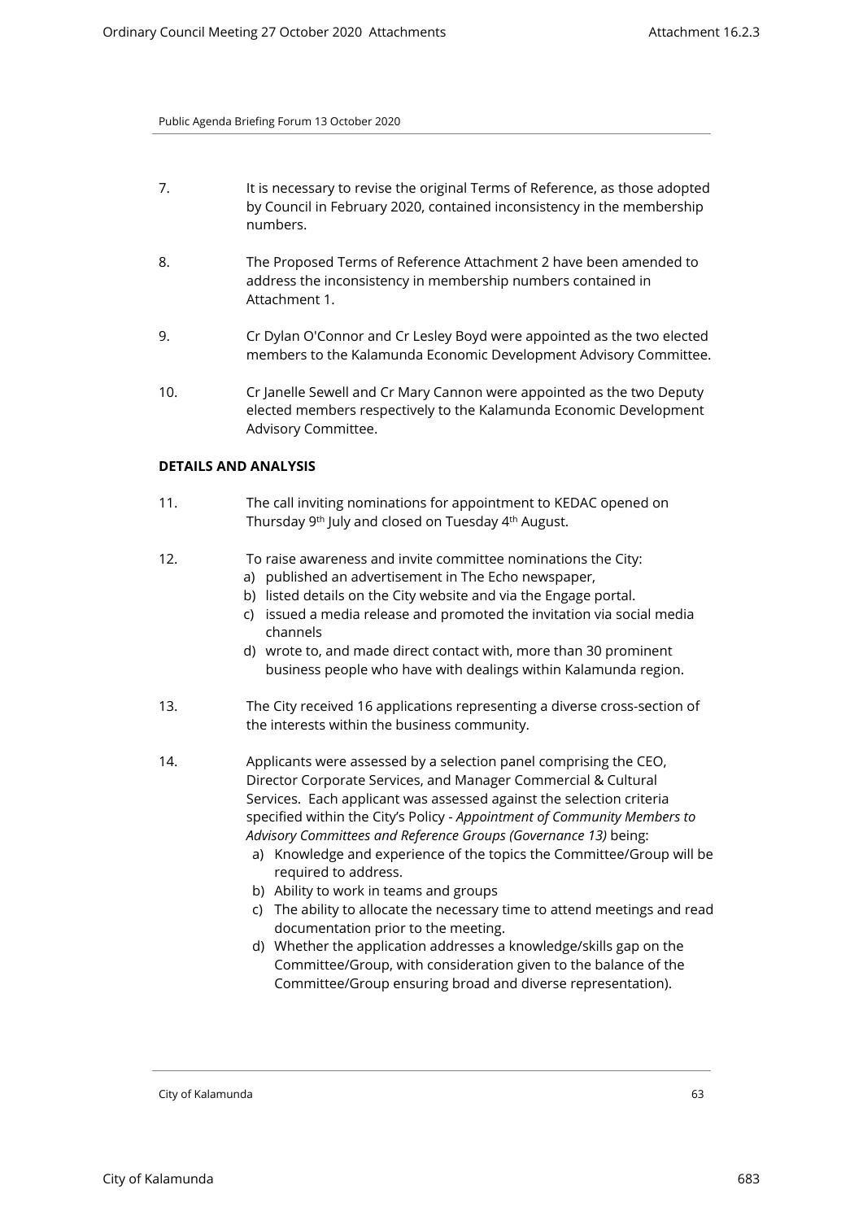7. It is necessary to revise the original Terms of Reference, as those adopted by Council in February 2020, contained inconsistency in the membership numbers.

8. The Proposed Terms of Reference Attachment 2 have been amended to address the inconsistency in membership numbers contained in Attachment 1.

9. Cr Dylan O'Connor and Cr Lesley Boyd were appointed as the two elected members to the Kalamunda Economic Development Advisory Committee.

10. Cr Janelle Sewell and Cr Mary Cannon were appointed as the two Deputy elected members respectively to the Kalamunda Economic Development Advisory Committee.

**DETAILS AND ANALYSIS**

11. The call inviting nominations for appointment to KEDAC opened on Thursday 9th July and closed on Tuesday 4th August.

12. To raise awareness and invite committee nominations the City:
    a) published an advertisement in The Echo newspaper,
    b) listed details on the City website and via the Engage portal.
    c) issued a media release and promoted the invitation via social media channels
    d) wrote to, and made direct contact with, more than 30 prominent business people who have with dealings within Kalamunda region.

13. The City received 16 applications representing a diverse cross-section of the interests within the business community.

14. Applicants were assessed by a selection panel comprising the CEO, Director Corporate Services, and Manager Commercial & Cultural Services. Each applicant was assessed against the selection criteria specified within the City's Policy - *Appointment of Community Members to Advisory Committees and Reference Groups (Governance 13)* being:
    a) Knowledge and experience of the topics the Committee/Group will be required to address.
    b) Ability to work in teams and groups
    c) The ability to allocate the necessary time to attend meetings and read documentation prior to the meeting.
    d) Whether the application addresses a knowledge/skills gap on the Committee/Group, with consideration given to the balance of the Committee/Group ensuring broad and diverse representation).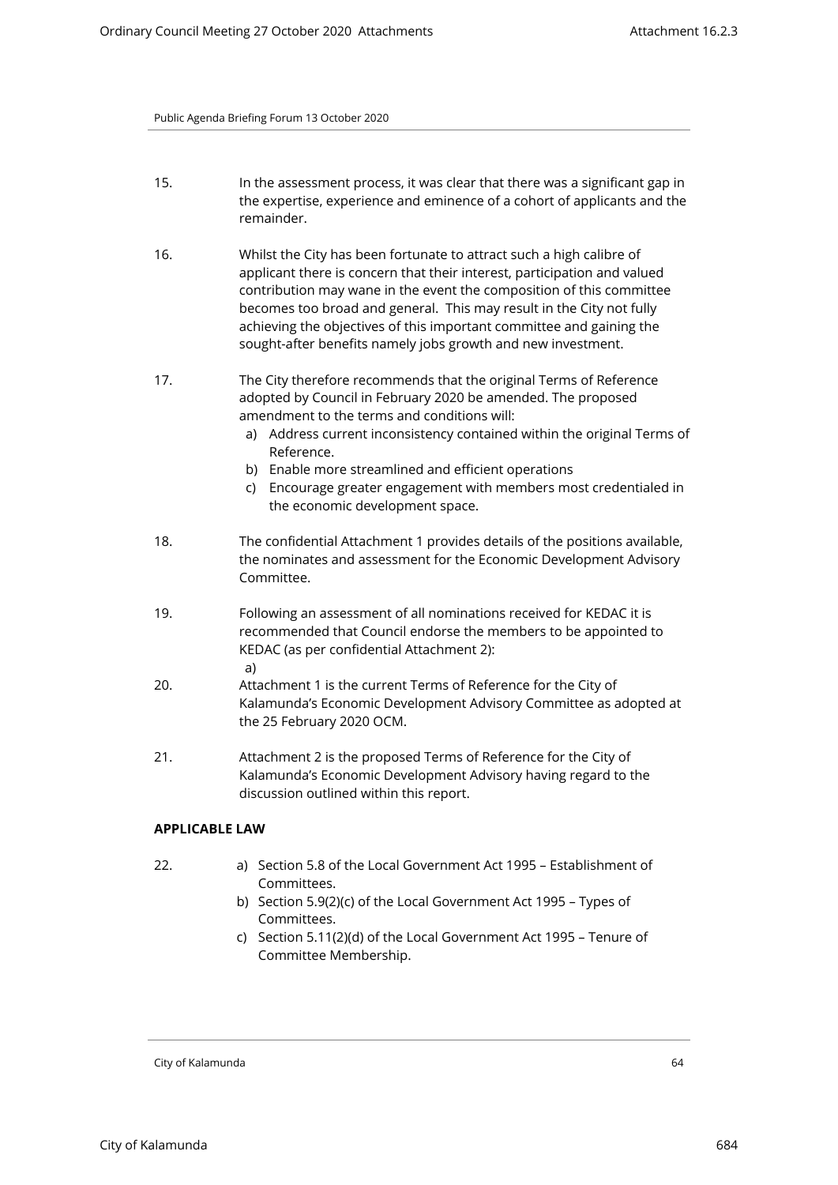15. In the assessment process, it was clear that there was a significant gap in the expertise, experience and eminence of a cohort of applicants and the remainder.

16. Whilst the City has been fortunate to attract such a high calibre of applicant there is concern that their interest, participation and valued contribution may wane in the event the composition of this committee becomes too broad and general. This may result in the City not fully achieving the objectives of this important committee and gaining the sought-after benefits namely jobs growth and new investment.

17. The City therefore recommends that the original Terms of Reference adopted by Council in February 2020 be amended. The proposed amendment to the terms and conditions will:
    a) Address current inconsistency contained within the original Terms of Reference.
    b) Enable more streamlined and efficient operations
    c) Encourage greater engagement with members most credentialed in the economic development space.

18. The confidential Attachment 1 provides details of the positions available, the nominates and assessment for the Economic Development Advisory Committee.

19. Following an assessment of all nominations received for KEDAC it is recommended that Council endorse the members to be appointed to KEDAC (as per confidential Attachment 2):
    a)

20. Attachment 1 is the current Terms of Reference for the City of Kalamunda's Economic Development Advisory Committee as adopted at the 25 February 2020 OCM.

21. Attachment 2 is the proposed Terms of Reference for the City of Kalamunda's Economic Development Advisory having regard to the discussion outlined within this report.

**APPLICABLE LAW**

22. a) Section 5.8 of the Local Government Act 1995 – Establishment of Committees.
    b) Section 5.9(2)(c) of the Local Government Act 1995 – Types of Committees.
    c) Section 5.11(2)(d) of the Local Government Act 1995 – Tenure of Committee Membership.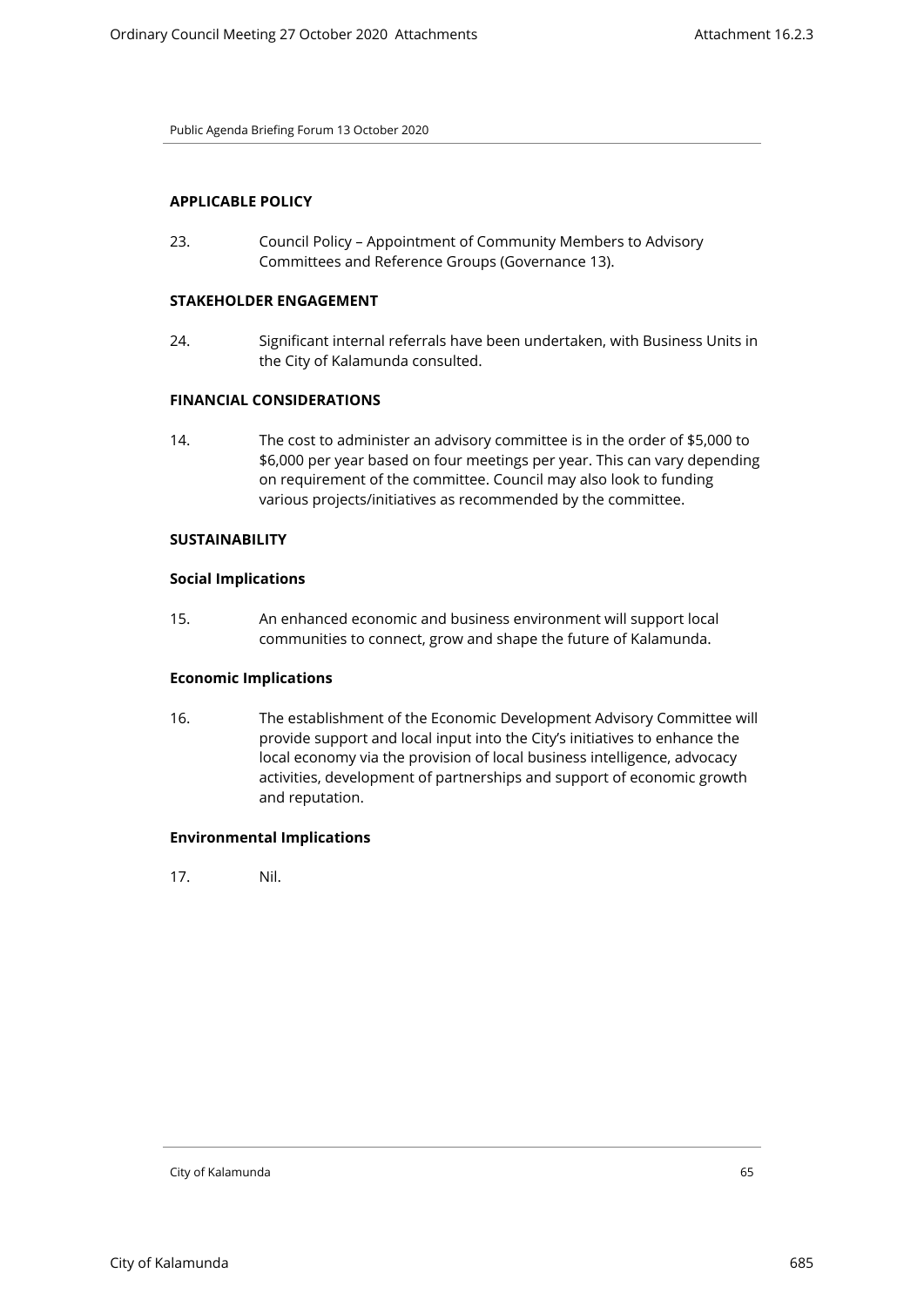## APPLICABLE POLICY

23. Council Policy – Appointment of Community Members to Advisory Committees and Reference Groups (Governance 13).

## STAKEHOLDER ENGAGEMENT

24. Significant internal referrals have been undertaken, with Business Units in the City of Kalamunda consulted.

## FINANCIAL CONSIDERATIONS

14. The cost to administer an advisory committee is in the order of \$5,000 to \$6,000 per year based on four meetings per year. This can vary depending on requirement of the committee. Council may also look to funding various projects/initiatives as recommended by the committee.

## SUSTAINABILITY

### Social Implications

15. An enhanced economic and business environment will support local communities to connect, grow and shape the future of Kalamunda.

### Economic Implications

16. The establishment of the Economic Development Advisory Committee will provide support and local input into the City's initiatives to enhance the local economy via the provision of local business intelligence, advocacy activities, development of partnerships and support of economic growth and reputation.

### Environmental Implications

17. Nil.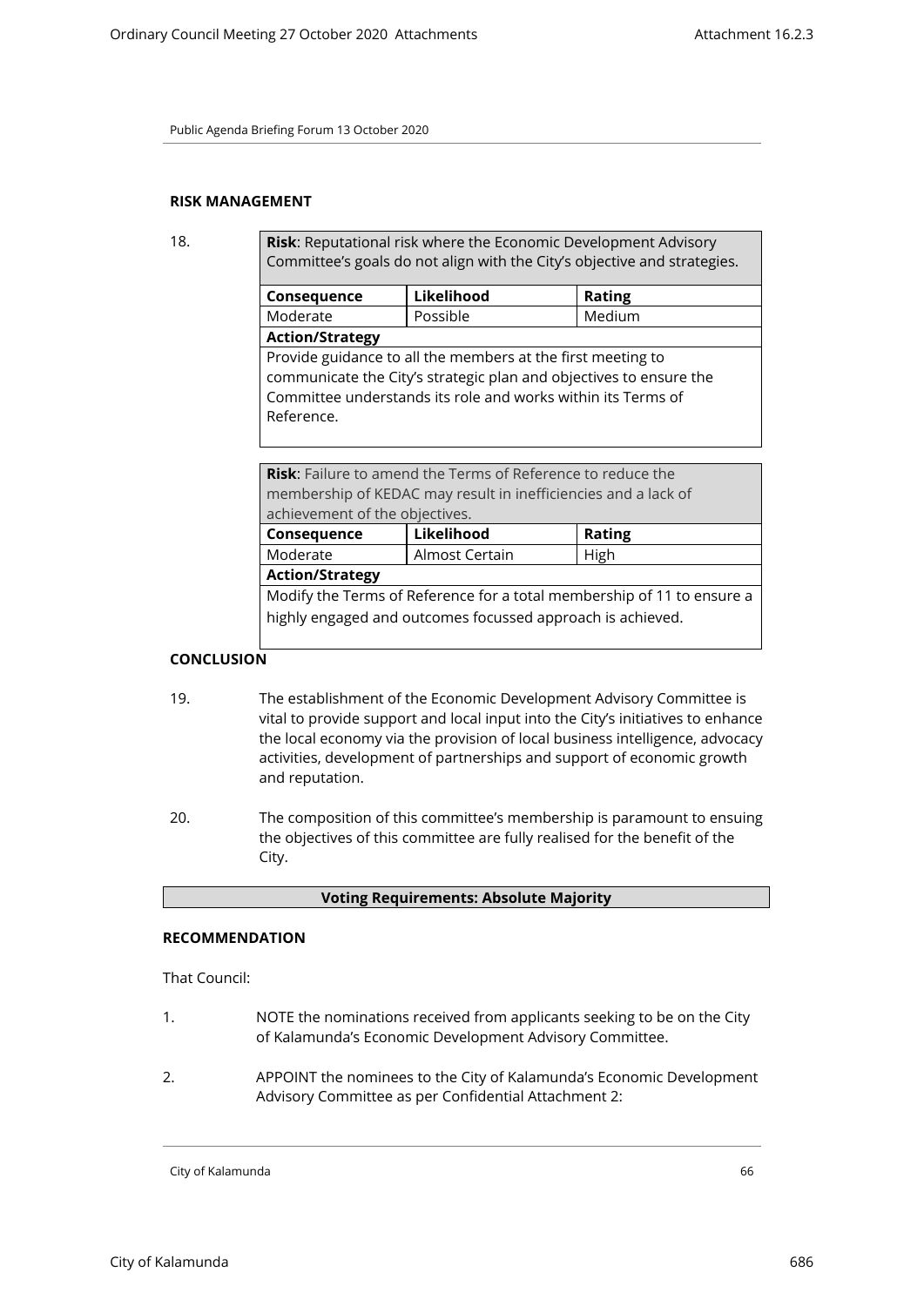## RISK MANAGEMENT

18.

| **Risk**: Reputational risk where the Economic Development Advisory Committee's goals do not align with the City's objective and strategies. | | |
|---|---|---|
| **Consequence** | **Likelihood** | **Rating** |
| Moderate | Possible | Medium |
| **Action/Strategy** | | |
| Provide guidance to all the members at the first meeting to communicate the City's strategic plan and objectives to ensure the Committee understands its role and works within its Terms of Reference. | | |

| **Risk**: Failure to amend the Terms of Reference to reduce the membership of KEDAC may result in inefficiencies and a lack of achievement of the objectives. | | |
|---|---|---|
| **Consequence** | **Likelihood** | **Rating** |
| Moderate | Almost Certain | High |
| **Action/Strategy** | | |
| Modify the Terms of Reference for a total membership of 11 to ensure a highly engaged and outcomes focussed approach is achieved. | | |

## CONCLUSION

19. The establishment of the Economic Development Advisory Committee is vital to provide support and local input into the City's initiatives to enhance the local economy via the provision of local business intelligence, advocacy activities, development of partnerships and support of economic growth and reputation.

20. The composition of this committee's membership is paramount to ensuing the objectives of this committee are fully realised for the benefit of the City.

**Voting Requirements: Absolute Majority**

## RECOMMENDATION

That Council:

1. NOTE the nominations received from applicants seeking to be on the City of Kalamunda's Economic Development Advisory Committee.

2. APPOINT the nominees to the City of Kalamunda's Economic Development Advisory Committee as per Confidential Attachment 2: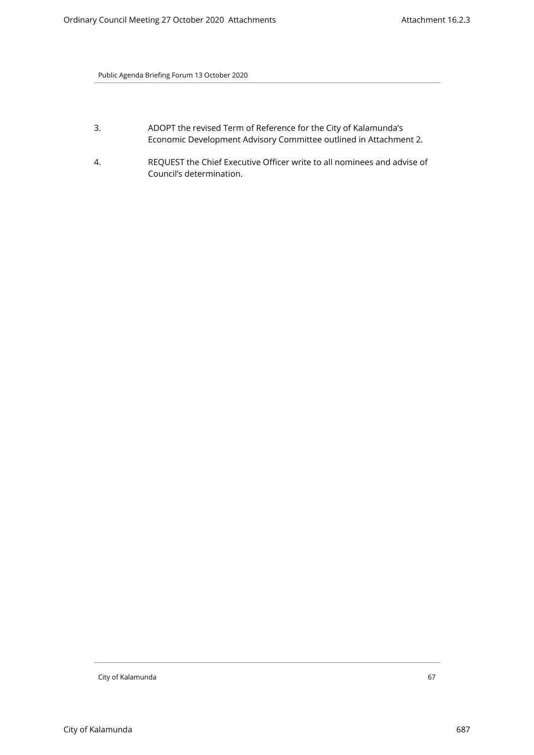3. ADOPT the revised Term of Reference for the City of Kalamunda's Economic Development Advisory Committee outlined in Attachment 2.

4. REQUEST the Chief Executive Officer write to all nominees and advise of Council's determination.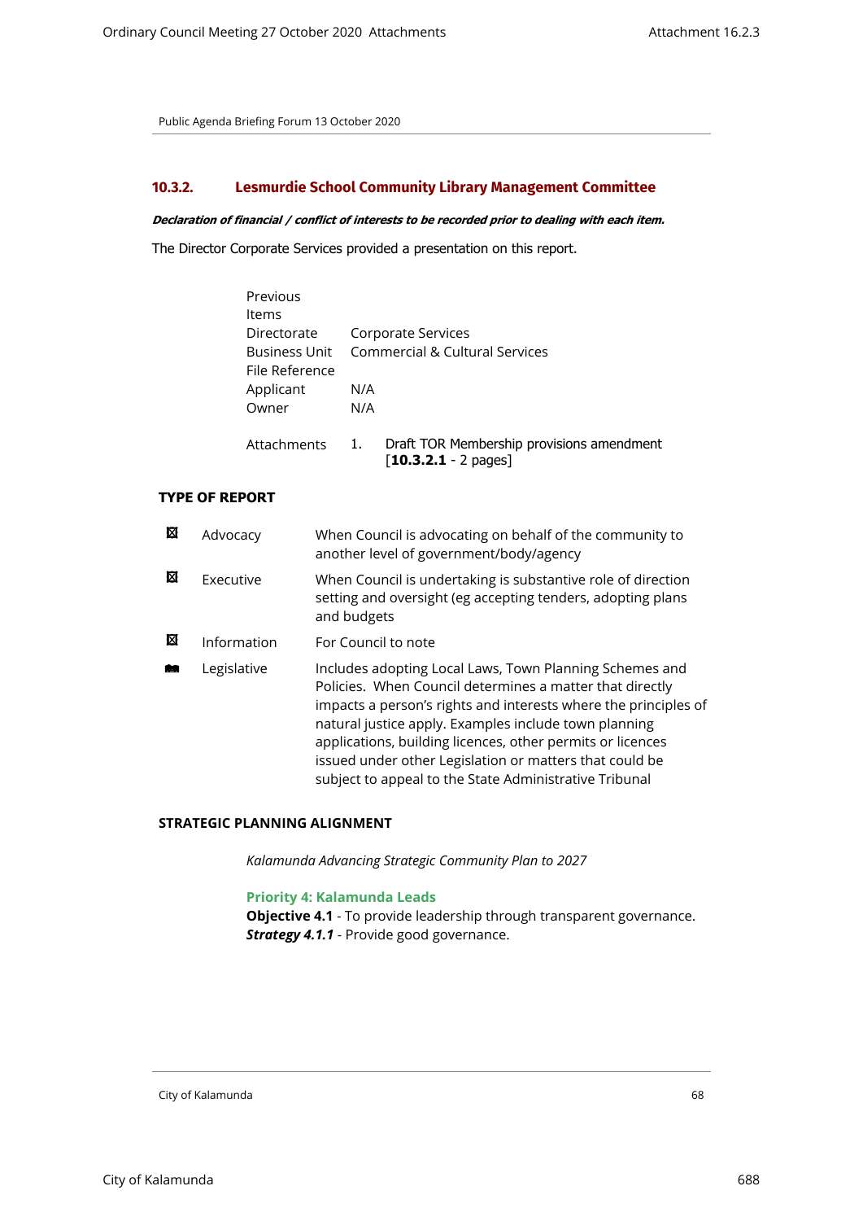Public Agenda Briefing Forum 13 October 2020

### 10.3.2. Lesmurdie School Community Library Management Committee

***Declaration of financial / conflict of interests to be recorded prior to dealing with each item.***

The Director Corporate Services provided a presentation on this report.

| | |
|---|---|
| Previous Items | |
| Directorate | Corporate Services |
| Business Unit | Commercial & Cultural Services |
| File Reference | |
| Applicant | N/A |
| Owner | N/A |
| Attachments | 1. Draft TOR Membership provisions amendment [**10.3.2.1** - 2 pages] |

**TYPE OF REPORT**

| | | |
|---|---|---|
| ☒ | Advocacy | When Council is advocating on behalf of the community to another level of government/body/agency |
| ☒ | Executive | When Council is undertaking is substantive role of direction setting and oversight (eg accepting tenders, adopting plans and budgets |
| ☒ | Information | For Council to note |
| ■ | Legislative | Includes adopting Local Laws, Town Planning Schemes and Policies. When Council determines a matter that directly impacts a person's rights and interests where the principles of natural justice apply. Examples include town planning applications, building licences, other permits or licences issued under other Legislation or matters that could be subject to appeal to the State Administrative Tribunal |

**STRATEGIC PLANNING ALIGNMENT**

*Kalamunda Advancing Strategic Community Plan to 2027*

**Priority 4: Kalamunda Leads**
**Objective 4.1** - To provide leadership through transparent governance.
***Strategy 4.1.1*** - Provide good governance.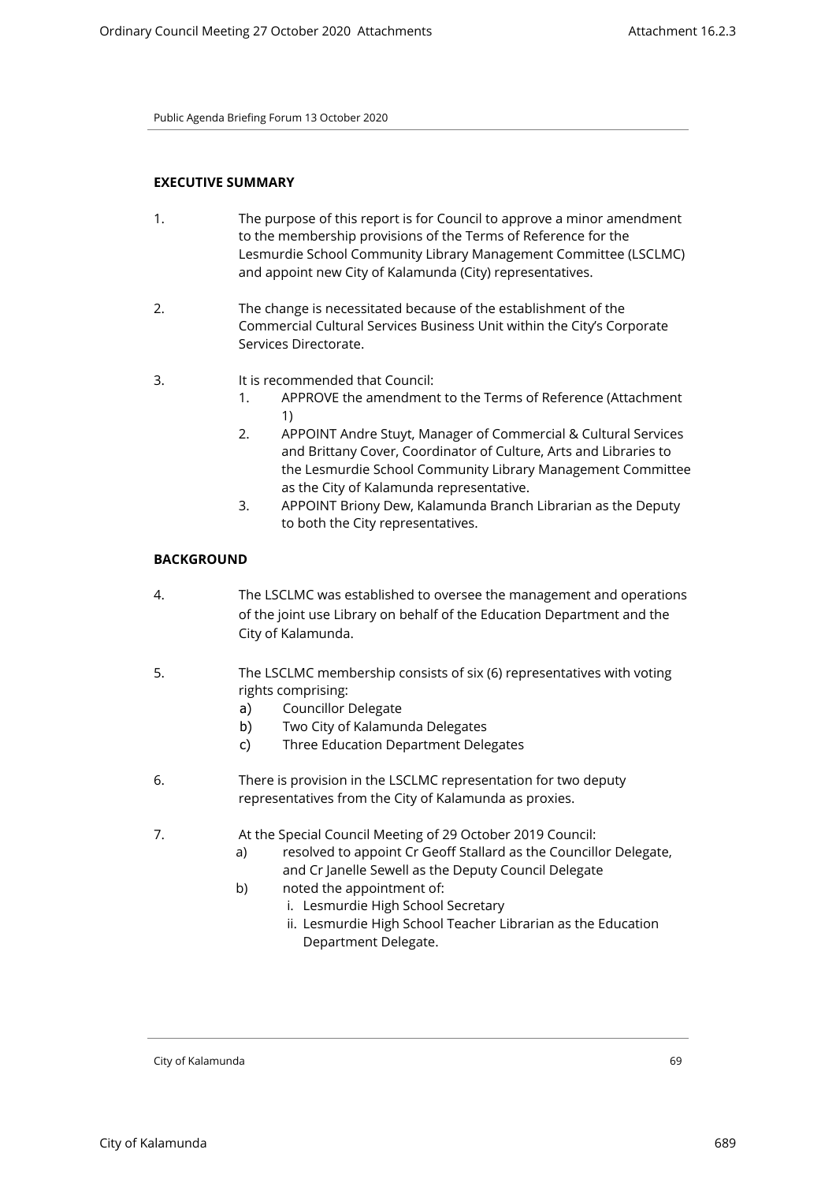## EXECUTIVE SUMMARY

1. The purpose of this report is for Council to approve a minor amendment to the membership provisions of the Terms of Reference for the Lesmurdie School Community Library Management Committee (LSCLMC) and appoint new City of Kalamunda (City) representatives.

2. The change is necessitated because of the establishment of the Commercial Cultural Services Business Unit within the City's Corporate Services Directorate.

3. It is recommended that Council:
   1. APPROVE the amendment to the Terms of Reference (Attachment 1)
   2. APPOINT Andre Stuyt, Manager of Commercial & Cultural Services and Brittany Cover, Coordinator of Culture, Arts and Libraries to the Lesmurdie School Community Library Management Committee as the City of Kalamunda representative.
   3. APPOINT Briony Dew, Kalamunda Branch Librarian as the Deputy to both the City representatives.

## BACKGROUND

4. The LSCLMC was established to oversee the management and operations of the joint use Library on behalf of the Education Department and the City of Kalamunda.

5. The LSCLMC membership consists of six (6) representatives with voting rights comprising:
   a) Councillor Delegate
   b) Two City of Kalamunda Delegates
   c) Three Education Department Delegates

6. There is provision in the LSCLMC representation for two deputy representatives from the City of Kalamunda as proxies.

7. At the Special Council Meeting of 29 October 2019 Council:
   a) resolved to appoint Cr Geoff Stallard as the Councillor Delegate, and Cr Janelle Sewell as the Deputy Council Delegate
   b) noted the appointment of:
      i. Lesmurdie High School Secretary
      ii. Lesmurdie High School Teacher Librarian as the Education Department Delegate.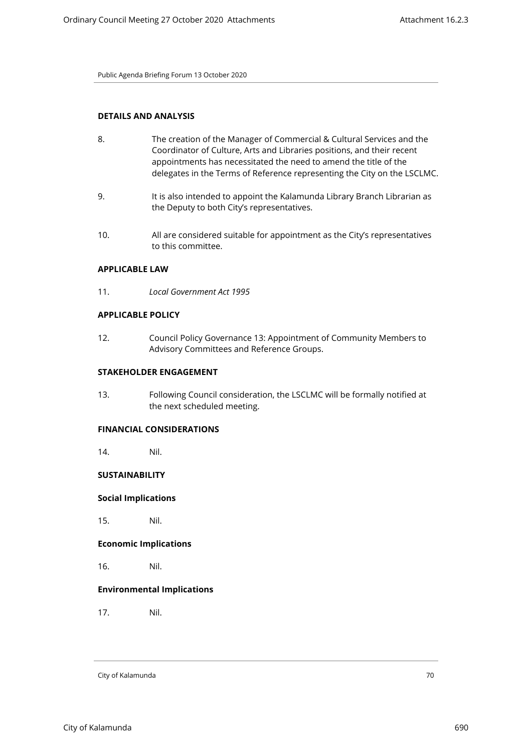## DETAILS AND ANALYSIS

8. The creation of the Manager of Commercial & Cultural Services and the Coordinator of Culture, Arts and Libraries positions, and their recent appointments has necessitated the need to amend the title of the delegates in the Terms of Reference representing the City on the LSCLMC.

9. It is also intended to appoint the Kalamunda Library Branch Librarian as the Deputy to both City's representatives.

10. All are considered suitable for appointment as the City's representatives to this committee.

## APPLICABLE LAW

11. *Local Government Act 1995*

## APPLICABLE POLICY

12. Council Policy Governance 13: Appointment of Community Members to Advisory Committees and Reference Groups.

## STAKEHOLDER ENGAGEMENT

13. Following Council consideration, the LSCLMC will be formally notified at the next scheduled meeting.

## FINANCIAL CONSIDERATIONS

14. Nil.

## SUSTAINABILITY

### Social Implications

15. Nil.

### Economic Implications

16. Nil.

### Environmental Implications

17. Nil.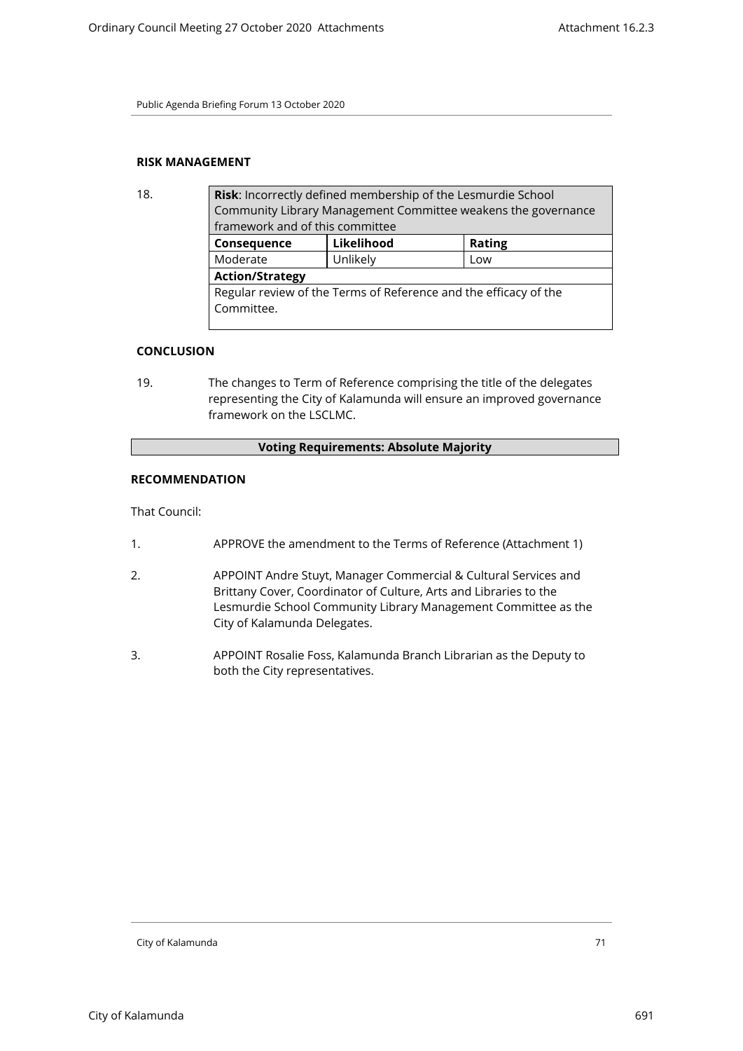## RISK MANAGEMENT

18.

| **Risk**: Incorrectly defined membership of the Lesmurdie School Community Library Management Committee weakens the governance framework and of this committee | | |
|---|---|---|
| **Consequence** | **Likelihood** | **Rating** |
| Moderate | Unlikely | Low |
| **Action/Strategy** | | |
| Regular review of the Terms of Reference and the efficacy of the Committee. | | |

## CONCLUSION

19. The changes to Term of Reference comprising the title of the delegates representing the City of Kalamunda will ensure an improved governance framework on the LSCLMC.

**Voting Requirements: Absolute Majority**

## RECOMMENDATION

That Council:

1. APPROVE the amendment to the Terms of Reference (Attachment 1)

2. APPOINT Andre Stuyt, Manager Commercial & Cultural Services and Brittany Cover, Coordinator of Culture, Arts and Libraries to the Lesmurdie School Community Library Management Committee as the City of Kalamunda Delegates.

3. APPOINT Rosalie Foss, Kalamunda Branch Librarian as the Deputy to both the City representatives.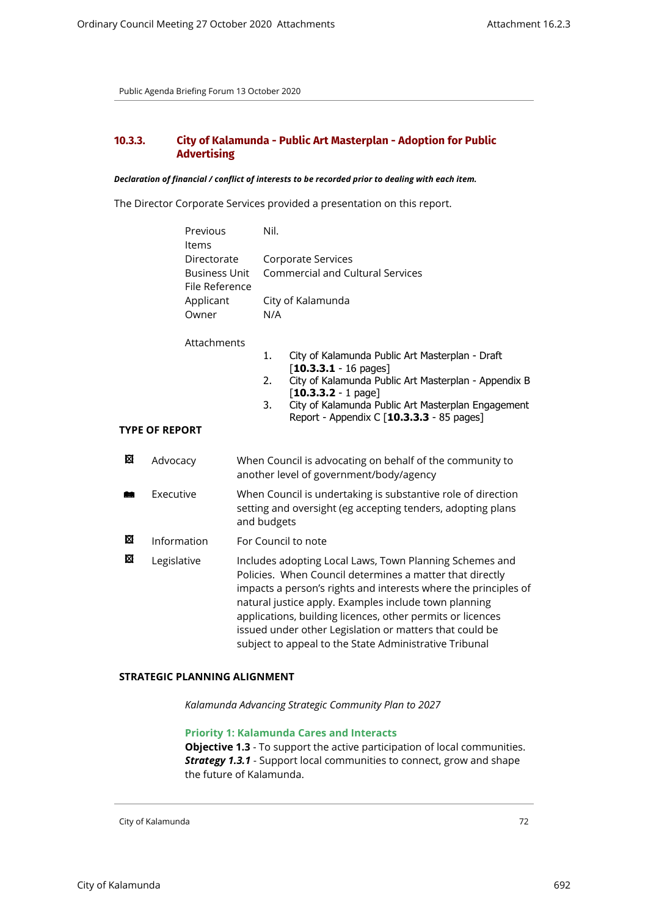Public Agenda Briefing Forum 13 October 2020

## 10.3.3. City of Kalamunda - Public Art Masterplan - Adoption for Public Advertising

***Declaration of financial / conflict of interests to be recorded prior to dealing with each item.***

The Director Corporate Services provided a presentation on this report.

| | |
|---|---|
| Previous Items | Nil. |
| Directorate | Corporate Services |
| Business Unit | Commercial and Cultural Services |
| File Reference | |
| Applicant | City of Kalamunda |
| Owner | N/A |

Attachments

1. City of Kalamunda Public Art Masterplan - Draft [**10.3.3.1** - 16 pages]
2. City of Kalamunda Public Art Masterplan - Appendix B [**10.3.3.2** - 1 page]
3. City of Kalamunda Public Art Masterplan Engagement Report - Appendix C [**10.3.3.3** - 85 pages]

**TYPE OF REPORT**

| | | |
|---|---|---|
| ☒ | Advocacy | When Council is advocating on behalf of the community to another level of government/body/agency |
| ■ | Executive | When Council is undertaking is substantive role of direction setting and oversight (eg accepting tenders, adopting plans and budgets |
| ☒ | Information | For Council to note |
| ☒ | Legislative | Includes adopting Local Laws, Town Planning Schemes and Policies. When Council determines a matter that directly impacts a person's rights and interests where the principles of natural justice apply. Examples include town planning applications, building licences, other permits or licences issued under other Legislation or matters that could be subject to appeal to the State Administrative Tribunal |

**STRATEGIC PLANNING ALIGNMENT**

*Kalamunda Advancing Strategic Community Plan to 2027*

**Priority 1: Kalamunda Cares and Interacts**

**Objective 1.3** - To support the active participation of local communities.

***Strategy 1.3.1*** - Support local communities to connect, grow and shape the future of Kalamunda.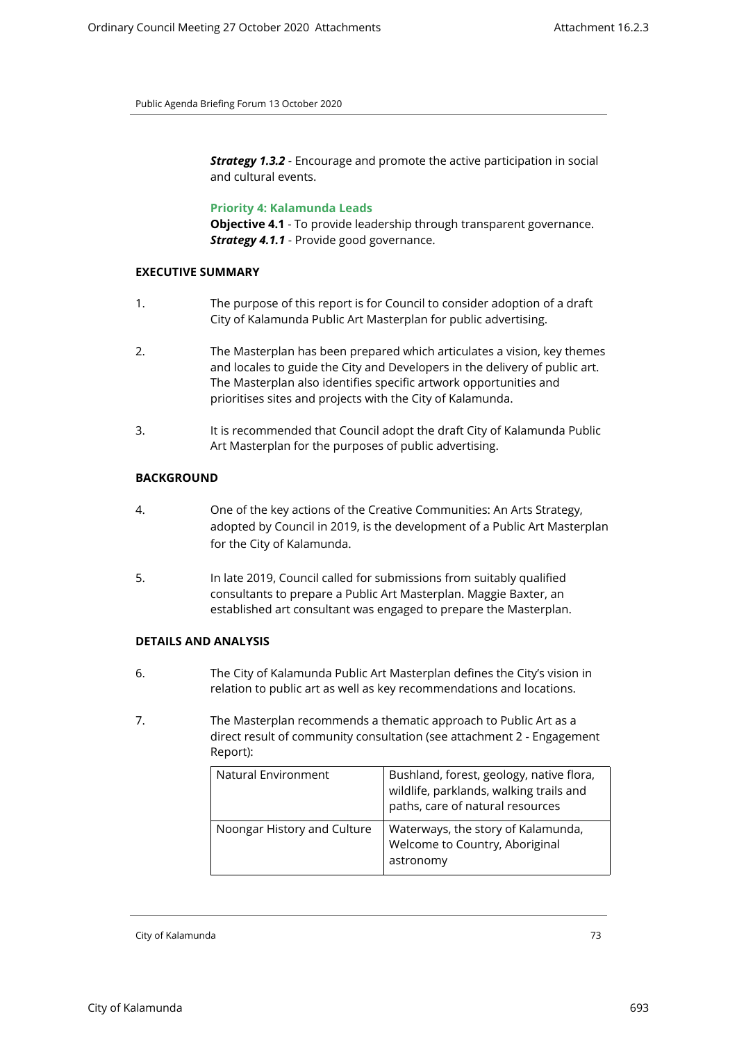***Strategy 1.3.2*** - Encourage and promote the active participation in social and cultural events.

**Priority 4: Kalamunda Leads**
**Objective 4.1** - To provide leadership through transparent governance.
***Strategy 4.1.1*** - Provide good governance.

**EXECUTIVE SUMMARY**

1. The purpose of this report is for Council to consider adoption of a draft City of Kalamunda Public Art Masterplan for public advertising.

2. The Masterplan has been prepared which articulates a vision, key themes and locales to guide the City and Developers in the delivery of public art. The Masterplan also identifies specific artwork opportunities and prioritises sites and projects with the City of Kalamunda.

3. It is recommended that Council adopt the draft City of Kalamunda Public Art Masterplan for the purposes of public advertising.

**BACKGROUND**

4. One of the key actions of the Creative Communities: An Arts Strategy, adopted by Council in 2019, is the development of a Public Art Masterplan for the City of Kalamunda.

5. In late 2019, Council called for submissions from suitably qualified consultants to prepare a Public Art Masterplan. Maggie Baxter, an established art consultant was engaged to prepare the Masterplan.

**DETAILS AND ANALYSIS**

6. The City of Kalamunda Public Art Masterplan defines the City's vision in relation to public art as well as key recommendations and locations.

7. The Masterplan recommends a thematic approach to Public Art as a direct result of community consultation (see attachment 2 - Engagement Report):

| | |
|---|---|
| Natural Environment | Bushland, forest, geology, native flora, wildlife, parklands, walking trails and paths, care of natural resources |
| Noongar History and Culture | Waterways, the story of Kalamunda, Welcome to Country, Aboriginal astronomy |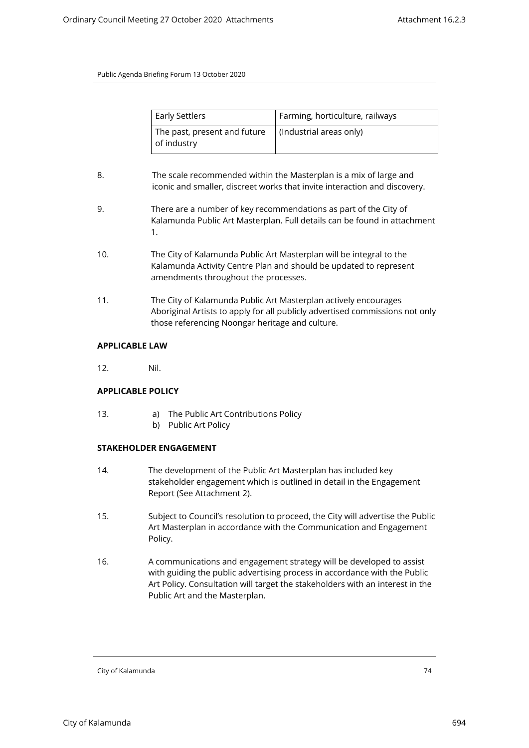| Early Settlers | Farming, horticulture, railways |
|---|---|
| The past, present and future of industry | (Industrial areas only) |

8. The scale recommended within the Masterplan is a mix of large and iconic and smaller, discreet works that invite interaction and discovery.

9. There are a number of key recommendations as part of the City of Kalamunda Public Art Masterplan. Full details can be found in attachment 1.

10. The City of Kalamunda Public Art Masterplan will be integral to the Kalamunda Activity Centre Plan and should be updated to represent amendments throughout the processes.

11. The City of Kalamunda Public Art Masterplan actively encourages Aboriginal Artists to apply for all publicly advertised commissions not only those referencing Noongar heritage and culture.

**APPLICABLE LAW**

12. Nil.

**APPLICABLE POLICY**

13. a) The Public Art Contributions Policy
    b) Public Art Policy

**STAKEHOLDER ENGAGEMENT**

14. The development of the Public Art Masterplan has included key stakeholder engagement which is outlined in detail in the Engagement Report (See Attachment 2).

15. Subject to Council's resolution to proceed, the City will advertise the Public Art Masterplan in accordance with the Communication and Engagement Policy.

16. A communications and engagement strategy will be developed to assist with guiding the public advertising process in accordance with the Public Art Policy. Consultation will target the stakeholders with an interest in the Public Art and the Masterplan.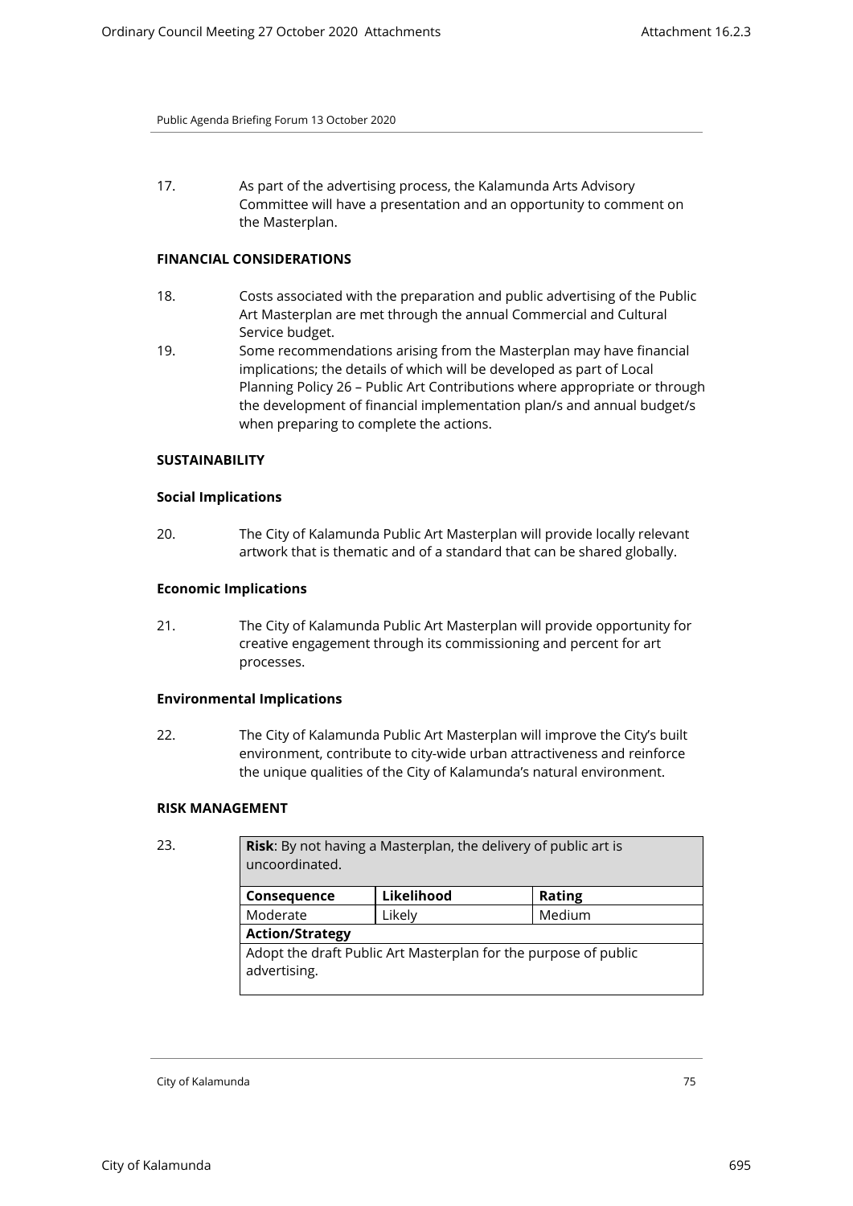17. As part of the advertising process, the Kalamunda Arts Advisory Committee will have a presentation and an opportunity to comment on the Masterplan.

**FINANCIAL CONSIDERATIONS**

18. Costs associated with the preparation and public advertising of the Public Art Masterplan are met through the annual Commercial and Cultural Service budget.
19. Some recommendations arising from the Masterplan may have financial implications; the details of which will be developed as part of Local Planning Policy 26 – Public Art Contributions where appropriate or through the development of financial implementation plan/s and annual budget/s when preparing to complete the actions.

**SUSTAINABILITY**

**Social Implications**

20. The City of Kalamunda Public Art Masterplan will provide locally relevant artwork that is thematic and of a standard that can be shared globally.

**Economic Implications**

21. The City of Kalamunda Public Art Masterplan will provide opportunity for creative engagement through its commissioning and percent for art processes.

**Environmental Implications**

22. The City of Kalamunda Public Art Masterplan will improve the City's built environment, contribute to city-wide urban attractiveness and reinforce the unique qualities of the City of Kalamunda's natural environment.

**RISK MANAGEMENT**

23.

| **Risk**: By not having a Masterplan, the delivery of public art is uncoordinated. | | |
|---|---|---|
| **Consequence** | **Likelihood** | **Rating** |
| Moderate | Likely | Medium |
| **Action/Strategy** | | |
| Adopt the draft Public Art Masterplan for the purpose of public advertising. | | |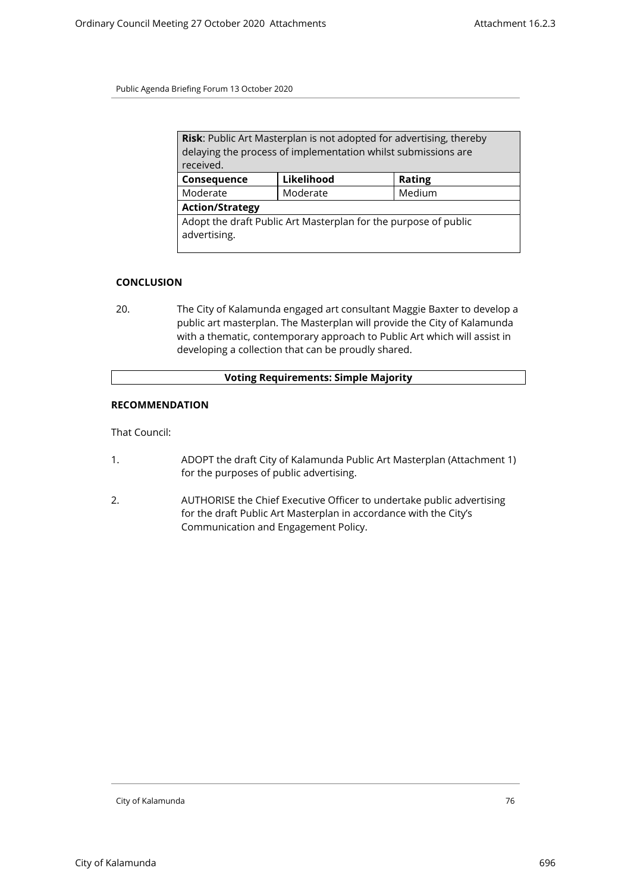| **Risk**: Public Art Masterplan is not adopted for advertising, thereby delaying the process of implementation whilst submissions are received. | | |
|---|---|---|
| **Consequence** | **Likelihood** | **Rating** |
| Moderate | Moderate | Medium |
| **Action/Strategy** | | |
| Adopt the draft Public Art Masterplan for the purpose of public advertising. | | |

## CONCLUSION

20. The City of Kalamunda engaged art consultant Maggie Baxter to develop a public art masterplan. The Masterplan will provide the City of Kalamunda with a thematic, contemporary approach to Public Art which will assist in developing a collection that can be proudly shared.

**Voting Requirements: Simple Majority**

## RECOMMENDATION

That Council:

1. ADOPT the draft City of Kalamunda Public Art Masterplan (Attachment 1) for the purposes of public advertising.

2. AUTHORISE the Chief Executive Officer to undertake public advertising for the draft Public Art Masterplan in accordance with the City's Communication and Engagement Policy.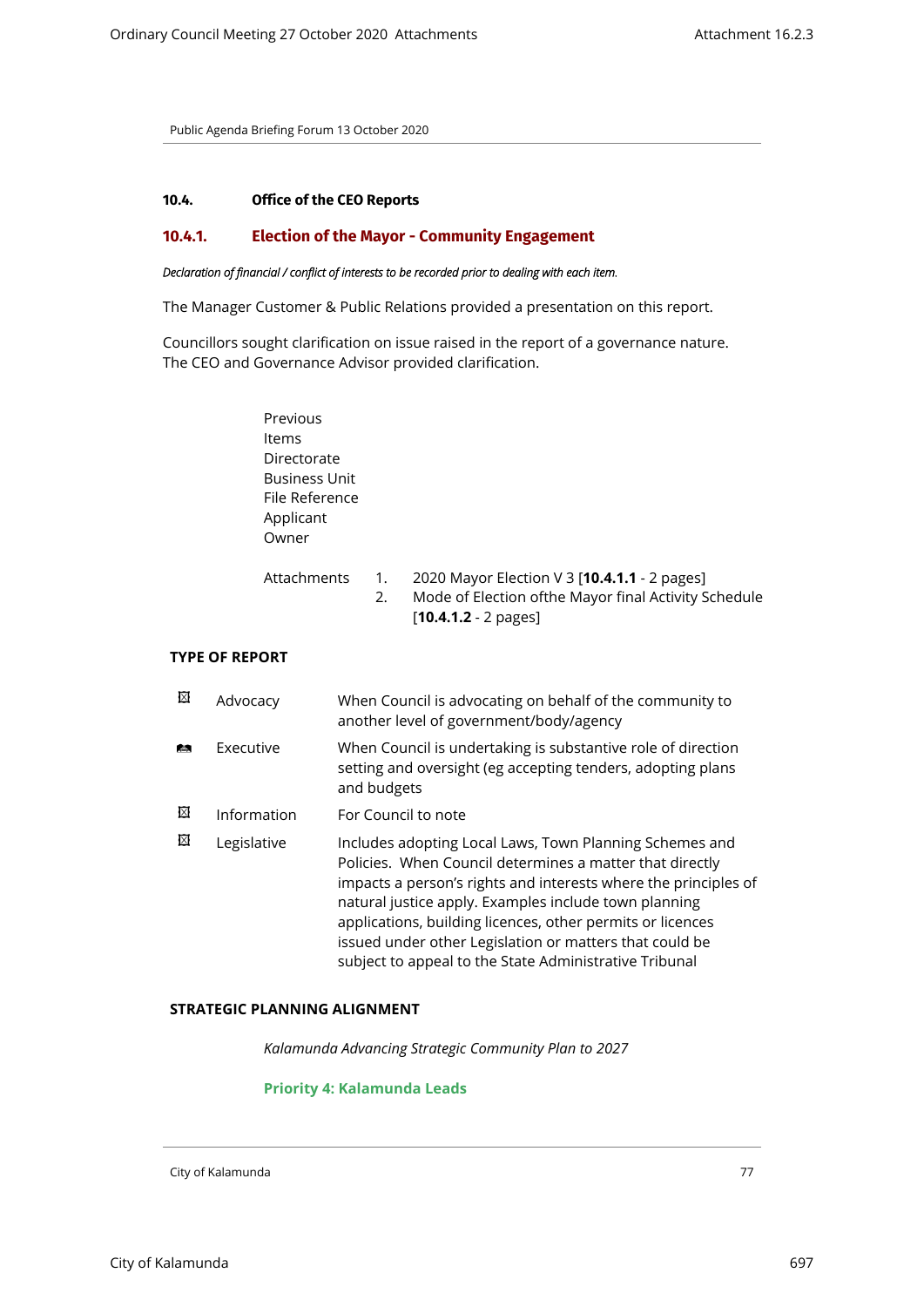Public Agenda Briefing Forum 13 October 2020

#### 10.4. Office of the CEO Reports

### 10.4.1. Election of the Mayor - Community Engagement

*Declaration of financial / conflict of interests to be recorded prior to dealing with each item.*

The Manager Customer & Public Relations provided a presentation on this report.

Councillors sought clarification on issue raised in the report of a governance nature. The CEO and Governance Advisor provided clarification.

Previous Items
Directorate
Business Unit
File Reference
Applicant
Owner

Attachments
1. 2020 Mayor Election V 3 [**10.4.1.1** - 2 pages]
2. Mode of Election ofthe Mayor final Activity Schedule [**10.4.1.2** - 2 pages]

**TYPE OF REPORT**

| | | |
|---|---|---|
| ☒ | Advocacy | When Council is advocating on behalf of the community to another level of government/body/agency |
| ☑ | Executive | When Council is undertaking is substantive role of direction setting and oversight (eg accepting tenders, adopting plans and budgets |
| ☒ | Information | For Council to note |
| ☒ | Legislative | Includes adopting Local Laws, Town Planning Schemes and Policies. When Council determines a matter that directly impacts a person's rights and interests where the principles of natural justice apply. Examples include town planning applications, building licences, other permits or licences issued under other Legislation or matters that could be subject to appeal to the State Administrative Tribunal |

**STRATEGIC PLANNING ALIGNMENT**

*Kalamunda Advancing Strategic Community Plan to 2027*

**Priority 4: Kalamunda Leads**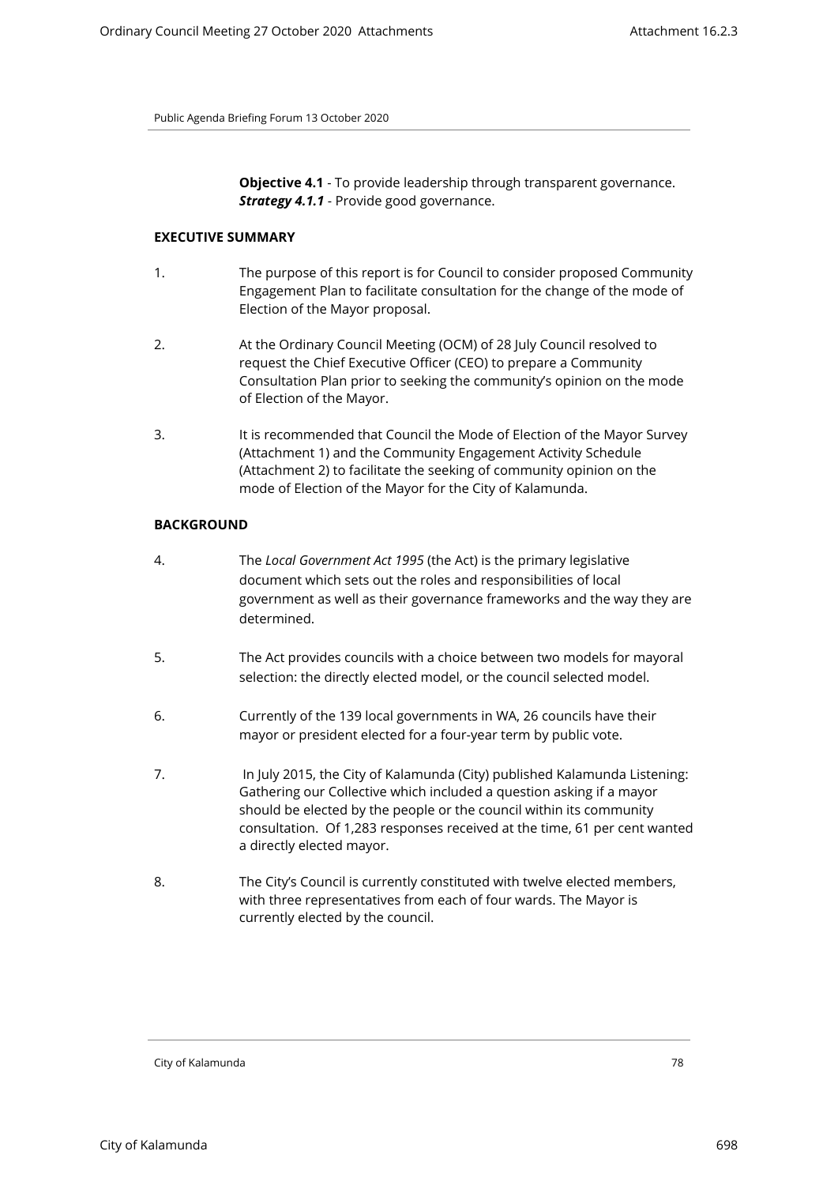**Objective 4.1** - To provide leadership through transparent governance.
***Strategy 4.1.1*** - Provide good governance.

**EXECUTIVE SUMMARY**

1. The purpose of this report is for Council to consider proposed Community Engagement Plan to facilitate consultation for the change of the mode of Election of the Mayor proposal.

2. At the Ordinary Council Meeting (OCM) of 28 July Council resolved to request the Chief Executive Officer (CEO) to prepare a Community Consultation Plan prior to seeking the community's opinion on the mode of Election of the Mayor.

3. It is recommended that Council the Mode of Election of the Mayor Survey (Attachment 1) and the Community Engagement Activity Schedule (Attachment 2) to facilitate the seeking of community opinion on the mode of Election of the Mayor for the City of Kalamunda.

**BACKGROUND**

4. The *Local Government Act 1995* (the Act) is the primary legislative document which sets out the roles and responsibilities of local government as well as their governance frameworks and the way they are determined.

5. The Act provides councils with a choice between two models for mayoral selection: the directly elected model, or the council selected model.

6. Currently of the 139 local governments in WA, 26 councils have their mayor or president elected for a four-year term by public vote.

7. In July 2015, the City of Kalamunda (City) published Kalamunda Listening: Gathering our Collective which included a question asking if a mayor should be elected by the people or the council within its community consultation. Of 1,283 responses received at the time, 61 per cent wanted a directly elected mayor.

8. The City's Council is currently constituted with twelve elected members, with three representatives from each of four wards. The Mayor is currently elected by the council.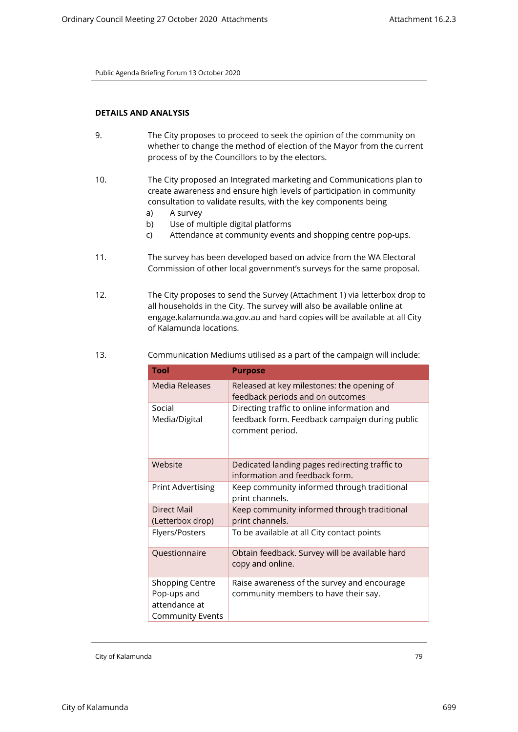## DETAILS AND ANALYSIS

9. The City proposes to proceed to seek the opinion of the community on whether to change the method of election of the Mayor from the current process of by the Councillors to by the electors.

10. The City proposed an Integrated marketing and Communications plan to create awareness and ensure high levels of participation in community consultation to validate results, with the key components being
    a) A survey
    b) Use of multiple digital platforms
    c) Attendance at community events and shopping centre pop-ups.

11. The survey has been developed based on advice from the WA Electoral Commission of other local government's surveys for the same proposal.

12. The City proposes to send the Survey (Attachment 1) via letterbox drop to all households in the City. The survey will also be available online at engage.kalamunda.wa.gov.au and hard copies will be available at all City of Kalamunda locations.

13. Communication Mediums utilised as a part of the campaign will include:

| Tool | Purpose |
|---|---|
| Media Releases | Released at key milestones: the opening of feedback periods and on outcomes |
| Social Media/Digital | Directing traffic to online information and feedback form. Feedback campaign during public comment period. |
| Website | Dedicated landing pages redirecting traffic to information and feedback form. |
| Print Advertising | Keep community informed through traditional print channels. |
| Direct Mail (Letterbox drop) | Keep community informed through traditional print channels. |
| Flyers/Posters | To be available at all City contact points |
| Questionnaire | Obtain feedback. Survey will be available hard copy and online. |
| Shopping Centre Pop-ups and attendance at Community Events | Raise awareness of the survey and encourage community members to have their say. |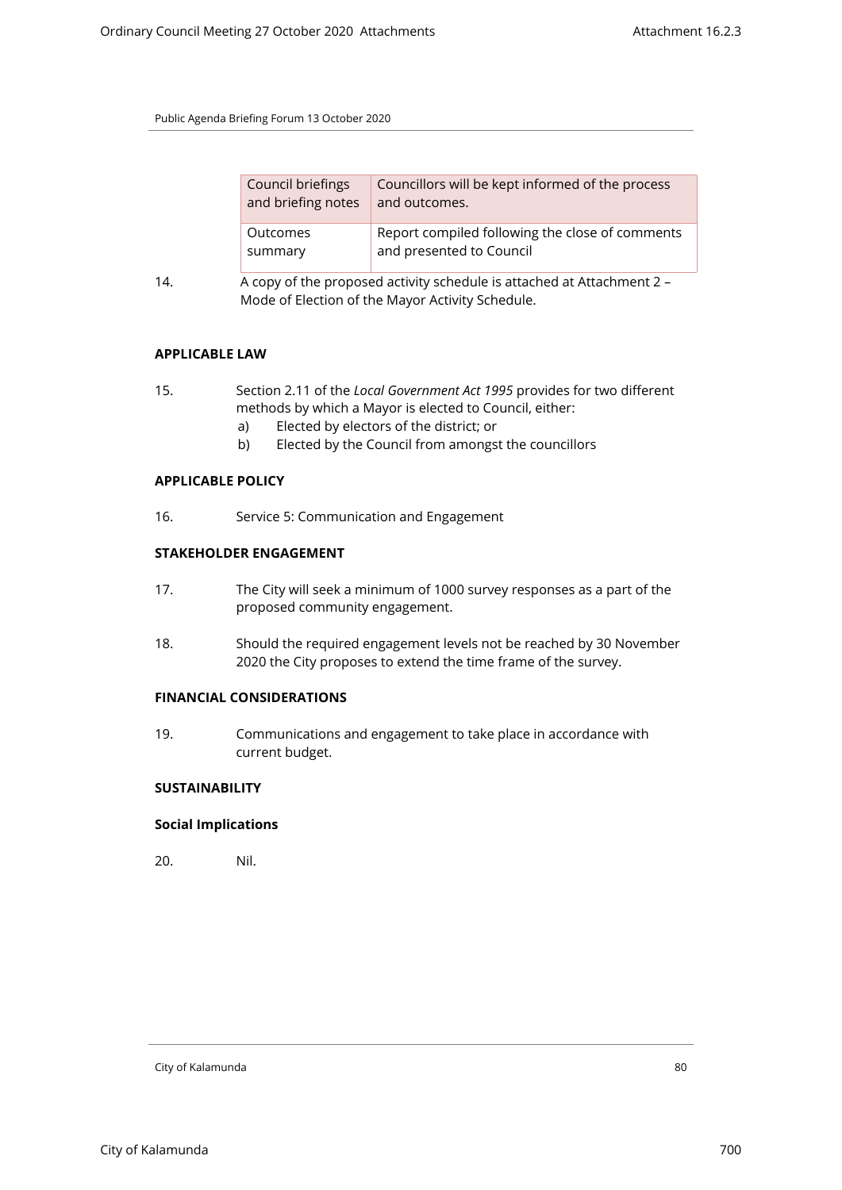| Council briefings and briefing notes | Councillors will be kept informed of the process and outcomes. |
|---|---|
| Outcomes summary | Report compiled following the close of comments and presented to Council |

14. A copy of the proposed activity schedule is attached at Attachment 2 – Mode of Election of the Mayor Activity Schedule.

**APPLICABLE LAW**

15. Section 2.11 of the *Local Government Act 1995* provides for two different methods by which a Mayor is elected to Council, either:
    a) Elected by electors of the district; or
    b) Elected by the Council from amongst the councillors

**APPLICABLE POLICY**

16. Service 5: Communication and Engagement

**STAKEHOLDER ENGAGEMENT**

17. The City will seek a minimum of 1000 survey responses as a part of the proposed community engagement.

18. Should the required engagement levels not be reached by 30 November 2020 the City proposes to extend the time frame of the survey.

**FINANCIAL CONSIDERATIONS**

19. Communications and engagement to take place in accordance with current budget.

**SUSTAINABILITY**

**Social Implications**

20. Nil.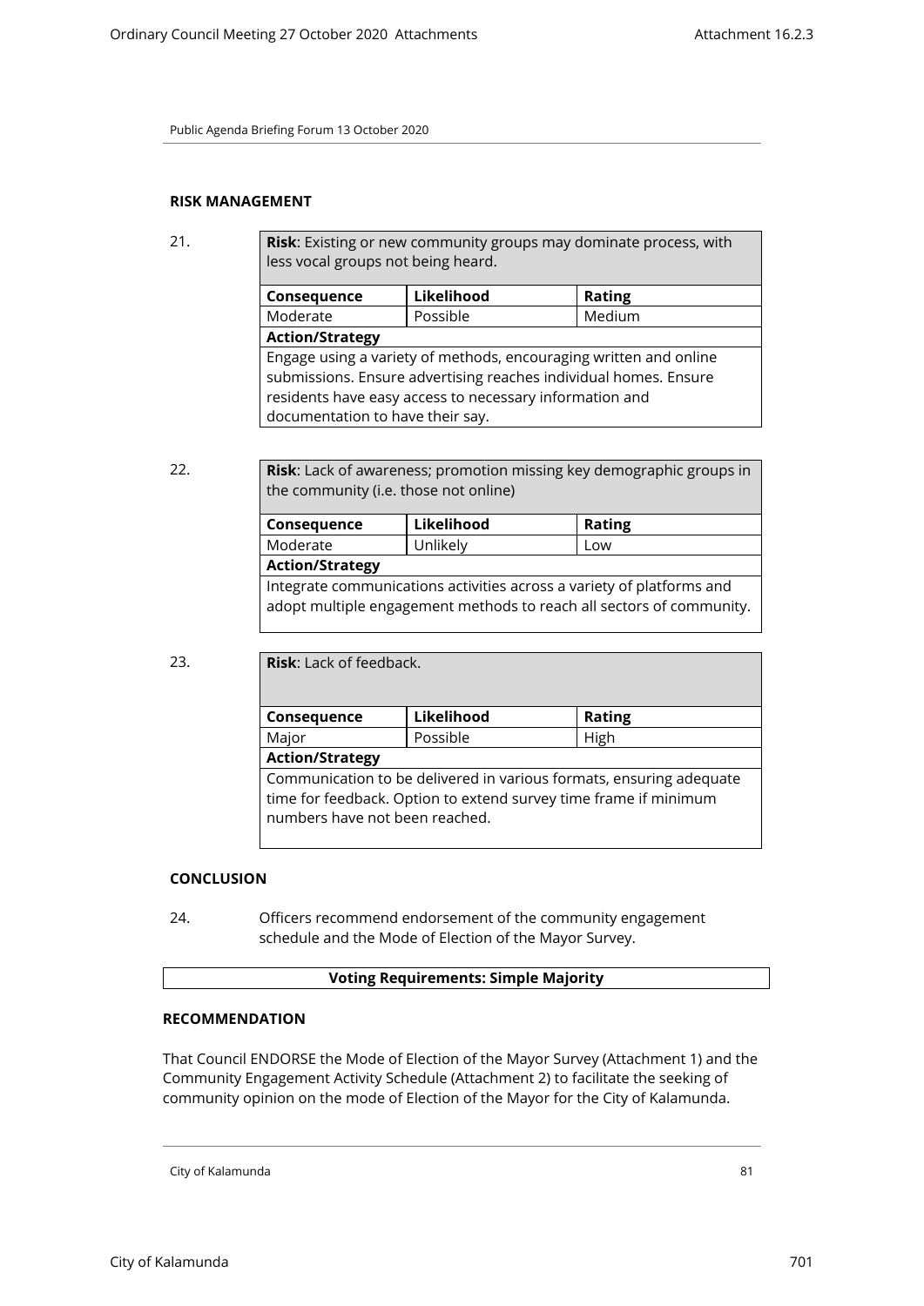## RISK MANAGEMENT

21.

| **Risk**: Existing or new community groups may dominate process, with less vocal groups not being heard. | | |
|---|---|---|
| **Consequence** | **Likelihood** | **Rating** |
| Moderate | Possible | Medium |
| **Action/Strategy** | | |
| Engage using a variety of methods, encouraging written and online submissions. Ensure advertising reaches individual homes. Ensure residents have easy access to necessary information and documentation to have their say. | | |

22.

| **Risk**: Lack of awareness; promotion missing key demographic groups in the community (i.e. those not online) | | |
|---|---|---|
| **Consequence** | **Likelihood** | **Rating** |
| Moderate | Unlikely | Low |
| **Action/Strategy** | | |
| Integrate communications activities across a variety of platforms and adopt multiple engagement methods to reach all sectors of community. | | |

23.

| **Risk**: Lack of feedback. | | |
|---|---|---|
| **Consequence** | **Likelihood** | **Rating** |
| Major | Possible | High |
| **Action/Strategy** | | |
| Communication to be delivered in various formats, ensuring adequate time for feedback. Option to extend survey time frame if minimum numbers have not been reached. | | |

## CONCLUSION

24. Officers recommend endorsement of the community engagement schedule and the Mode of Election of the Mayor Survey.

**Voting Requirements: Simple Majority**

## RECOMMENDATION

That Council ENDORSE the Mode of Election of the Mayor Survey (Attachment 1) and the Community Engagement Activity Schedule (Attachment 2) to facilitate the seeking of community opinion on the mode of Election of the Mayor for the City of Kalamunda.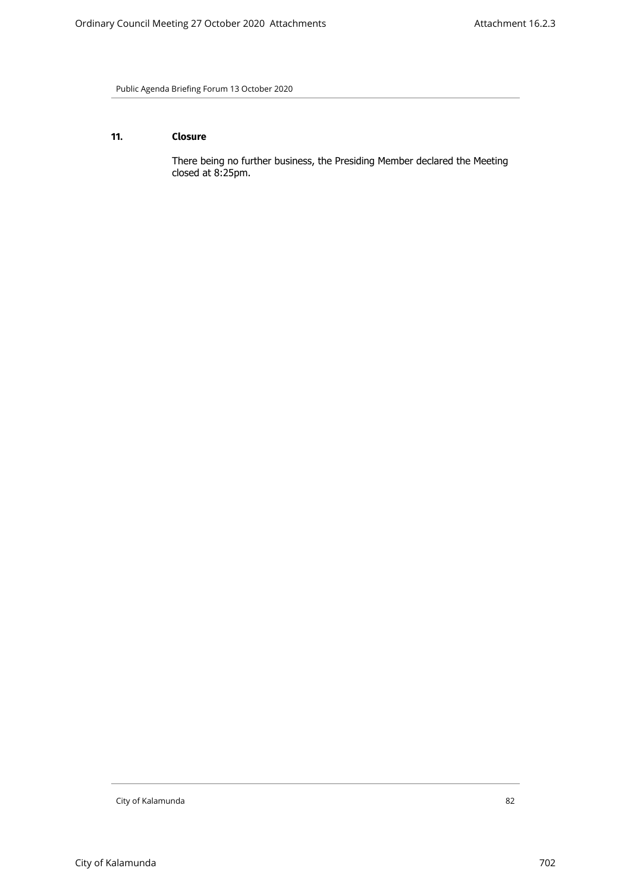## 11. Closure

There being no further business, the Presiding Member declared the Meeting closed at 8:25pm.